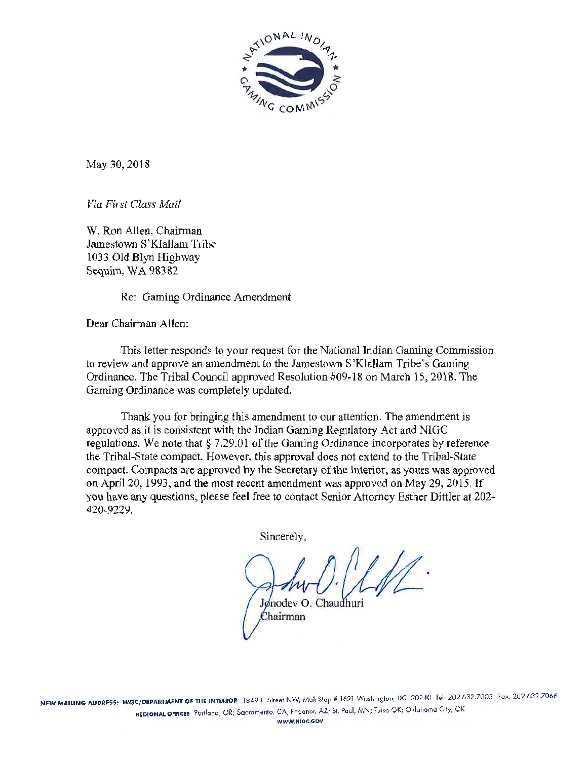May 30, 2018

*Via First Class Mail*

W. Ron Allen, Chairman
Jamestown S'Klallam Tribe
1033 Old Blyn Highway
Sequim, WA 98382

Re: Gaming Ordinance Amendment

Dear Chairman Allen:

This letter responds to your request for the National Indian Gaming Commission to review and approve an amendment to the Jamestown S'Klallam Tribe's Gaming Ordinance. The Tribal Council approved Resolution #09-18 on March 15, 2018. The Gaming Ordinance was completely updated.

Thank you for bringing this amendment to our attention. The amendment is approved as it is consistent with the Indian Gaming Regulatory Act and NIGC regulations. We note that § 7.29.01 of the Gaming Ordinance incorporates by reference the Tribal-State compact. However, this approval does not extend to the Tribal-State compact. Compacts are approved by the Secretary of the Interior, as yours was approved on April 20, 1993, and the most recent amendment was approved on May 29, 2015. If you have any questions, please feel free to contact Senior Attorney Esther Dittler at 202-420-9229.

Sincerely,

Jonodev O. Chaudhuri
Chairman

NEW MAILING ADDRESS: NIGC/DEPARTMENT OF THE INTERIOR 1849 C Street NW, Mail Stop # 1621 Washington, DC 20240 Tel: 202.632.7003 Fax: 202.632.7066
REGIONAL OFFICES Portland, OR; Sacramento, CA; Phoenix, AZ; St. Paul, MN; Tulsa OK; Oklahoma City, OK
WWW.NIGC.GOV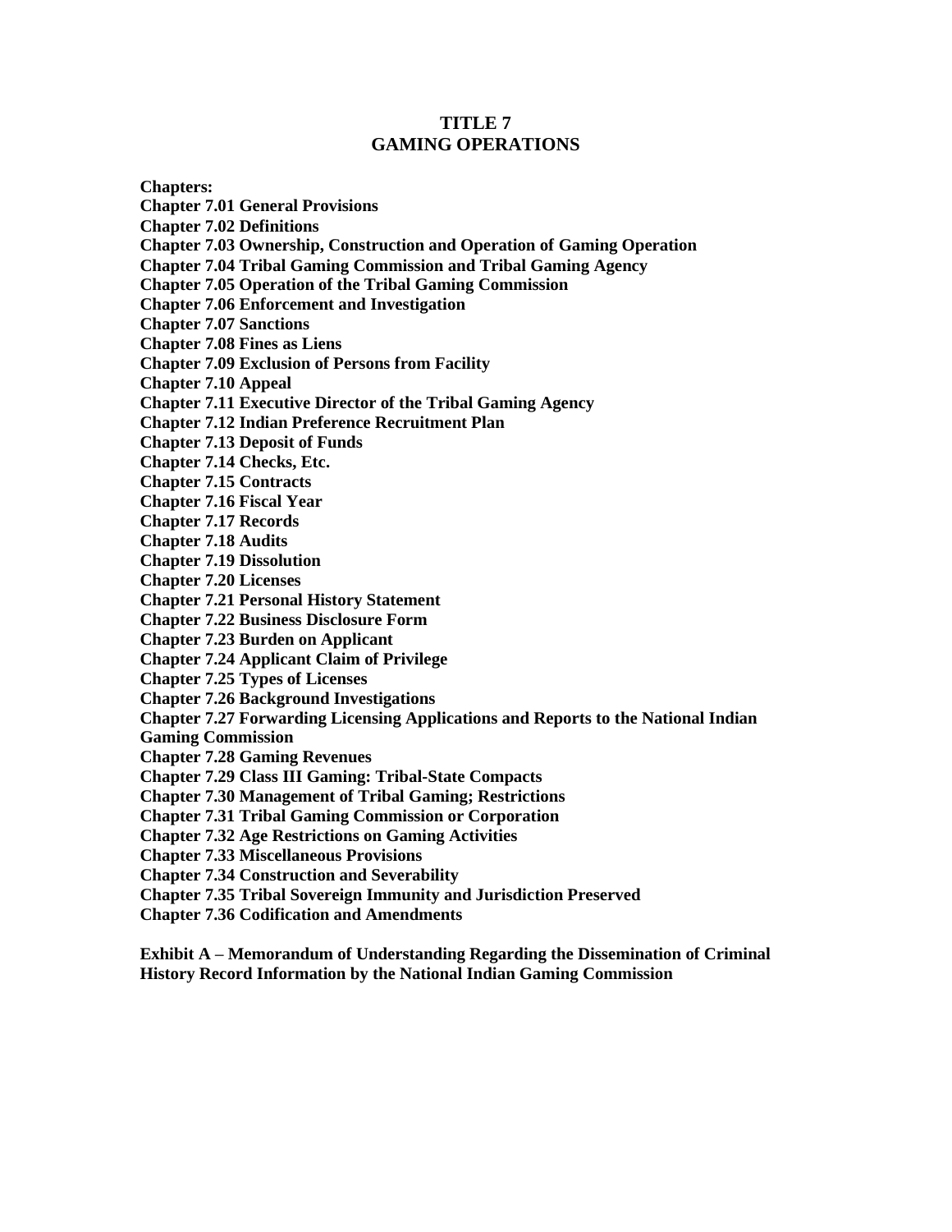# TITLE 7
# GAMING OPERATIONS

**Chapters:**

**Chapter 7.01 General Provisions**
**Chapter 7.02 Definitions**
**Chapter 7.03 Ownership, Construction and Operation of Gaming Operation**
**Chapter 7.04 Tribal Gaming Commission and Tribal Gaming Agency**
**Chapter 7.05 Operation of the Tribal Gaming Commission**
**Chapter 7.06 Enforcement and Investigation**
**Chapter 7.07 Sanctions**
**Chapter 7.08 Fines as Liens**
**Chapter 7.09 Exclusion of Persons from Facility**
**Chapter 7.10 Appeal**
**Chapter 7.11 Executive Director of the Tribal Gaming Agency**
**Chapter 7.12 Indian Preference Recruitment Plan**
**Chapter 7.13 Deposit of Funds**
**Chapter 7.14 Checks, Etc.**
**Chapter 7.15 Contracts**
**Chapter 7.16 Fiscal Year**
**Chapter 7.17 Records**
**Chapter 7.18 Audits**
**Chapter 7.19 Dissolution**
**Chapter 7.20 Licenses**
**Chapter 7.21 Personal History Statement**
**Chapter 7.22 Business Disclosure Form**
**Chapter 7.23 Burden on Applicant**
**Chapter 7.24 Applicant Claim of Privilege**
**Chapter 7.25 Types of Licenses**
**Chapter 7.26 Background Investigations**
**Chapter 7.27 Forwarding Licensing Applications and Reports to the National Indian Gaming Commission**
**Chapter 7.28 Gaming Revenues**
**Chapter 7.29 Class III Gaming: Tribal-State Compacts**
**Chapter 7.30 Management of Tribal Gaming; Restrictions**
**Chapter 7.31 Tribal Gaming Commission or Corporation**
**Chapter 7.32 Age Restrictions on Gaming Activities**
**Chapter 7.33 Miscellaneous Provisions**
**Chapter 7.34 Construction and Severability**
**Chapter 7.35 Tribal Sovereign Immunity and Jurisdiction Preserved**
**Chapter 7.36 Codification and Amendments**

**Exhibit A – Memorandum of Understanding Regarding the Dissemination of Criminal History Record Information by the National Indian Gaming Commission**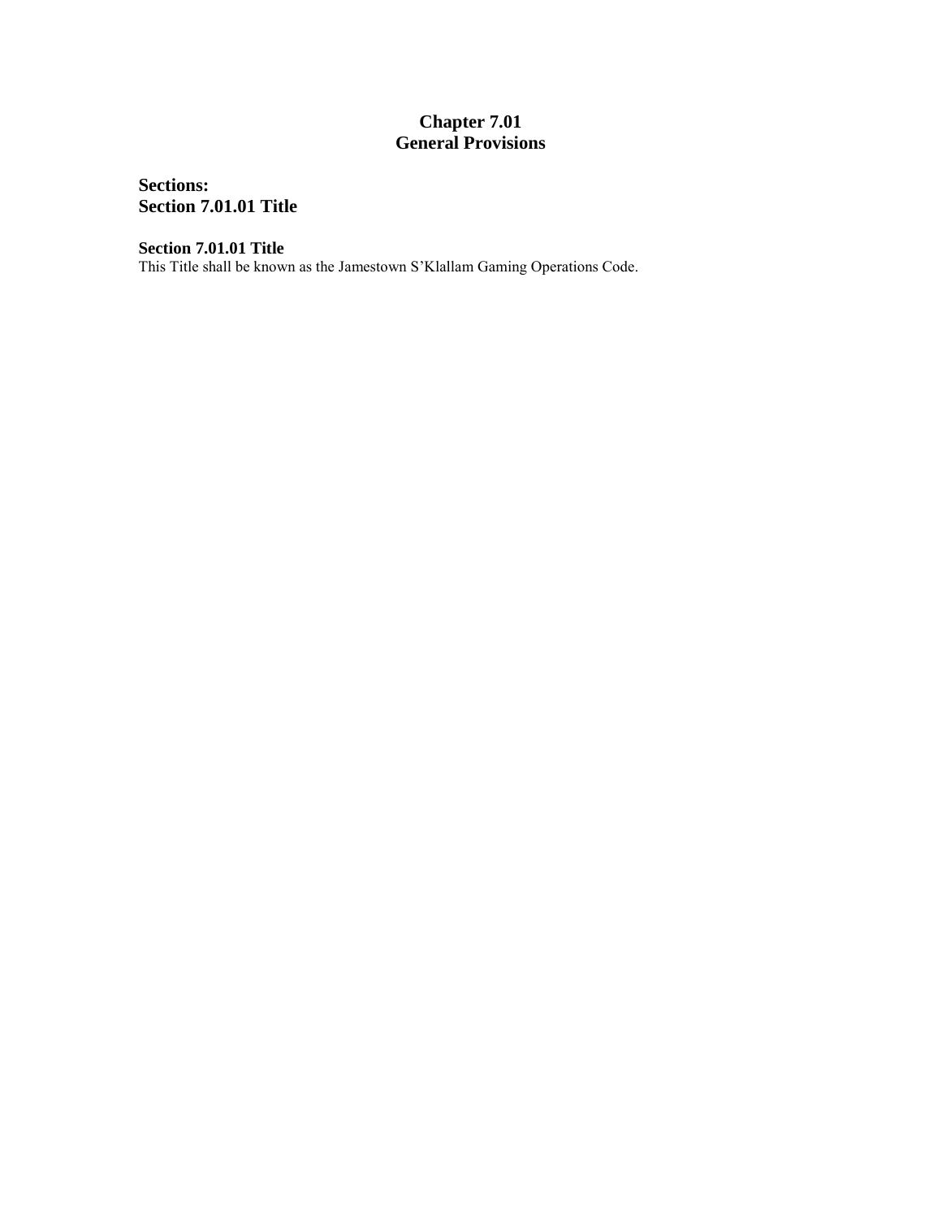# Chapter 7.01
# General Provisions

**Sections:**
**Section 7.01.01 Title**

### Section 7.01.01 Title

This Title shall be known as the Jamestown S'Klallam Gaming Operations Code.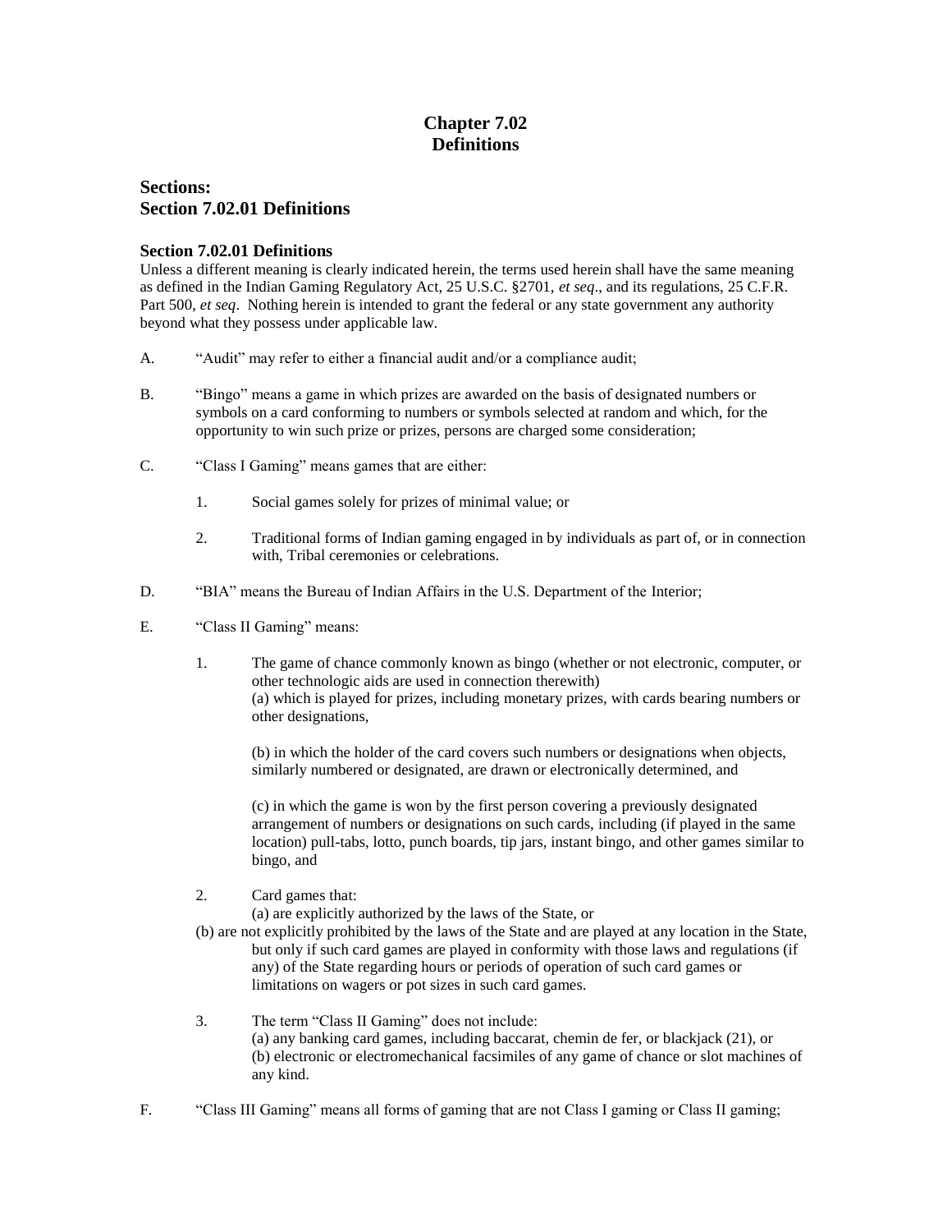# Chapter 7.02
# Definitions

## Sections:
## Section 7.02.01 Definitions

### Section 7.02.01 Definitions

Unless a different meaning is clearly indicated herein, the terms used herein shall have the same meaning as defined in the Indian Gaming Regulatory Act, 25 U.S.C. §2701, *et seq*., and its regulations, 25 C.F.R. Part 500, *et seq*. Nothing herein is intended to grant the federal or any state government any authority beyond what they possess under applicable law.

A. "Audit" may refer to either a financial audit and/or a compliance audit;

B. "Bingo" means a game in which prizes are awarded on the basis of designated numbers or symbols on a card conforming to numbers or symbols selected at random and which, for the opportunity to win such prize or prizes, persons are charged some consideration;

C. "Class I Gaming" means games that are either:

   1. Social games solely for prizes of minimal value; or

   2. Traditional forms of Indian gaming engaged in by individuals as part of, or in connection with, Tribal ceremonies or celebrations.

D. "BIA" means the Bureau of Indian Affairs in the U.S. Department of the Interior;

E. "Class II Gaming" means:

   1. The game of chance commonly known as bingo (whether or not electronic, computer, or other technologic aids are used in connection therewith)
      (a) which is played for prizes, including monetary prizes, with cards bearing numbers or other designations,

      (b) in which the holder of the card covers such numbers or designations when objects, similarly numbered or designated, are drawn or electronically determined, and

      (c) in which the game is won by the first person covering a previously designated arrangement of numbers or designations on such cards, including (if played in the same location) pull-tabs, lotto, punch boards, tip jars, instant bingo, and other games similar to bingo, and

   2. Card games that:
      (a) are explicitly authorized by the laws of the State, or
      (b) are not explicitly prohibited by the laws of the State and are played at any location in the State, but only if such card games are played in conformity with those laws and regulations (if any) of the State regarding hours or periods of operation of such card games or limitations on wagers or pot sizes in such card games.

   3. The term "Class II Gaming" does not include:
      (a) any banking card games, including baccarat, chemin de fer, or blackjack (21), or
      (b) electronic or electromechanical facsimiles of any game of chance or slot machines of any kind.

F. "Class III Gaming" means all forms of gaming that are not Class I gaming or Class II gaming;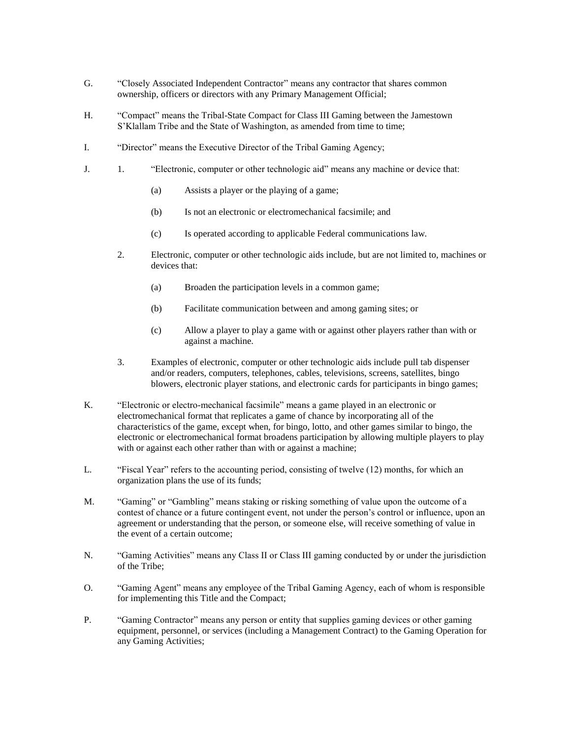G. "Closely Associated Independent Contractor" means any contractor that shares common ownership, officers or directors with any Primary Management Official;

H. "Compact" means the Tribal-State Compact for Class III Gaming between the Jamestown S'Klallam Tribe and the State of Washington, as amended from time to time;

I. "Director" means the Executive Director of the Tribal Gaming Agency;

J. 1. "Electronic, computer or other technologic aid" means any machine or device that:

   (a) Assists a player or the playing of a game;

   (b) Is not an electronic or electromechanical facsimile; and

   (c) Is operated according to applicable Federal communications law.

   2. Electronic, computer or other technologic aids include, but are not limited to, machines or devices that:

   (a) Broaden the participation levels in a common game;

   (b) Facilitate communication between and among gaming sites; or

   (c) Allow a player to play a game with or against other players rather than with or against a machine.

   3. Examples of electronic, computer or other technologic aids include pull tab dispenser and/or readers, computers, telephones, cables, televisions, screens, satellites, bingo blowers, electronic player stations, and electronic cards for participants in bingo games;

K. "Electronic or electro-mechanical facsimile" means a game played in an electronic or electromechanical format that replicates a game of chance by incorporating all of the characteristics of the game, except when, for bingo, lotto, and other games similar to bingo, the electronic or electromechanical format broadens participation by allowing multiple players to play with or against each other rather than with or against a machine;

L. "Fiscal Year" refers to the accounting period, consisting of twelve (12) months, for which an organization plans the use of its funds;

M. "Gaming" or "Gambling" means staking or risking something of value upon the outcome of a contest of chance or a future contingent event, not under the person's control or influence, upon an agreement or understanding that the person, or someone else, will receive something of value in the event of a certain outcome;

N. "Gaming Activities" means any Class II or Class III gaming conducted by or under the jurisdiction of the Tribe;

O. "Gaming Agent" means any employee of the Tribal Gaming Agency, each of whom is responsible for implementing this Title and the Compact;

P. "Gaming Contractor" means any person or entity that supplies gaming devices or other gaming equipment, personnel, or services (including a Management Contract) to the Gaming Operation for any Gaming Activities;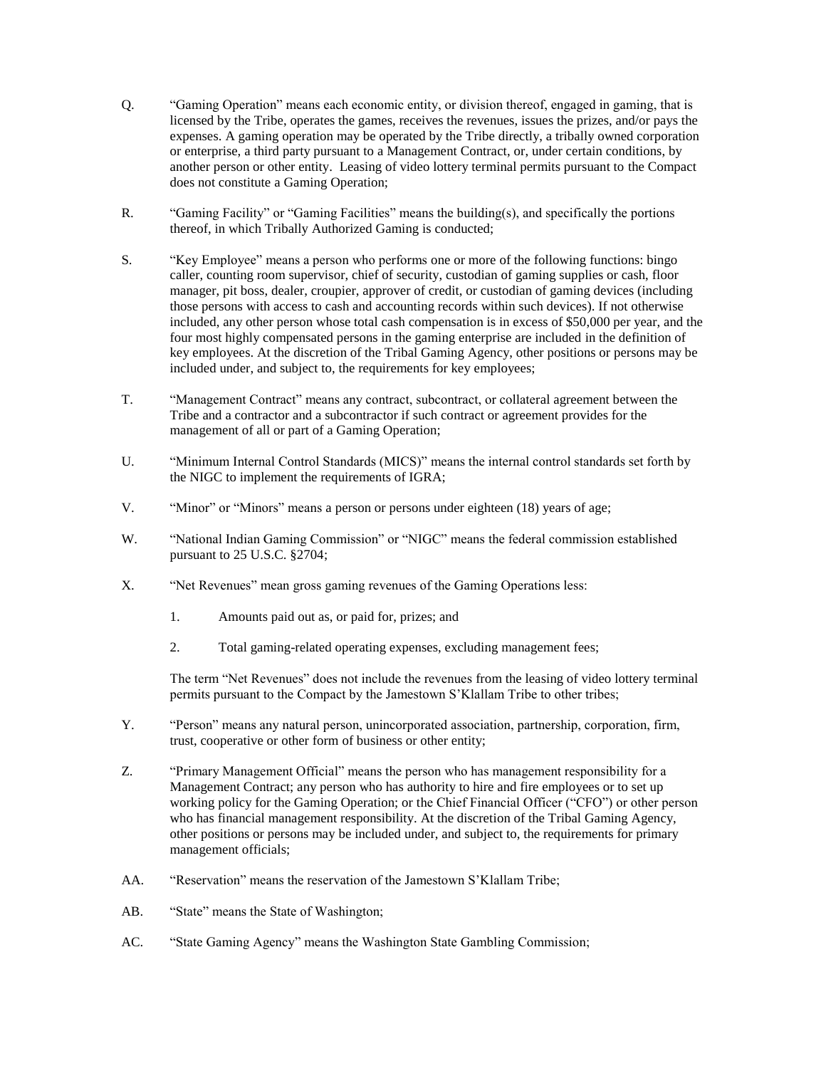Q. "Gaming Operation" means each economic entity, or division thereof, engaged in gaming, that is licensed by the Tribe, operates the games, receives the revenues, issues the prizes, and/or pays the expenses. A gaming operation may be operated by the Tribe directly, a tribally owned corporation or enterprise, a third party pursuant to a Management Contract, or, under certain conditions, by another person or other entity. Leasing of video lottery terminal permits pursuant to the Compact does not constitute a Gaming Operation;

R. "Gaming Facility" or "Gaming Facilities" means the building(s), and specifically the portions thereof, in which Tribally Authorized Gaming is conducted;

S. "Key Employee" means a person who performs one or more of the following functions: bingo caller, counting room supervisor, chief of security, custodian of gaming supplies or cash, floor manager, pit boss, dealer, croupier, approver of credit, or custodian of gaming devices (including those persons with access to cash and accounting records within such devices). If not otherwise included, any other person whose total cash compensation is in excess of $50,000 per year, and the four most highly compensated persons in the gaming enterprise are included in the definition of key employees. At the discretion of the Tribal Gaming Agency, other positions or persons may be included under, and subject to, the requirements for key employees;

T. "Management Contract" means any contract, subcontract, or collateral agreement between the Tribe and a contractor and a subcontractor if such contract or agreement provides for the management of all or part of a Gaming Operation;

U. "Minimum Internal Control Standards (MICS)" means the internal control standards set forth by the NIGC to implement the requirements of IGRA;

V. "Minor" or "Minors" means a person or persons under eighteen (18) years of age;

W. "National Indian Gaming Commission" or "NIGC" means the federal commission established pursuant to 25 U.S.C. §2704;

X. "Net Revenues" mean gross gaming revenues of the Gaming Operations less:

1. Amounts paid out as, or paid for, prizes; and

2. Total gaming-related operating expenses, excluding management fees;

The term "Net Revenues" does not include the revenues from the leasing of video lottery terminal permits pursuant to the Compact by the Jamestown S'Klallam Tribe to other tribes;

Y. "Person" means any natural person, unincorporated association, partnership, corporation, firm, trust, cooperative or other form of business or other entity;

Z. "Primary Management Official" means the person who has management responsibility for a Management Contract; any person who has authority to hire and fire employees or to set up working policy for the Gaming Operation; or the Chief Financial Officer ("CFO") or other person who has financial management responsibility. At the discretion of the Tribal Gaming Agency, other positions or persons may be included under, and subject to, the requirements for primary management officials;

AA. "Reservation" means the reservation of the Jamestown S'Klallam Tribe;

AB. "State" means the State of Washington;

AC. "State Gaming Agency" means the Washington State Gambling Commission;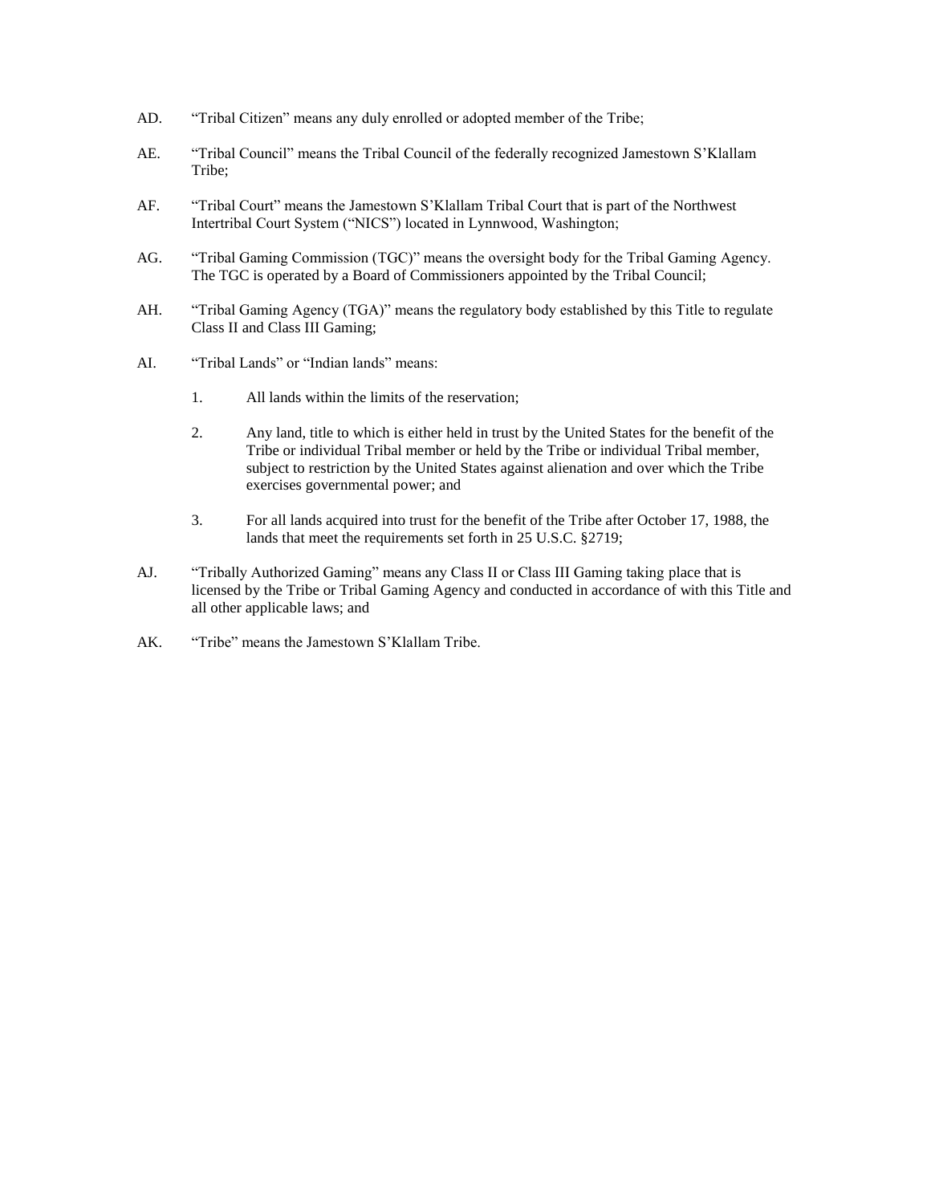AD. “Tribal Citizen” means any duly enrolled or adopted member of the Tribe;

AE. “Tribal Council” means the Tribal Council of the federally recognized Jamestown S’Klallam Tribe;

AF. “Tribal Court” means the Jamestown S’Klallam Tribal Court that is part of the Northwest Intertribal Court System (“NICS”) located in Lynnwood, Washington;

AG. “Tribal Gaming Commission (TGC)” means the oversight body for the Tribal Gaming Agency. The TGC is operated by a Board of Commissioners appointed by the Tribal Council;

AH. “Tribal Gaming Agency (TGA)” means the regulatory body established by this Title to regulate Class II and Class III Gaming;

AI. “Tribal Lands” or “Indian lands” means:

1. All lands within the limits of the reservation;

2. Any land, title to which is either held in trust by the United States for the benefit of the Tribe or individual Tribal member or held by the Tribe or individual Tribal member, subject to restriction by the United States against alienation and over which the Tribe exercises governmental power; and

3. For all lands acquired into trust for the benefit of the Tribe after October 17, 1988, the lands that meet the requirements set forth in 25 U.S.C. §2719;

AJ. “Tribally Authorized Gaming” means any Class II or Class III Gaming taking place that is licensed by the Tribe or Tribal Gaming Agency and conducted in accordance of with this Title and all other applicable laws; and

AK. “Tribe” means the Jamestown S’Klallam Tribe.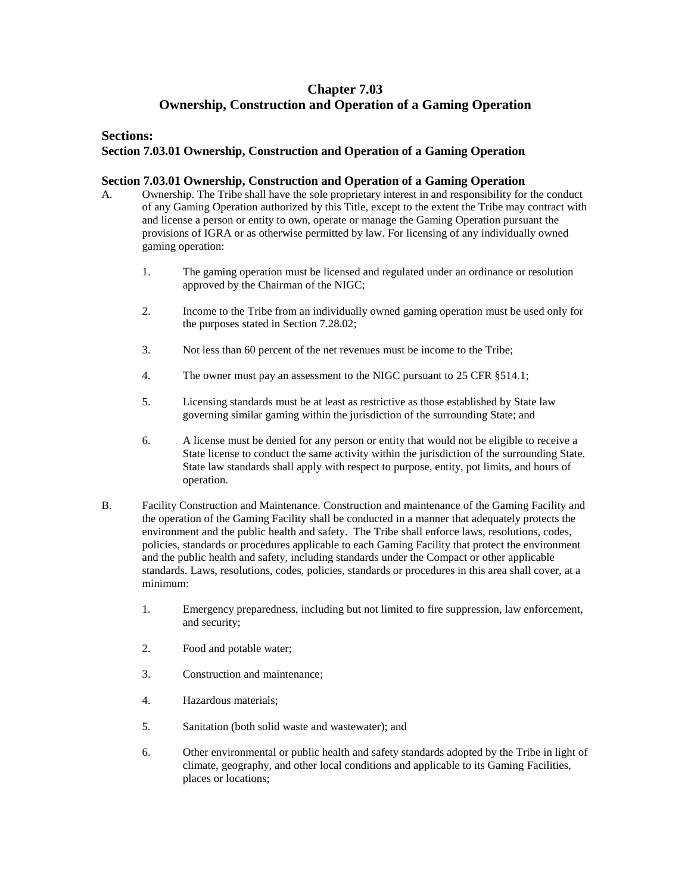# Chapter 7.03
# Ownership, Construction and Operation of a Gaming Operation

## Sections:

**Section 7.03.01 Ownership, Construction and Operation of a Gaming Operation**

### Section 7.03.01 Ownership, Construction and Operation of a Gaming Operation

A. Ownership. The Tribe shall have the sole proprietary interest in and responsibility for the conduct of any Gaming Operation authorized by this Title, except to the extent the Tribe may contract with and license a person or entity to own, operate or manage the Gaming Operation pursuant the provisions of IGRA or as otherwise permitted by law. For licensing of any individually owned gaming operation:

    1. The gaming operation must be licensed and regulated under an ordinance or resolution approved by the Chairman of the NIGC;

    2. Income to the Tribe from an individually owned gaming operation must be used only for the purposes stated in Section 7.28.02;

    3. Not less than 60 percent of the net revenues must be income to the Tribe;

    4. The owner must pay an assessment to the NIGC pursuant to 25 CFR §514.1;

    5. Licensing standards must be at least as restrictive as those established by State law governing similar gaming within the jurisdiction of the surrounding State; and

    6. A license must be denied for any person or entity that would not be eligible to receive a State license to conduct the same activity within the jurisdiction of the surrounding State. State law standards shall apply with respect to purpose, entity, pot limits, and hours of operation.

B. Facility Construction and Maintenance. Construction and maintenance of the Gaming Facility and the operation of the Gaming Facility shall be conducted in a manner that adequately protects the environment and the public health and safety. The Tribe shall enforce laws, resolutions, codes, policies, standards or procedures applicable to each Gaming Facility that protect the environment and the public health and safety, including standards under the Compact or other applicable standards. Laws, resolutions, codes, policies, standards or procedures in this area shall cover, at a minimum:

    1. Emergency preparedness, including but not limited to fire suppression, law enforcement, and security;

    2. Food and potable water;

    3. Construction and maintenance;

    4. Hazardous materials;

    5. Sanitation (both solid waste and wastewater); and

    6. Other environmental or public health and safety standards adopted by the Tribe in light of climate, geography, and other local conditions and applicable to its Gaming Facilities, places or locations;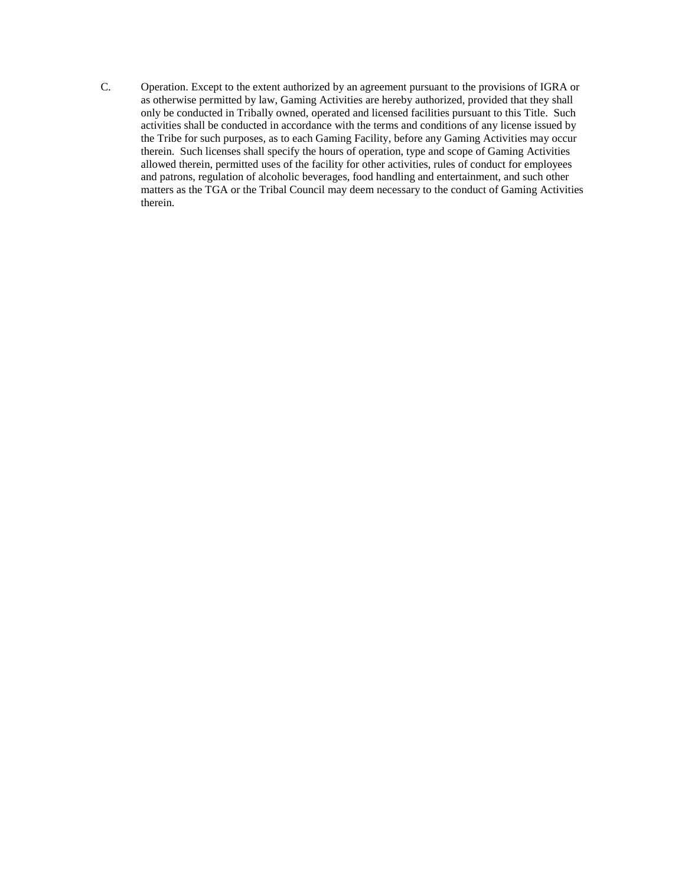C. Operation. Except to the extent authorized by an agreement pursuant to the provisions of IGRA or as otherwise permitted by law, Gaming Activities are hereby authorized, provided that they shall only be conducted in Tribally owned, operated and licensed facilities pursuant to this Title. Such activities shall be conducted in accordance with the terms and conditions of any license issued by the Tribe for such purposes, as to each Gaming Facility, before any Gaming Activities may occur therein. Such licenses shall specify the hours of operation, type and scope of Gaming Activities allowed therein, permitted uses of the facility for other activities, rules of conduct for employees and patrons, regulation of alcoholic beverages, food handling and entertainment, and such other matters as the TGA or the Tribal Council may deem necessary to the conduct of Gaming Activities therein.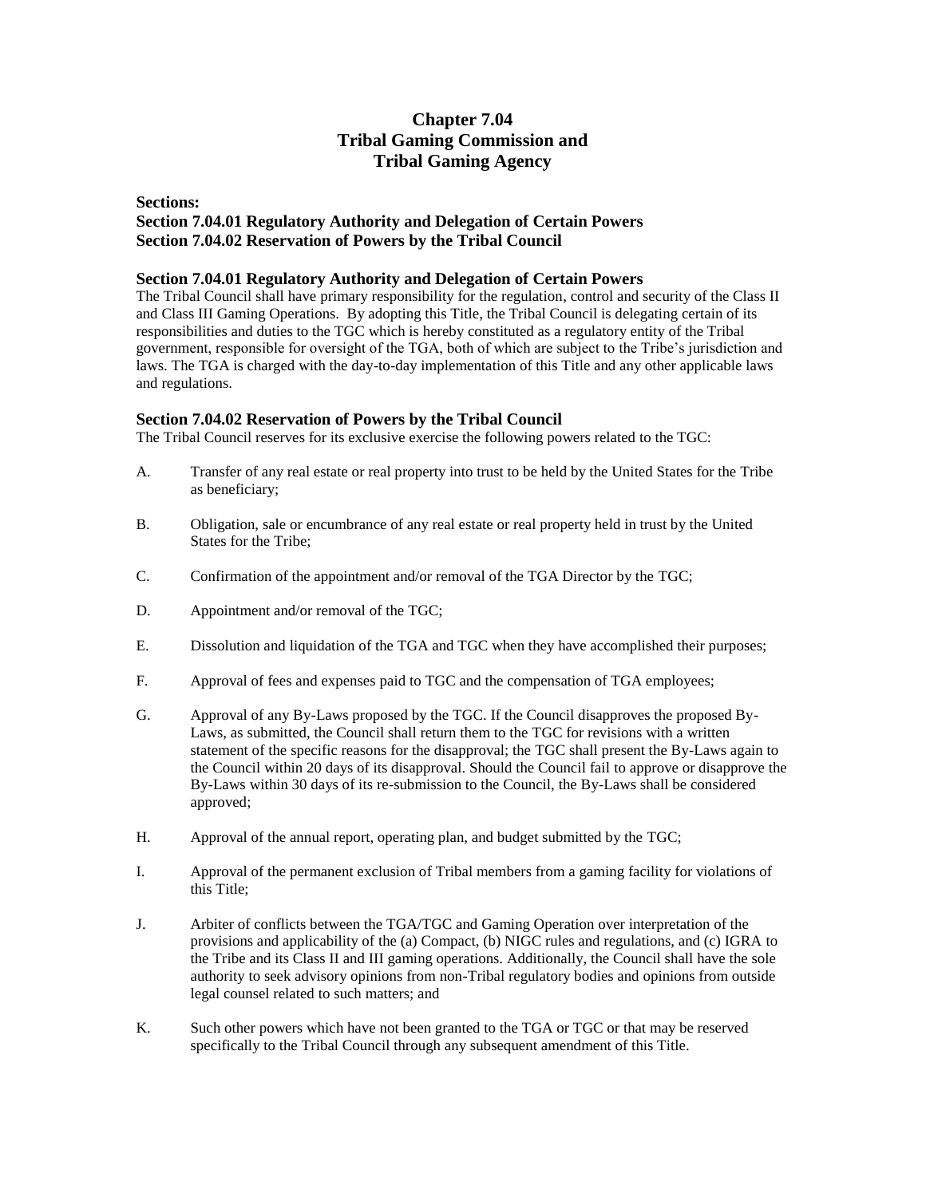# Chapter 7.04
# Tribal Gaming Commission and
# Tribal Gaming Agency

**Sections:**

**Section 7.04.01 Regulatory Authority and Delegation of Certain Powers**
**Section 7.04.02 Reservation of Powers by the Tribal Council**

### Section 7.04.01 Regulatory Authority and Delegation of Certain Powers

The Tribal Council shall have primary responsibility for the regulation, control and security of the Class II and Class III Gaming Operations. By adopting this Title, the Tribal Council is delegating certain of its responsibilities and duties to the TGC which is hereby constituted as a regulatory entity of the Tribal government, responsible for oversight of the TGA, both of which are subject to the Tribe's jurisdiction and laws. The TGA is charged with the day-to-day implementation of this Title and any other applicable laws and regulations.

### Section 7.04.02 Reservation of Powers by the Tribal Council

The Tribal Council reserves for its exclusive exercise the following powers related to the TGC:

A. Transfer of any real estate or real property into trust to be held by the United States for the Tribe as beneficiary;

B. Obligation, sale or encumbrance of any real estate or real property held in trust by the United States for the Tribe;

C. Confirmation of the appointment and/or removal of the TGA Director by the TGC;

D. Appointment and/or removal of the TGC;

E. Dissolution and liquidation of the TGA and TGC when they have accomplished their purposes;

F. Approval of fees and expenses paid to TGC and the compensation of TGA employees;

G. Approval of any By-Laws proposed by the TGC. If the Council disapproves the proposed By-Laws, as submitted, the Council shall return them to the TGC for revisions with a written statement of the specific reasons for the disapproval; the TGC shall present the By-Laws again to the Council within 20 days of its disapproval. Should the Council fail to approve or disapprove the By-Laws within 30 days of its re-submission to the Council, the By-Laws shall be considered approved;

H. Approval of the annual report, operating plan, and budget submitted by the TGC;

I. Approval of the permanent exclusion of Tribal members from a gaming facility for violations of this Title;

J. Arbiter of conflicts between the TGA/TGC and Gaming Operation over interpretation of the provisions and applicability of the (a) Compact, (b) NIGC rules and regulations, and (c) IGRA to the Tribe and its Class II and III gaming operations. Additionally, the Council shall have the sole authority to seek advisory opinions from non-Tribal regulatory bodies and opinions from outside legal counsel related to such matters; and

K. Such other powers which have not been granted to the TGA or TGC or that may be reserved specifically to the Tribal Council through any subsequent amendment of this Title.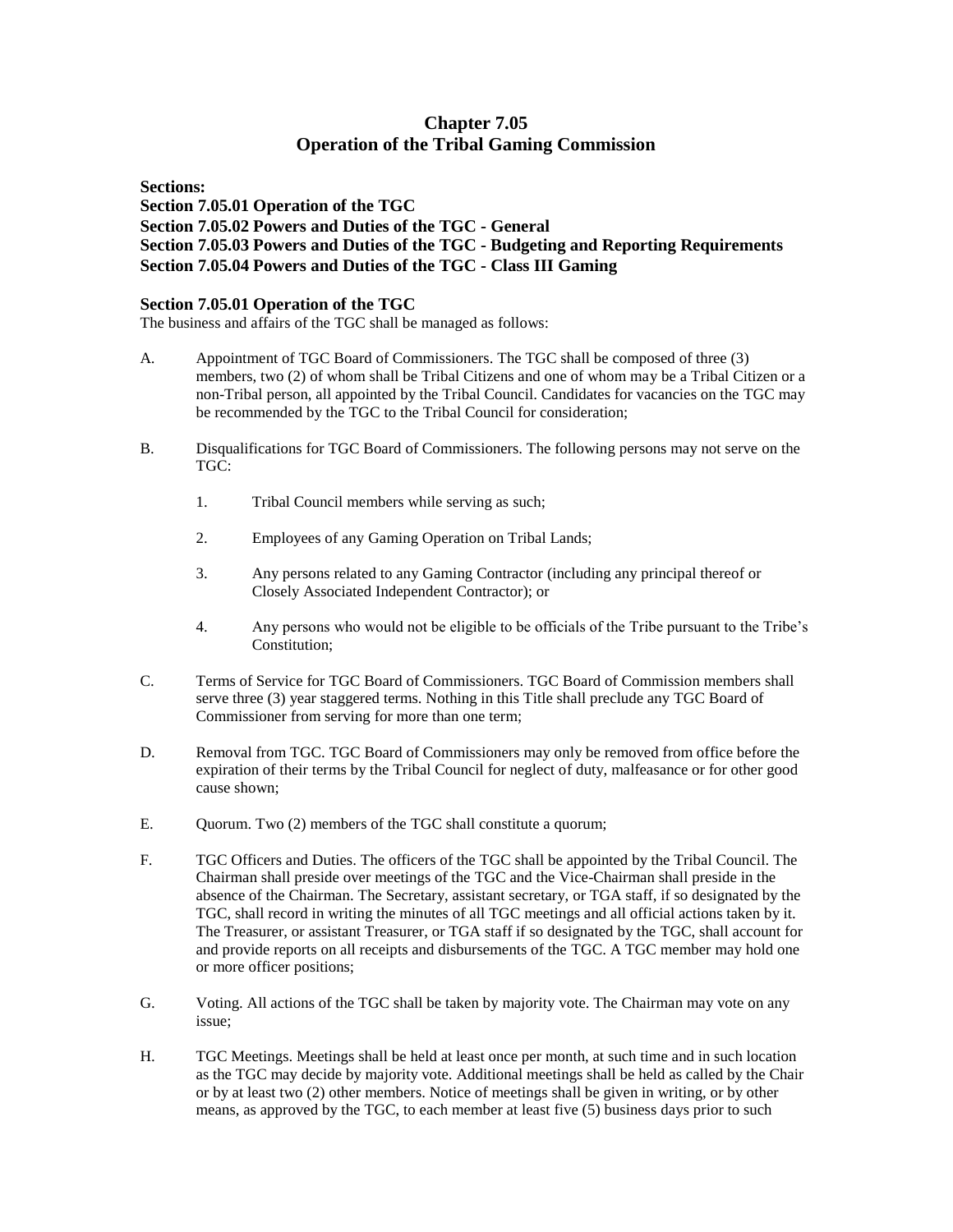# Chapter 7.05
# Operation of the Tribal Gaming Commission

**Sections:**
**Section 7.05.01 Operation of the TGC**
**Section 7.05.02 Powers and Duties of the TGC - General**
**Section 7.05.03 Powers and Duties of the TGC - Budgeting and Reporting Requirements**
**Section 7.05.04 Powers and Duties of the TGC - Class III Gaming**

### Section 7.05.01 Operation of the TGC

The business and affairs of the TGC shall be managed as follows:

A. Appointment of TGC Board of Commissioners. The TGC shall be composed of three (3) members, two (2) of whom shall be Tribal Citizens and one of whom may be a Tribal Citizen or a non-Tribal person, all appointed by the Tribal Council. Candidates for vacancies on the TGC may be recommended by the TGC to the Tribal Council for consideration;

B. Disqualifications for TGC Board of Commissioners. The following persons may not serve on the TGC:

   1. Tribal Council members while serving as such;

   2. Employees of any Gaming Operation on Tribal Lands;

   3. Any persons related to any Gaming Contractor (including any principal thereof or Closely Associated Independent Contractor); or

   4. Any persons who would not be eligible to be officials of the Tribe pursuant to the Tribe's Constitution;

C. Terms of Service for TGC Board of Commissioners. TGC Board of Commission members shall serve three (3) year staggered terms. Nothing in this Title shall preclude any TGC Board of Commissioner from serving for more than one term;

D. Removal from TGC. TGC Board of Commissioners may only be removed from office before the expiration of their terms by the Tribal Council for neglect of duty, malfeasance or for other good cause shown;

E. Quorum. Two (2) members of the TGC shall constitute a quorum;

F. TGC Officers and Duties. The officers of the TGC shall be appointed by the Tribal Council. The Chairman shall preside over meetings of the TGC and the Vice-Chairman shall preside in the absence of the Chairman. The Secretary, assistant secretary, or TGA staff, if so designated by the TGC, shall record in writing the minutes of all TGC meetings and all official actions taken by it. The Treasurer, or assistant Treasurer, or TGA staff if so designated by the TGC, shall account for and provide reports on all receipts and disbursements of the TGC. A TGC member may hold one or more officer positions;

G. Voting. All actions of the TGC shall be taken by majority vote. The Chairman may vote on any issue;

H. TGC Meetings. Meetings shall be held at least once per month, at such time and in such location as the TGC may decide by majority vote. Additional meetings shall be held as called by the Chair or by at least two (2) other members. Notice of meetings shall be given in writing, or by other means, as approved by the TGC, to each member at least five (5) business days prior to such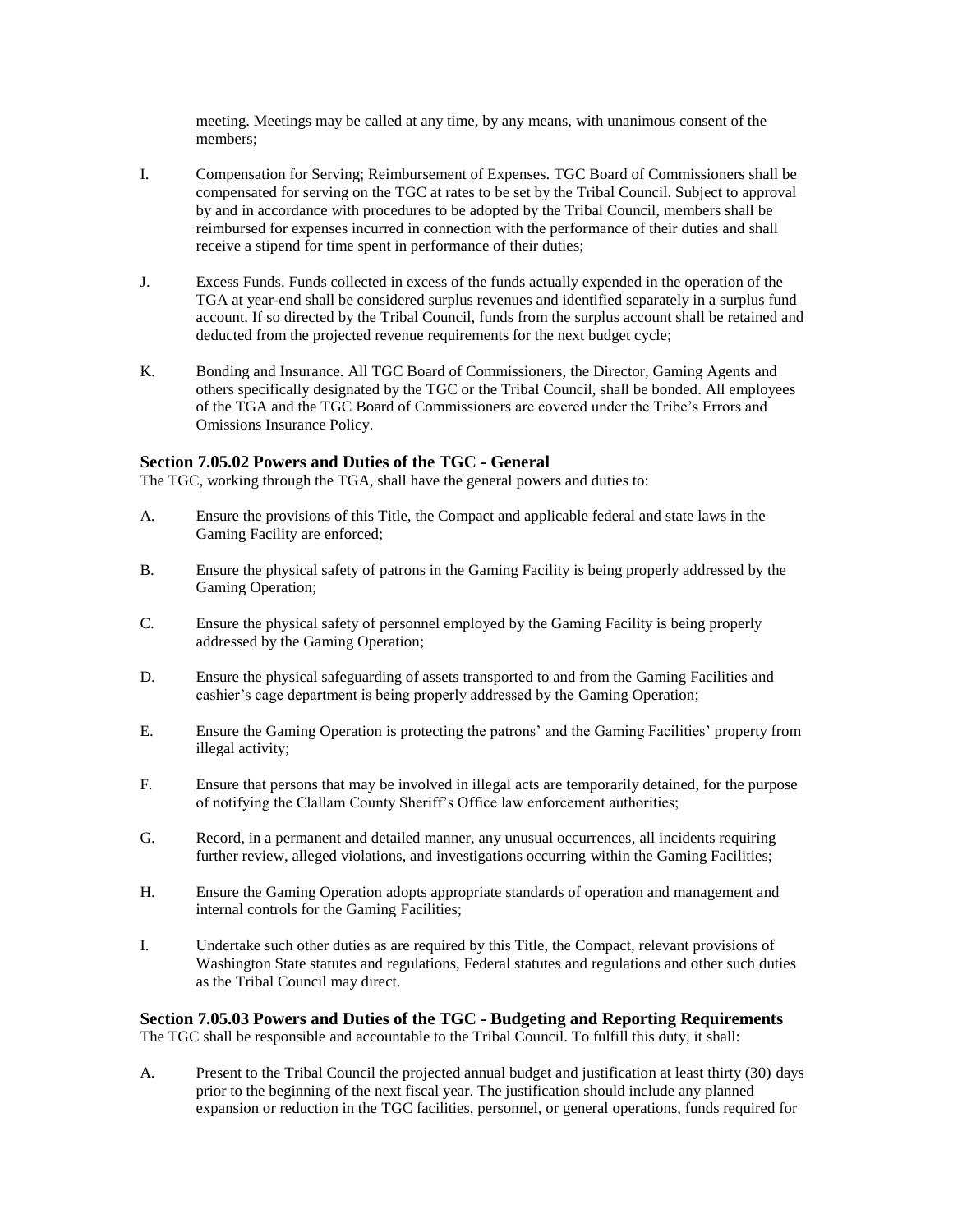meeting. Meetings may be called at any time, by any means, with unanimous consent of the members;

I. Compensation for Serving; Reimbursement of Expenses. TGC Board of Commissioners shall be compensated for serving on the TGC at rates to be set by the Tribal Council. Subject to approval by and in accordance with procedures to be adopted by the Tribal Council, members shall be reimbursed for expenses incurred in connection with the performance of their duties and shall receive a stipend for time spent in performance of their duties;

J. Excess Funds. Funds collected in excess of the funds actually expended in the operation of the TGA at year-end shall be considered surplus revenues and identified separately in a surplus fund account. If so directed by the Tribal Council, funds from the surplus account shall be retained and deducted from the projected revenue requirements for the next budget cycle;

K. Bonding and Insurance. All TGC Board of Commissioners, the Director, Gaming Agents and others specifically designated by the TGC or the Tribal Council, shall be bonded. All employees of the TGA and the TGC Board of Commissioners are covered under the Tribe's Errors and Omissions Insurance Policy.

### Section 7.05.02 Powers and Duties of the TGC - General

The TGC, working through the TGA, shall have the general powers and duties to:

A. Ensure the provisions of this Title, the Compact and applicable federal and state laws in the Gaming Facility are enforced;

B. Ensure the physical safety of patrons in the Gaming Facility is being properly addressed by the Gaming Operation;

C. Ensure the physical safety of personnel employed by the Gaming Facility is being properly addressed by the Gaming Operation;

D. Ensure the physical safeguarding of assets transported to and from the Gaming Facilities and cashier's cage department is being properly addressed by the Gaming Operation;

E. Ensure the Gaming Operation is protecting the patrons' and the Gaming Facilities' property from illegal activity;

F. Ensure that persons that may be involved in illegal acts are temporarily detained, for the purpose of notifying the Clallam County Sheriff's Office law enforcement authorities;

G. Record, in a permanent and detailed manner, any unusual occurrences, all incidents requiring further review, alleged violations, and investigations occurring within the Gaming Facilities;

H. Ensure the Gaming Operation adopts appropriate standards of operation and management and internal controls for the Gaming Facilities;

I. Undertake such other duties as are required by this Title, the Compact, relevant provisions of Washington State statutes and regulations, Federal statutes and regulations and other such duties as the Tribal Council may direct.

### Section 7.05.03 Powers and Duties of the TGC - Budgeting and Reporting Requirements

The TGC shall be responsible and accountable to the Tribal Council. To fulfill this duty, it shall:

A. Present to the Tribal Council the projected annual budget and justification at least thirty (30) days prior to the beginning of the next fiscal year. The justification should include any planned expansion or reduction in the TGC facilities, personnel, or general operations, funds required for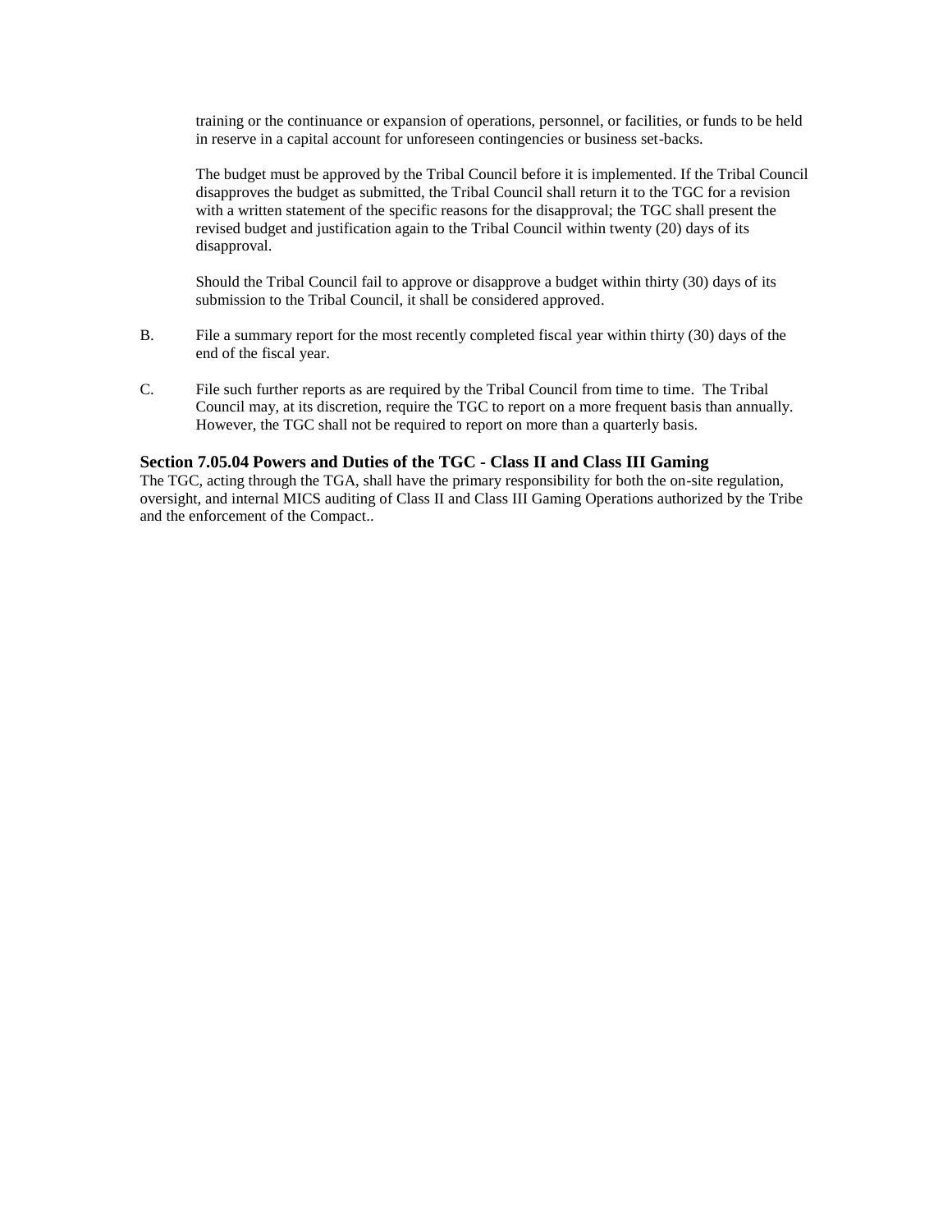training or the continuance or expansion of operations, personnel, or facilities, or funds to be held in reserve in a capital account for unforeseen contingencies or business set-backs.

The budget must be approved by the Tribal Council before it is implemented. If the Tribal Council disapproves the budget as submitted, the Tribal Council shall return it to the TGC for a revision with a written statement of the specific reasons for the disapproval; the TGC shall present the revised budget and justification again to the Tribal Council within twenty (20) days of its disapproval.

Should the Tribal Council fail to approve or disapprove a budget within thirty (30) days of its submission to the Tribal Council, it shall be considered approved.

B. File a summary report for the most recently completed fiscal year within thirty (30) days of the end of the fiscal year.

C. File such further reports as are required by the Tribal Council from time to time. The Tribal Council may, at its discretion, require the TGC to report on a more frequent basis than annually. However, the TGC shall not be required to report on more than a quarterly basis.

### Section 7.05.04 Powers and Duties of the TGC - Class II and Class III Gaming

The TGC, acting through the TGA, shall have the primary responsibility for both the on-site regulation, oversight, and internal MICS auditing of Class II and Class III Gaming Operations authorized by the Tribe and the enforcement of the Compact..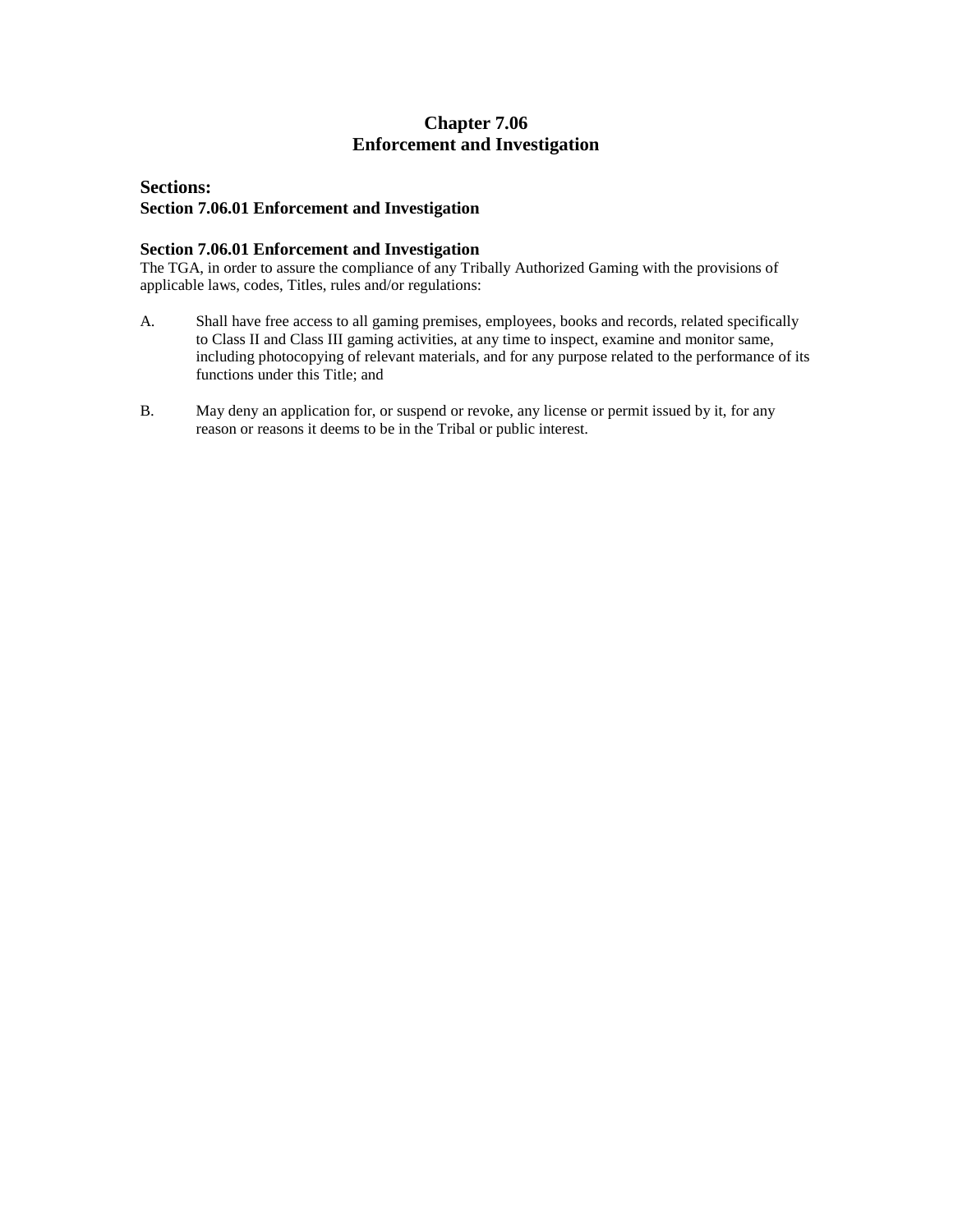# Chapter 7.06
# Enforcement and Investigation

## Sections:

**Section 7.06.01 Enforcement and Investigation**

### Section 7.06.01 Enforcement and Investigation

The TGA, in order to assure the compliance of any Tribally Authorized Gaming with the provisions of applicable laws, codes, Titles, rules and/or regulations:

A. Shall have free access to all gaming premises, employees, books and records, related specifically to Class II and Class III gaming activities, at any time to inspect, examine and monitor same, including photocopying of relevant materials, and for any purpose related to the performance of its functions under this Title; and

B. May deny an application for, or suspend or revoke, any license or permit issued by it, for any reason or reasons it deems to be in the Tribal or public interest.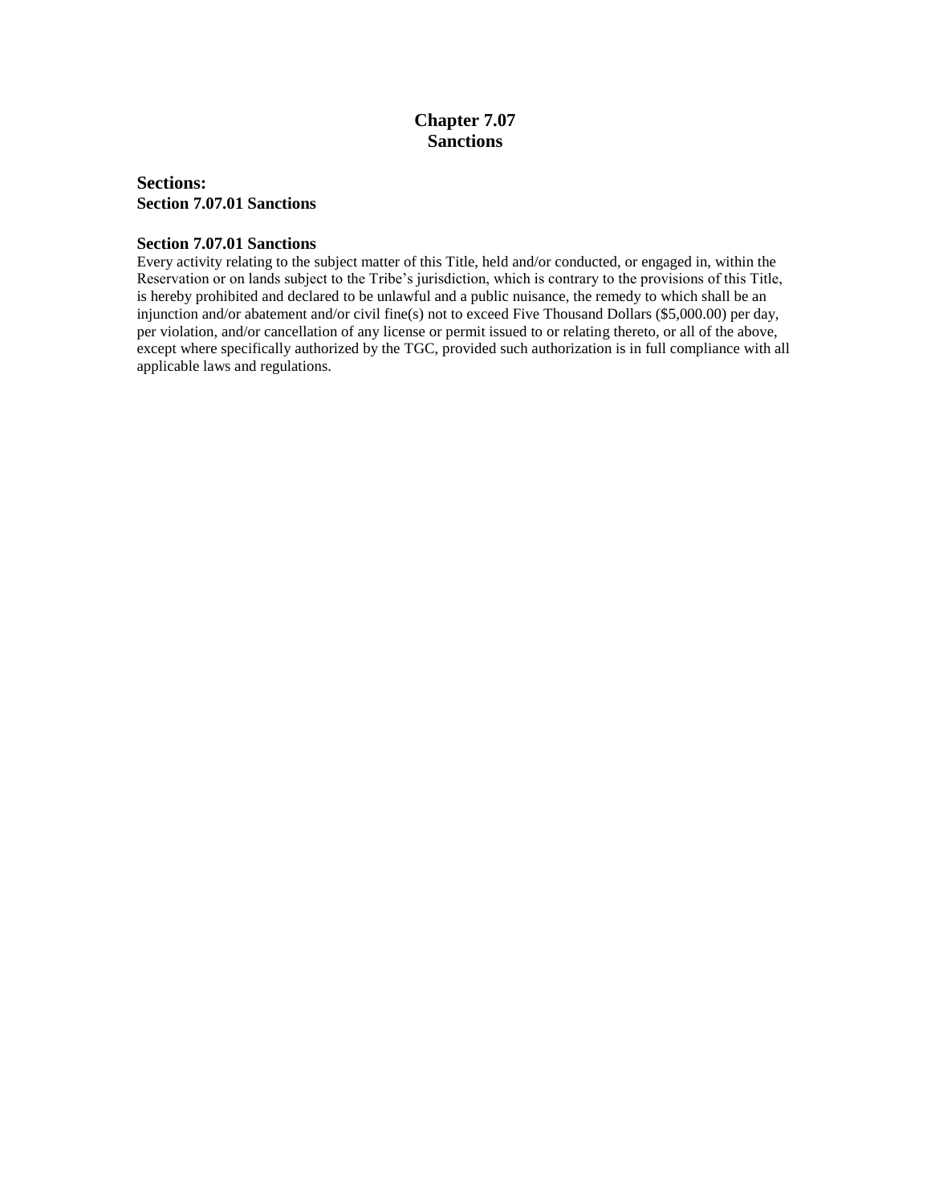# Chapter 7.07
# Sanctions

### Sections:
**Section 7.07.01 Sanctions**

### Section 7.07.01 Sanctions

Every activity relating to the subject matter of this Title, held and/or conducted, or engaged in, within the Reservation or on lands subject to the Tribe's jurisdiction, which is contrary to the provisions of this Title, is hereby prohibited and declared to be unlawful and a public nuisance, the remedy to which shall be an injunction and/or abatement and/or civil fine(s) not to exceed Five Thousand Dollars ($5,000.00) per day, per violation, and/or cancellation of any license or permit issued to or relating thereto, or all of the above, except where specifically authorized by the TGC, provided such authorization is in full compliance with all applicable laws and regulations.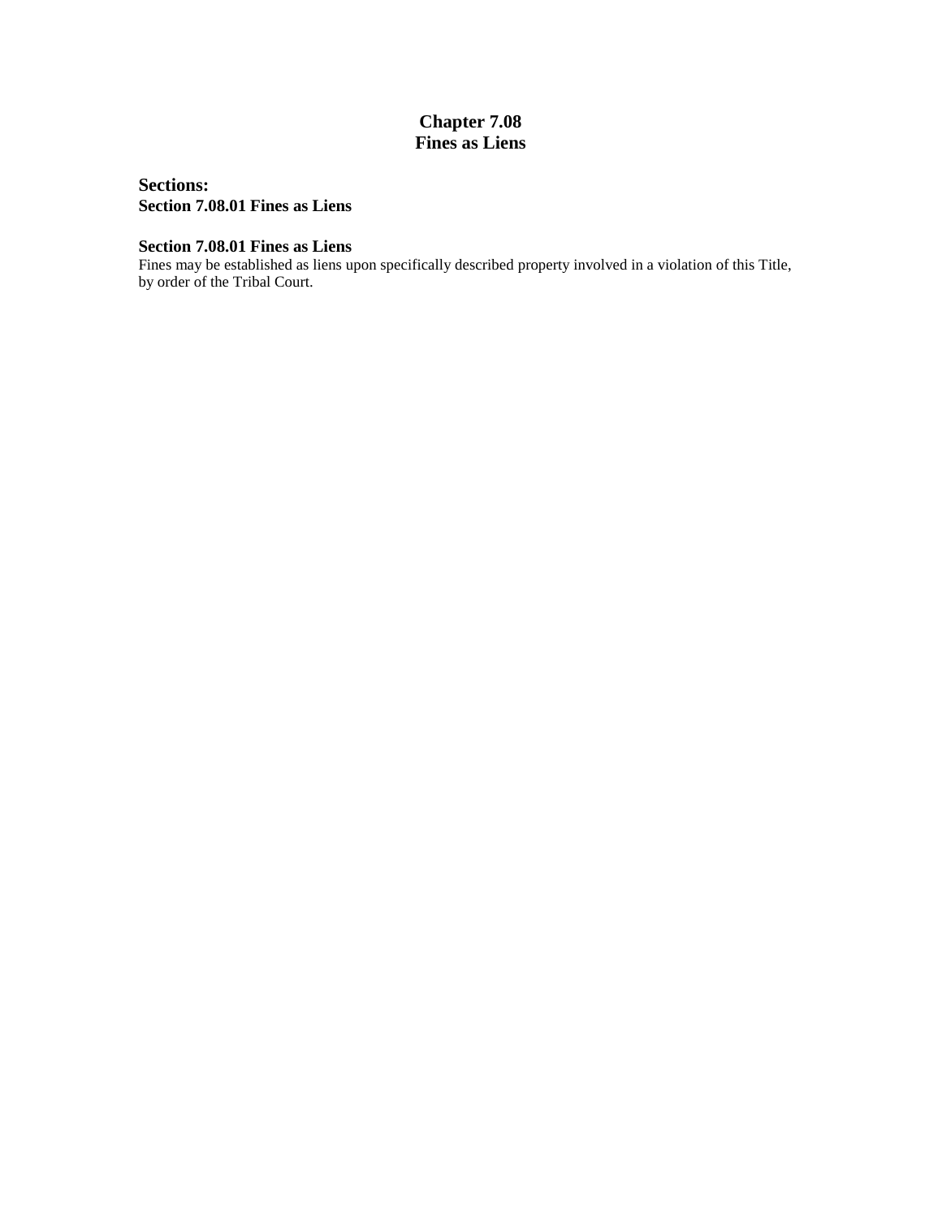# Chapter 7.08
# Fines as Liens

**Sections:**
**Section 7.08.01 Fines as Liens**

### Section 7.08.01 Fines as Liens

Fines may be established as liens upon specifically described property involved in a violation of this Title, by order of the Tribal Court.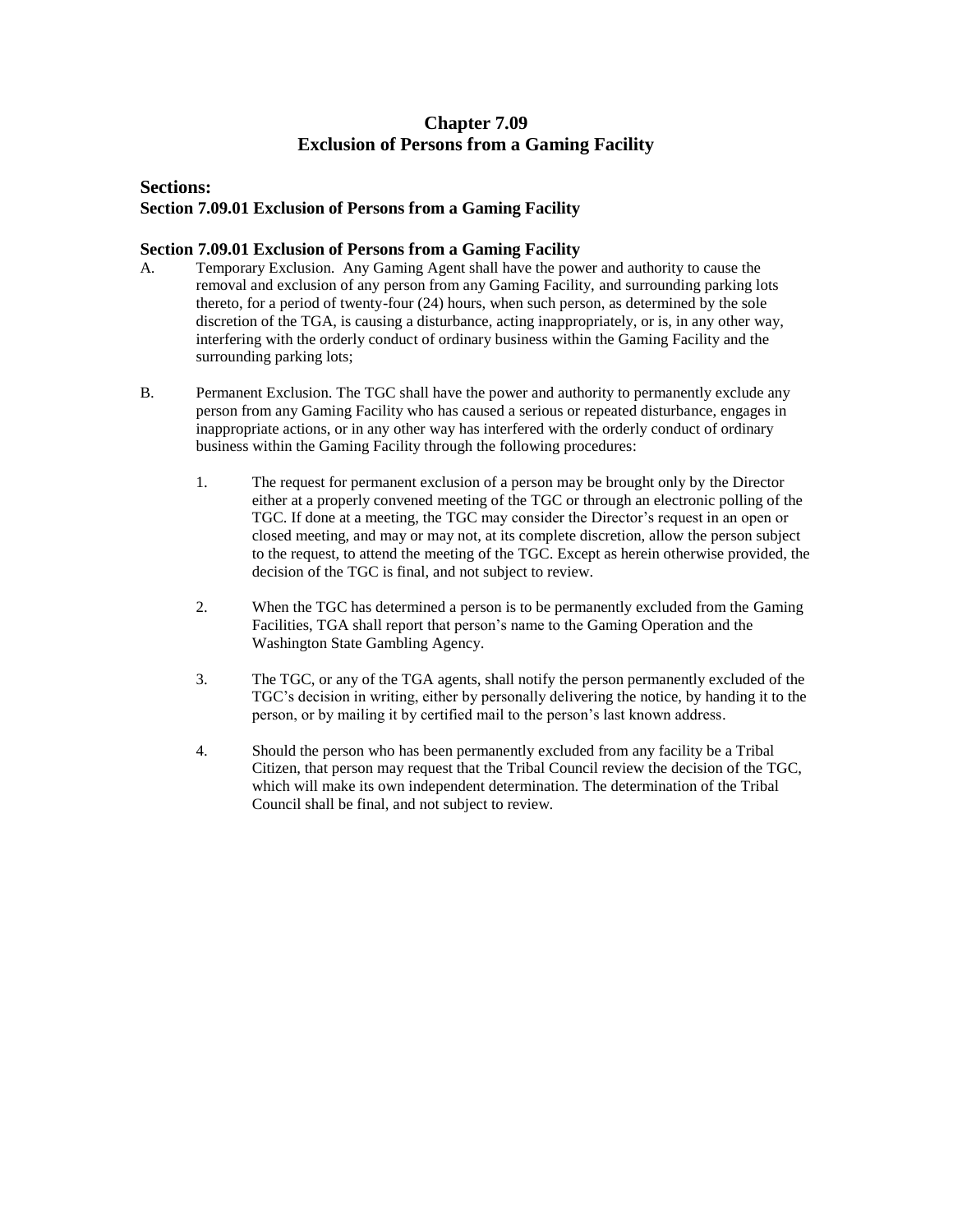# Chapter 7.09
# Exclusion of Persons from a Gaming Facility

## Sections:

**Section 7.09.01 Exclusion of Persons from a Gaming Facility**

### Section 7.09.01 Exclusion of Persons from a Gaming Facility

A. Temporary Exclusion. Any Gaming Agent shall have the power and authority to cause the removal and exclusion of any person from any Gaming Facility, and surrounding parking lots thereto, for a period of twenty-four (24) hours, when such person, as determined by the sole discretion of the TGA, is causing a disturbance, acting inappropriately, or is, in any other way, interfering with the orderly conduct of ordinary business within the Gaming Facility and the surrounding parking lots;

B. Permanent Exclusion. The TGC shall have the power and authority to permanently exclude any person from any Gaming Facility who has caused a serious or repeated disturbance, engages in inappropriate actions, or in any other way has interfered with the orderly conduct of ordinary business within the Gaming Facility through the following procedures:

1. The request for permanent exclusion of a person may be brought only by the Director either at a properly convened meeting of the TGC or through an electronic polling of the TGC. If done at a meeting, the TGC may consider the Director's request in an open or closed meeting, and may or may not, at its complete discretion, allow the person subject to the request, to attend the meeting of the TGC. Except as herein otherwise provided, the decision of the TGC is final, and not subject to review.

2. When the TGC has determined a person is to be permanently excluded from the Gaming Facilities, TGA shall report that person's name to the Gaming Operation and the Washington State Gambling Agency.

3. The TGC, or any of the TGA agents, shall notify the person permanently excluded of the TGC's decision in writing, either by personally delivering the notice, by handing it to the person, or by mailing it by certified mail to the person's last known address.

4. Should the person who has been permanently excluded from any facility be a Tribal Citizen, that person may request that the Tribal Council review the decision of the TGC, which will make its own independent determination. The determination of the Tribal Council shall be final, and not subject to review.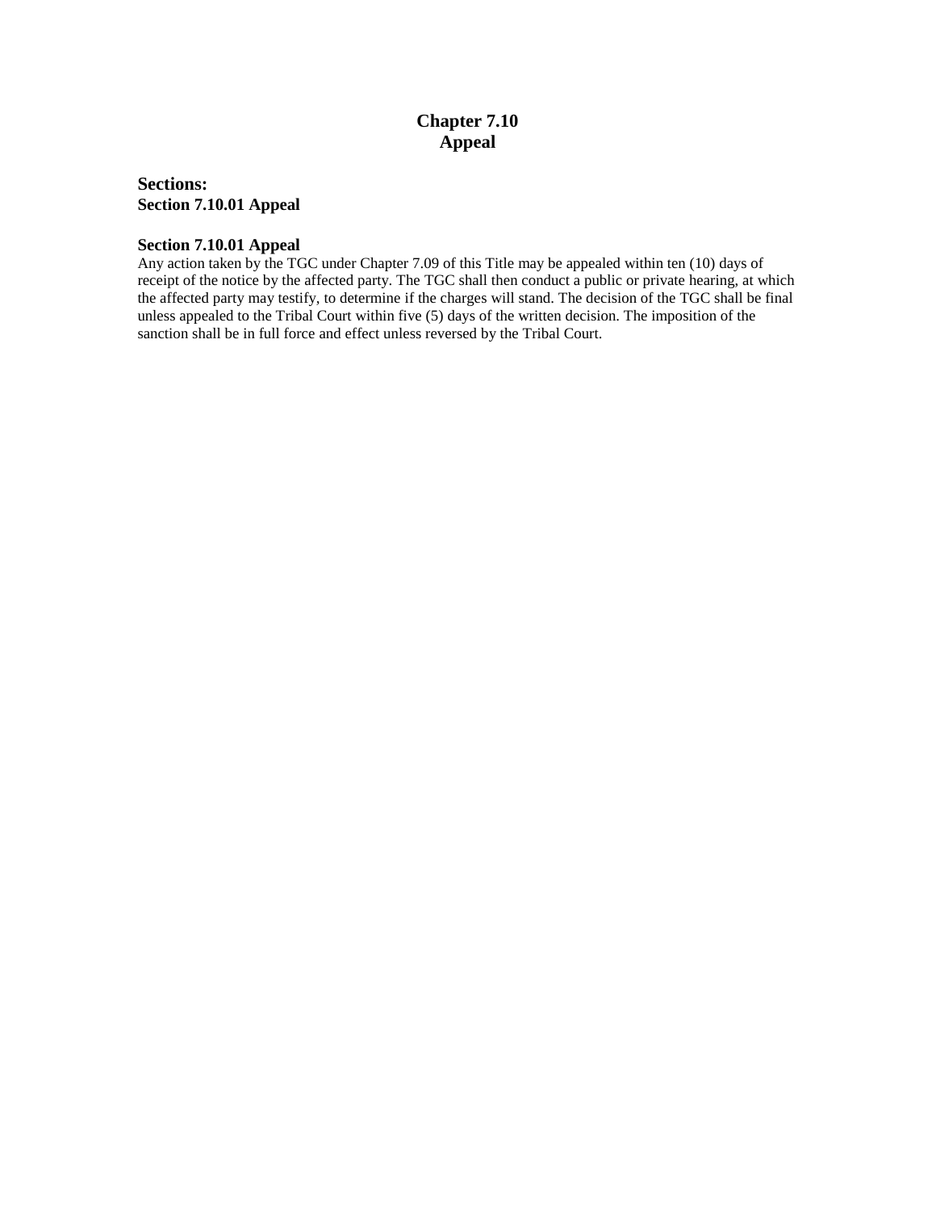# Chapter 7.10
# Appeal

**Sections:**
**Section 7.10.01 Appeal**

### Section 7.10.01 Appeal

Any action taken by the TGC under Chapter 7.09 of this Title may be appealed within ten (10) days of receipt of the notice by the affected party. The TGC shall then conduct a public or private hearing, at which the affected party may testify, to determine if the charges will stand. The decision of the TGC shall be final unless appealed to the Tribal Court within five (5) days of the written decision. The imposition of the sanction shall be in full force and effect unless reversed by the Tribal Court.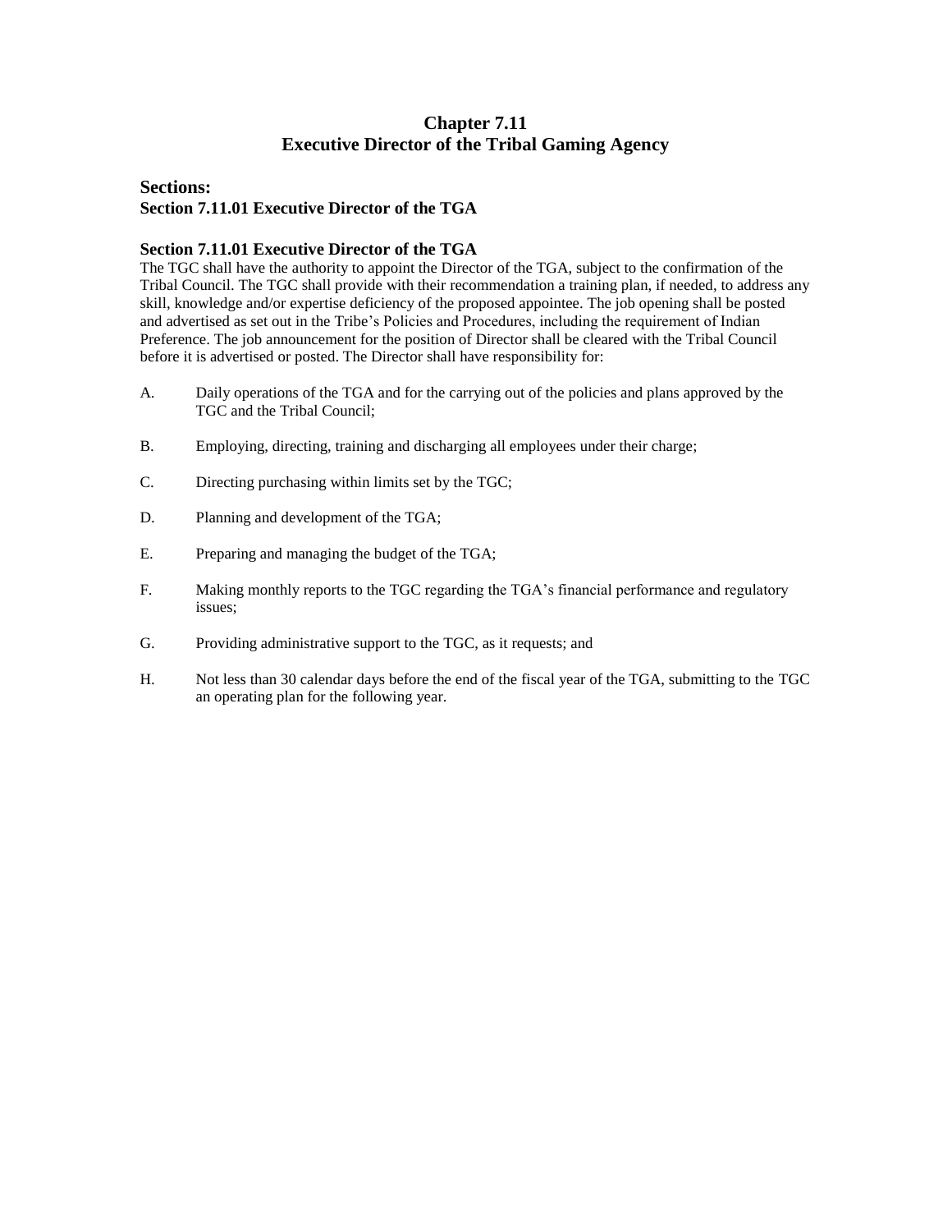# Chapter 7.11
# Executive Director of the Tribal Gaming Agency

## Sections:

**Section 7.11.01 Executive Director of the TGA**

### Section 7.11.01 Executive Director of the TGA

The TGC shall have the authority to appoint the Director of the TGA, subject to the confirmation of the Tribal Council. The TGC shall provide with their recommendation a training plan, if needed, to address any skill, knowledge and/or expertise deficiency of the proposed appointee. The job opening shall be posted and advertised as set out in the Tribe's Policies and Procedures, including the requirement of Indian Preference. The job announcement for the position of Director shall be cleared with the Tribal Council before it is advertised or posted. The Director shall have responsibility for:

A. Daily operations of the TGA and for the carrying out of the policies and plans approved by the TGC and the Tribal Council;

B. Employing, directing, training and discharging all employees under their charge;

C. Directing purchasing within limits set by the TGC;

D. Planning and development of the TGA;

E. Preparing and managing the budget of the TGA;

F. Making monthly reports to the TGC regarding the TGA's financial performance and regulatory issues;

G. Providing administrative support to the TGC, as it requests; and

H. Not less than 30 calendar days before the end of the fiscal year of the TGA, submitting to the TGC an operating plan for the following year.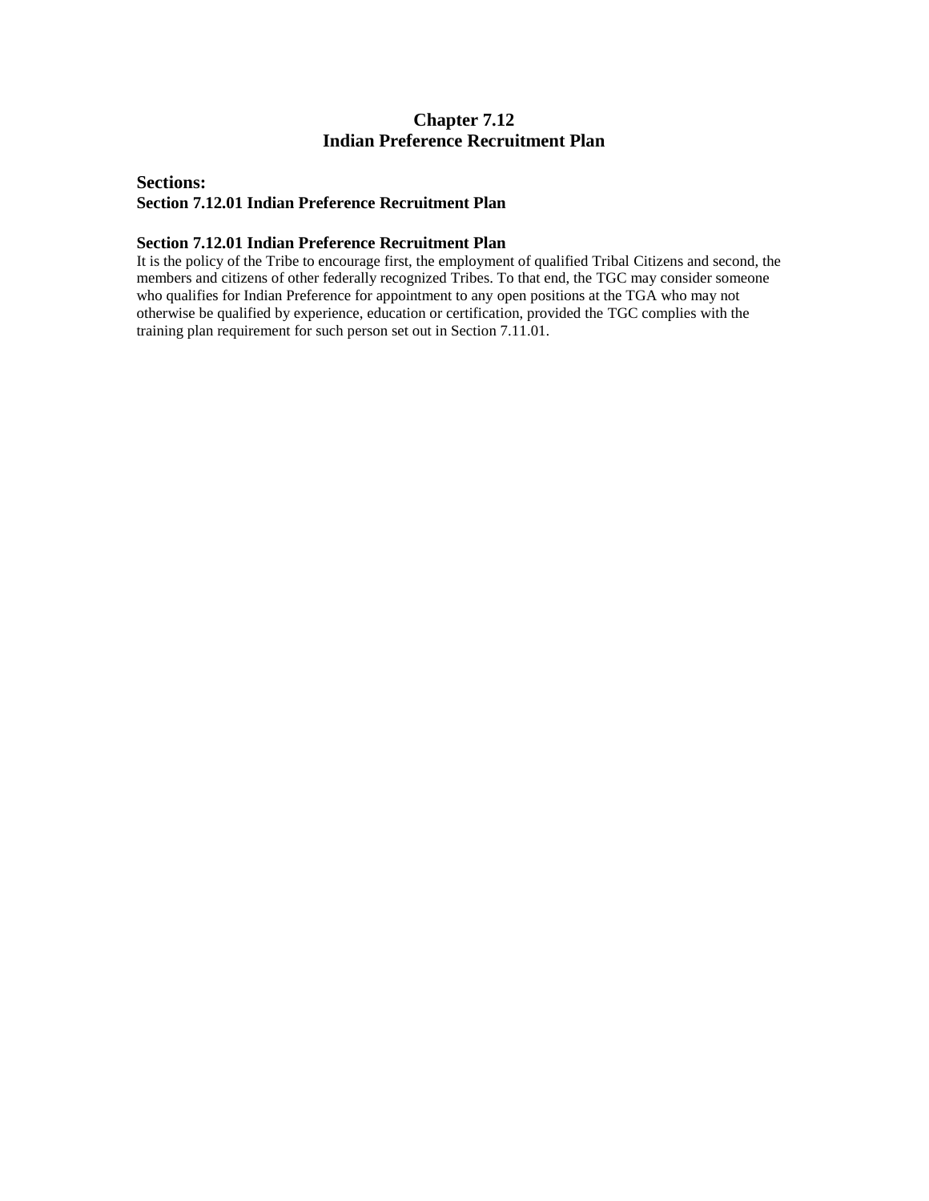# Chapter 7.12
# Indian Preference Recruitment Plan

## Sections:
**Section 7.12.01 Indian Preference Recruitment Plan**

### Section 7.12.01 Indian Preference Recruitment Plan

It is the policy of the Tribe to encourage first, the employment of qualified Tribal Citizens and second, the members and citizens of other federally recognized Tribes. To that end, the TGC may consider someone who qualifies for Indian Preference for appointment to any open positions at the TGA who may not otherwise be qualified by experience, education or certification, provided the TGC complies with the training plan requirement for such person set out in Section 7.11.01.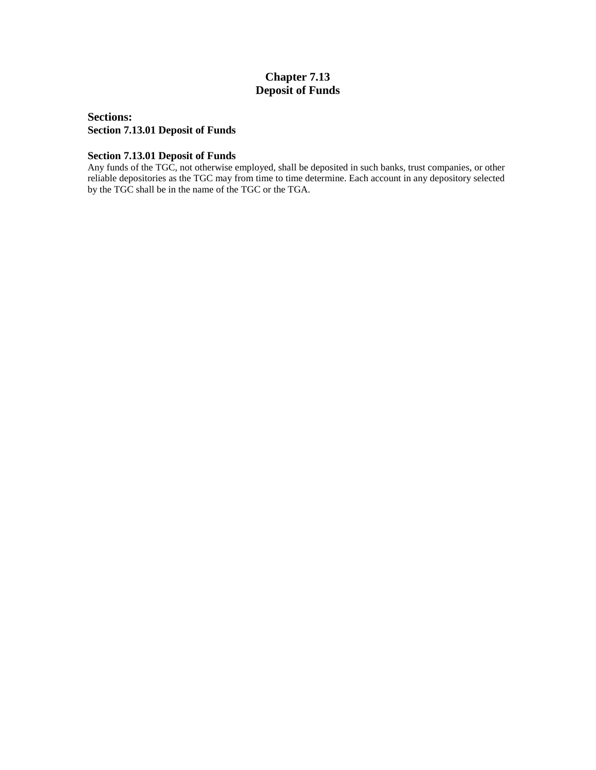# Chapter 7.13
# Deposit of Funds

**Sections:**
**Section 7.13.01 Deposit of Funds**

### Section 7.13.01 Deposit of Funds

Any funds of the TGC, not otherwise employed, shall be deposited in such banks, trust companies, or other reliable depositories as the TGC may from time to time determine. Each account in any depository selected by the TGC shall be in the name of the TGC or the TGA.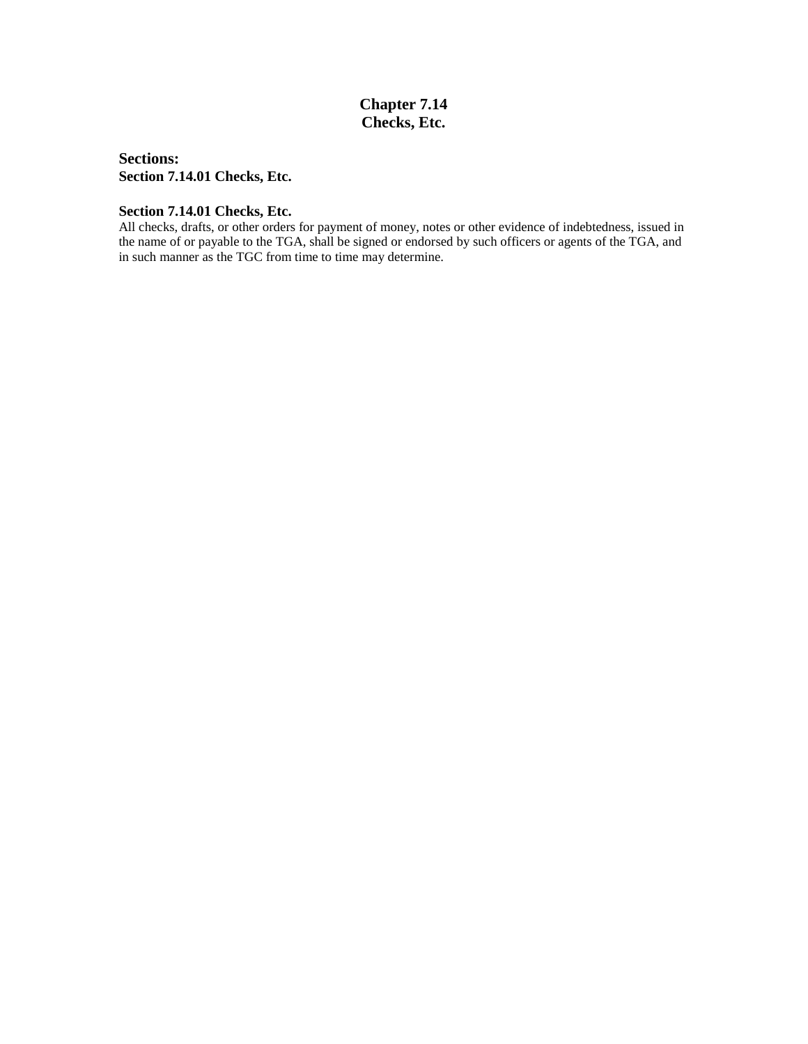# Chapter 7.14
# Checks, Etc.

## Sections:

**Section 7.14.01 Checks, Etc.**

### Section 7.14.01 Checks, Etc.

All checks, drafts, or other orders for payment of money, notes or other evidence of indebtedness, issued in the name of or payable to the TGA, shall be signed or endorsed by such officers or agents of the TGA, and in such manner as the TGC from time to time may determine.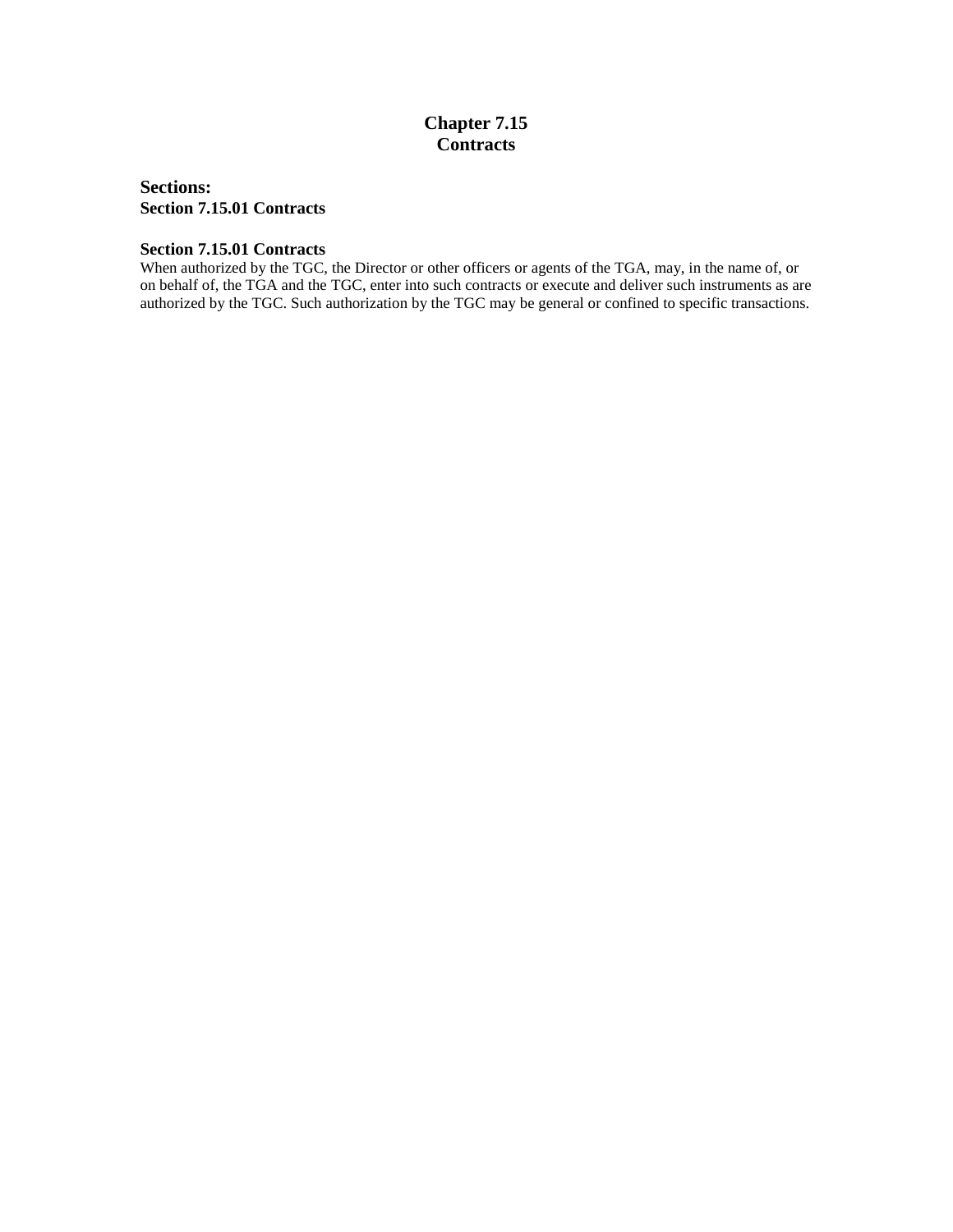# Chapter 7.15
# Contracts

**Sections:**
**Section 7.15.01 Contracts**

### Section 7.15.01 Contracts

When authorized by the TGC, the Director or other officers or agents of the TGA, may, in the name of, or on behalf of, the TGA and the TGC, enter into such contracts or execute and deliver such instruments as are authorized by the TGC. Such authorization by the TGC may be general or confined to specific transactions.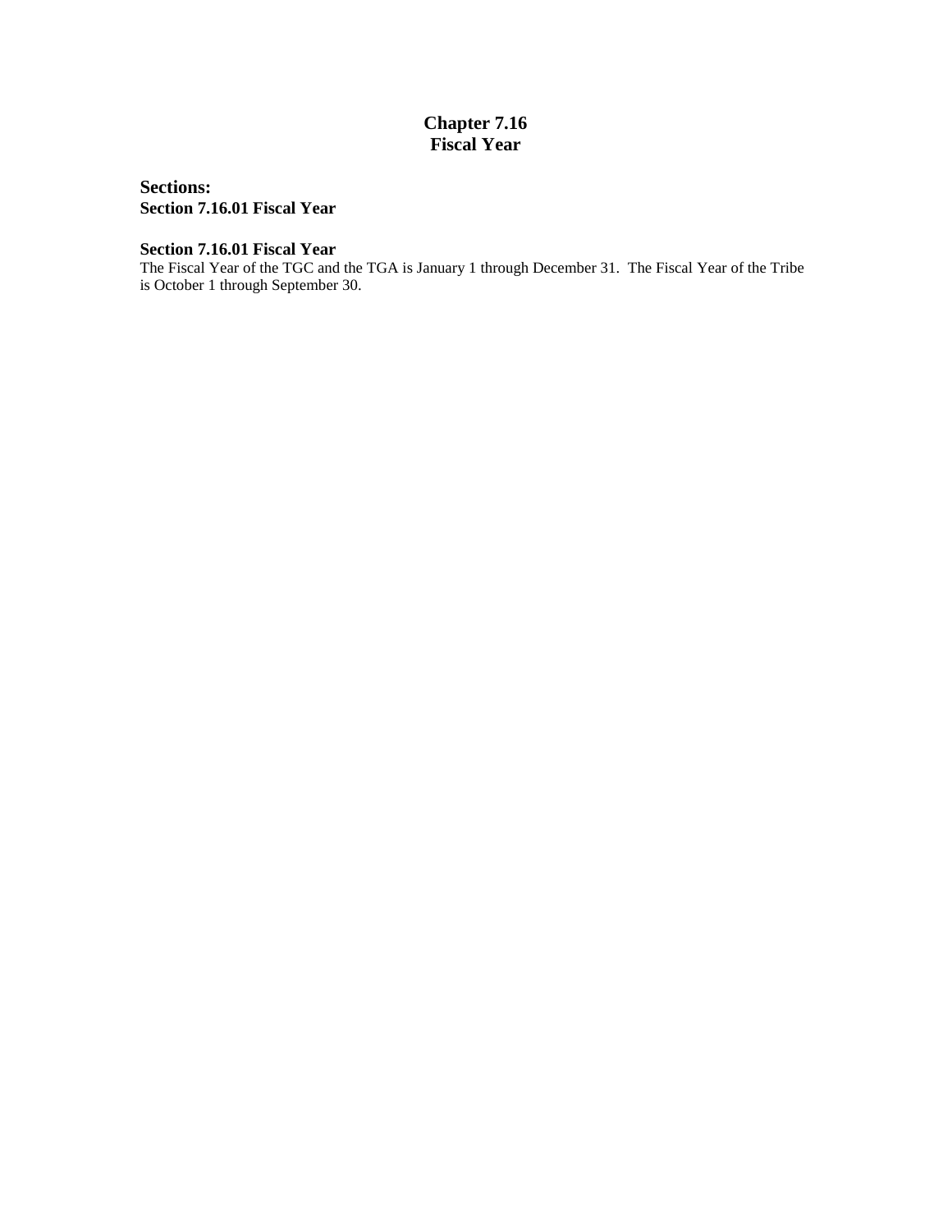# Chapter 7.16
# Fiscal Year

**Sections:**
**Section 7.16.01 Fiscal Year**

### Section 7.16.01 Fiscal Year

The Fiscal Year of the TGC and the TGA is January 1 through December 31. The Fiscal Year of the Tribe is October 1 through September 30.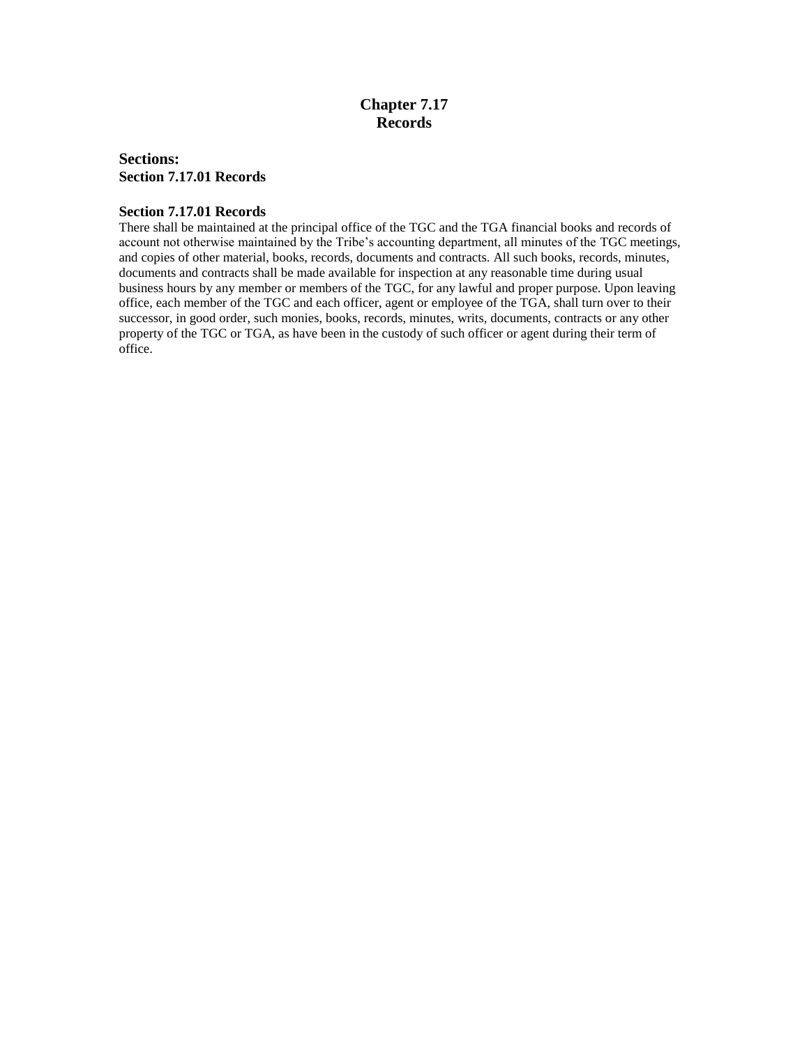# Chapter 7.17
# Records

### Sections:
**Section 7.17.01 Records**

### Section 7.17.01 Records

There shall be maintained at the principal office of the TGC and the TGA financial books and records of account not otherwise maintained by the Tribe's accounting department, all minutes of the TGC meetings, and copies of other material, books, records, documents and contracts. All such books, records, minutes, documents and contracts shall be made available for inspection at any reasonable time during usual business hours by any member or members of the TGC, for any lawful and proper purpose. Upon leaving office, each member of the TGC and each officer, agent or employee of the TGA, shall turn over to their successor, in good order, such monies, books, records, minutes, writs, documents, contracts or any other property of the TGC or TGA, as have been in the custody of such officer or agent during their term of office.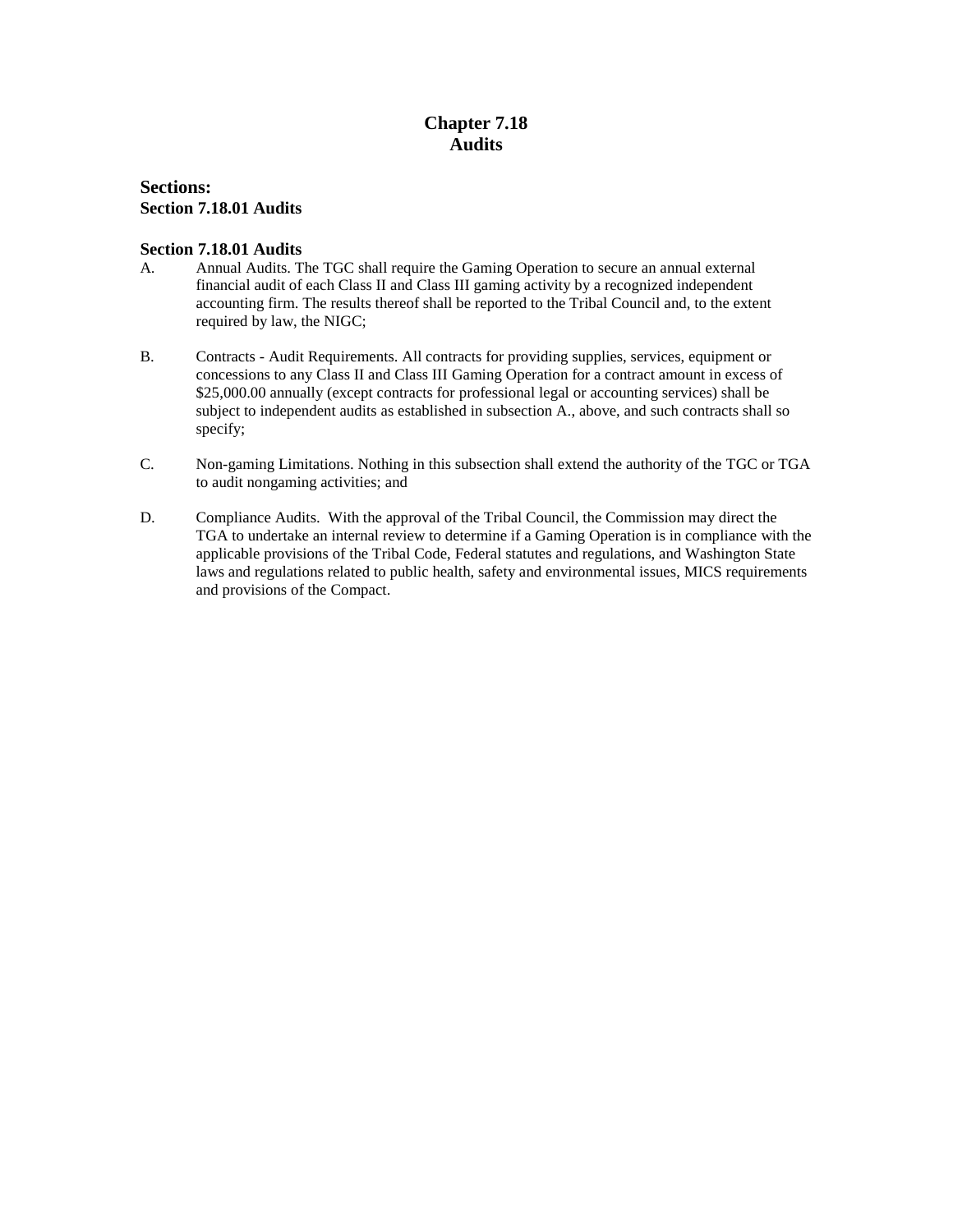# Chapter 7.18
# Audits

## Sections:

**Section 7.18.01 Audits**

### Section 7.18.01 Audits

A. Annual Audits. The TGC shall require the Gaming Operation to secure an annual external financial audit of each Class II and Class III gaming activity by a recognized independent accounting firm. The results thereof shall be reported to the Tribal Council and, to the extent required by law, the NIGC;

B. Contracts - Audit Requirements. All contracts for providing supplies, services, equipment or concessions to any Class II and Class III Gaming Operation for a contract amount in excess of $25,000.00 annually (except contracts for professional legal or accounting services) shall be subject to independent audits as established in subsection A., above, and such contracts shall so specify;

C. Non-gaming Limitations. Nothing in this subsection shall extend the authority of the TGC or TGA to audit nongaming activities; and

D. Compliance Audits. With the approval of the Tribal Council, the Commission may direct the TGA to undertake an internal review to determine if a Gaming Operation is in compliance with the applicable provisions of the Tribal Code, Federal statutes and regulations, and Washington State laws and regulations related to public health, safety and environmental issues, MICS requirements and provisions of the Compact.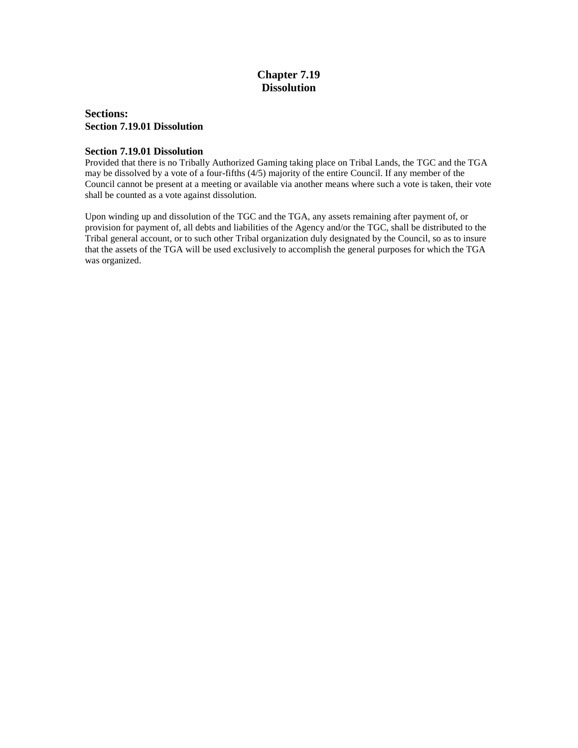# Chapter 7.19
# Dissolution

### Sections:

**Section 7.19.01 Dissolution**

### Section 7.19.01 Dissolution

Provided that there is no Tribally Authorized Gaming taking place on Tribal Lands, the TGC and the TGA may be dissolved by a vote of a four-fifths (4/5) majority of the entire Council. If any member of the Council cannot be present at a meeting or available via another means where such a vote is taken, their vote shall be counted as a vote against dissolution.

Upon winding up and dissolution of the TGC and the TGA, any assets remaining after payment of, or provision for payment of, all debts and liabilities of the Agency and/or the TGC, shall be distributed to the Tribal general account, or to such other Tribal organization duly designated by the Council, so as to insure that the assets of the TGA will be used exclusively to accomplish the general purposes for which the TGA was organized.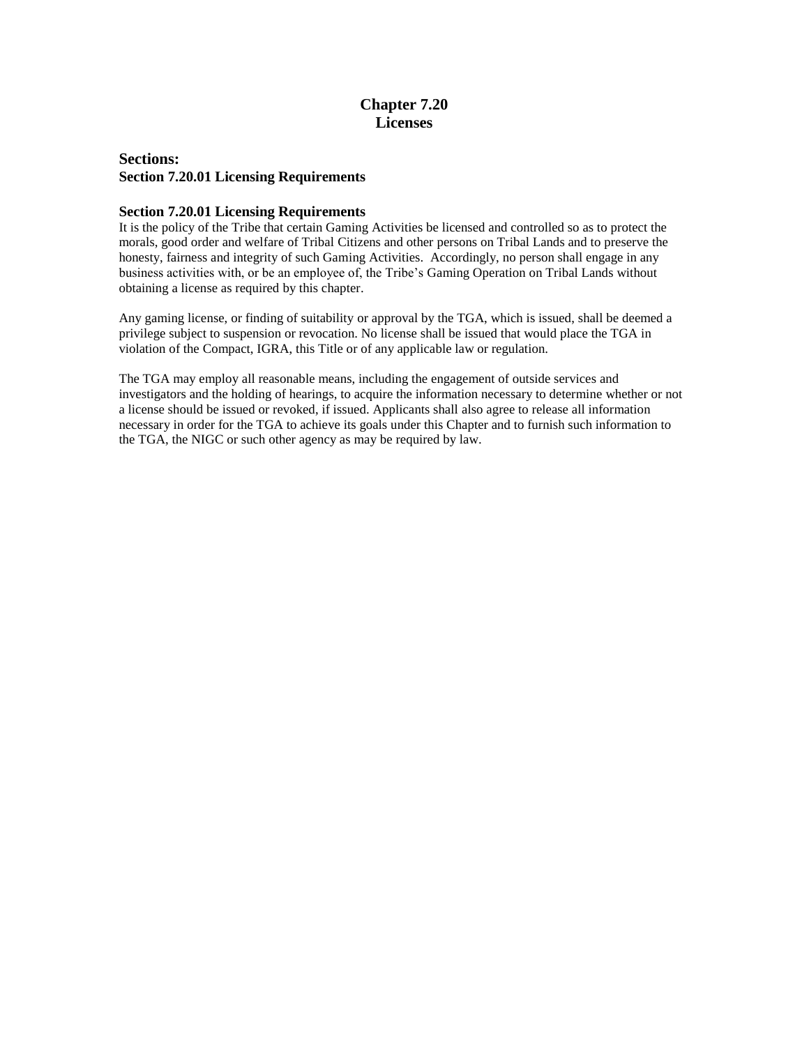# Chapter 7.20
# Licenses

## Sections:
**Section 7.20.01 Licensing Requirements**

### Section 7.20.01 Licensing Requirements

It is the policy of the Tribe that certain Gaming Activities be licensed and controlled so as to protect the morals, good order and welfare of Tribal Citizens and other persons on Tribal Lands and to preserve the honesty, fairness and integrity of such Gaming Activities. Accordingly, no person shall engage in any business activities with, or be an employee of, the Tribe's Gaming Operation on Tribal Lands without obtaining a license as required by this chapter.

Any gaming license, or finding of suitability or approval by the TGA, which is issued, shall be deemed a privilege subject to suspension or revocation. No license shall be issued that would place the TGA in violation of the Compact, IGRA, this Title or of any applicable law or regulation.

The TGA may employ all reasonable means, including the engagement of outside services and investigators and the holding of hearings, to acquire the information necessary to determine whether or not a license should be issued or revoked, if issued. Applicants shall also agree to release all information necessary in order for the TGA to achieve its goals under this Chapter and to furnish such information to the TGA, the NIGC or such other agency as may be required by law.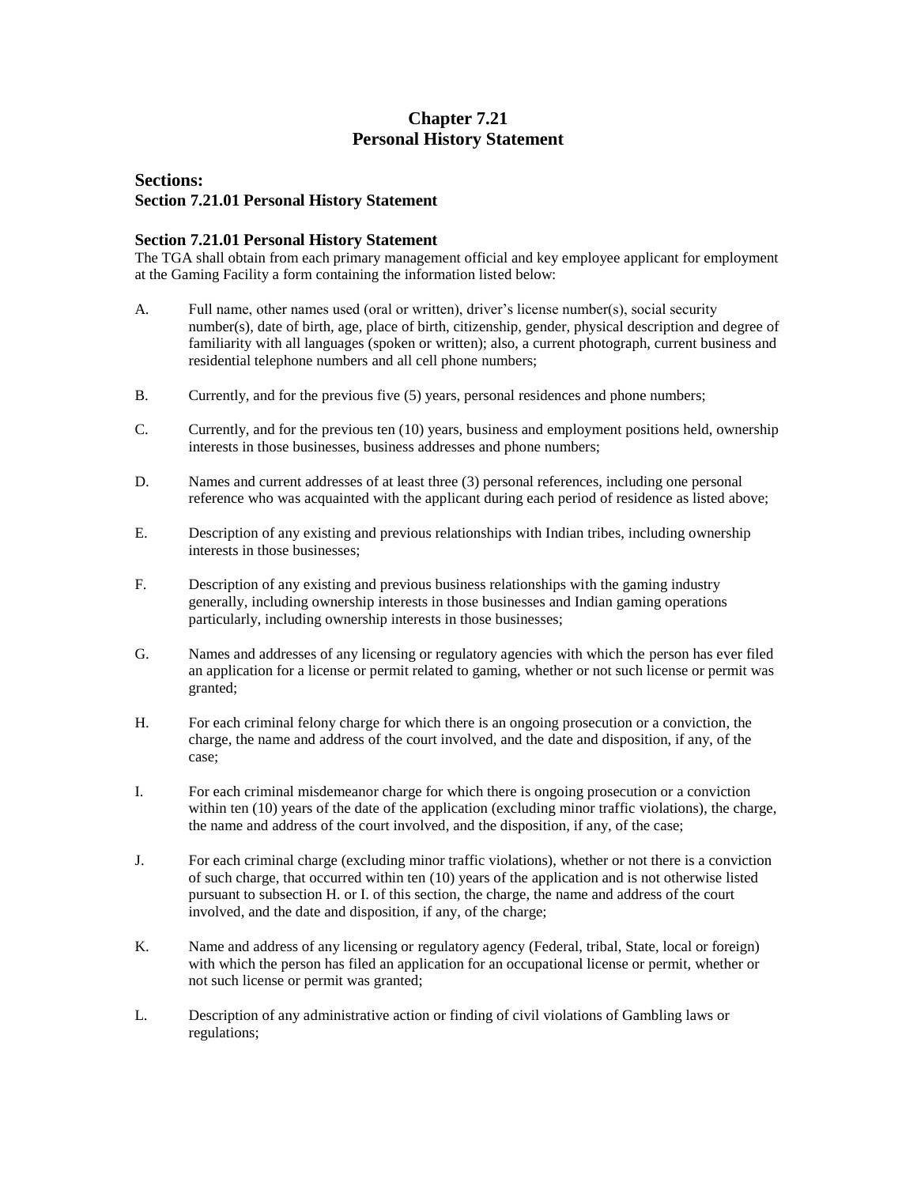# Chapter 7.21
# Personal History Statement

## Sections:
**Section 7.21.01 Personal History Statement**

### Section 7.21.01 Personal History Statement

The TGA shall obtain from each primary management official and key employee applicant for employment at the Gaming Facility a form containing the information listed below:

A. Full name, other names used (oral or written), driver's license number(s), social security number(s), date of birth, age, place of birth, citizenship, gender, physical description and degree of familiarity with all languages (spoken or written); also, a current photograph, current business and residential telephone numbers and all cell phone numbers;

B. Currently, and for the previous five (5) years, personal residences and phone numbers;

C. Currently, and for the previous ten (10) years, business and employment positions held, ownership interests in those businesses, business addresses and phone numbers;

D. Names and current addresses of at least three (3) personal references, including one personal reference who was acquainted with the applicant during each period of residence as listed above;

E. Description of any existing and previous relationships with Indian tribes, including ownership interests in those businesses;

F. Description of any existing and previous business relationships with the gaming industry generally, including ownership interests in those businesses and Indian gaming operations particularly, including ownership interests in those businesses;

G. Names and addresses of any licensing or regulatory agencies with which the person has ever filed an application for a license or permit related to gaming, whether or not such license or permit was granted;

H. For each criminal felony charge for which there is an ongoing prosecution or a conviction, the charge, the name and address of the court involved, and the date and disposition, if any, of the case;

I. For each criminal misdemeanor charge for which there is ongoing prosecution or a conviction within ten (10) years of the date of the application (excluding minor traffic violations), the charge, the name and address of the court involved, and the disposition, if any, of the case;

J. For each criminal charge (excluding minor traffic violations), whether or not there is a conviction of such charge, that occurred within ten (10) years of the application and is not otherwise listed pursuant to subsection H. or I. of this section, the charge, the name and address of the court involved, and the date and disposition, if any, of the charge;

K. Name and address of any licensing or regulatory agency (Federal, tribal, State, local or foreign) with which the person has filed an application for an occupational license or permit, whether or not such license or permit was granted;

L. Description of any administrative action or finding of civil violations of Gambling laws or regulations;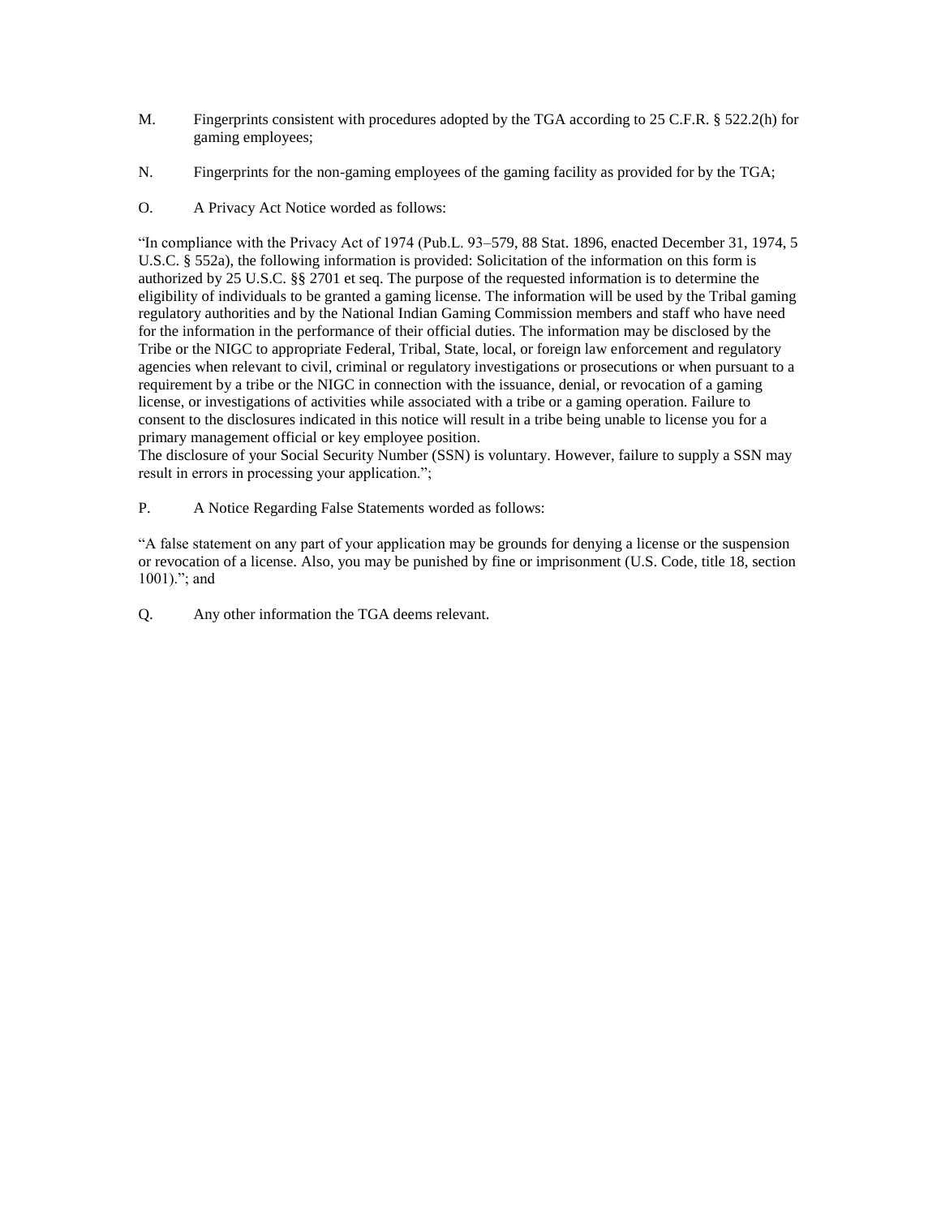M. Fingerprints consistent with procedures adopted by the TGA according to 25 C.F.R. § 522.2(h) for gaming employees;

N. Fingerprints for the non-gaming employees of the gaming facility as provided for by the TGA;

O. A Privacy Act Notice worded as follows:

"In compliance with the Privacy Act of 1974 (Pub.L. 93–579, 88 Stat. 1896, enacted December 31, 1974, 5 U.S.C. § 552a), the following information is provided: Solicitation of the information on this form is authorized by 25 U.S.C. §§ 2701 et seq. The purpose of the requested information is to determine the eligibility of individuals to be granted a gaming license. The information will be used by the Tribal gaming regulatory authorities and by the National Indian Gaming Commission members and staff who have need for the information in the performance of their official duties. The information may be disclosed by the Tribe or the NIGC to appropriate Federal, Tribal, State, local, or foreign law enforcement and regulatory agencies when relevant to civil, criminal or regulatory investigations or prosecutions or when pursuant to a requirement by a tribe or the NIGC in connection with the issuance, denial, or revocation of a gaming license, or investigations of activities while associated with a tribe or a gaming operation. Failure to consent to the disclosures indicated in this notice will result in a tribe being unable to license you for a primary management official or key employee position.
The disclosure of your Social Security Number (SSN) is voluntary. However, failure to supply a SSN may result in errors in processing your application.";

P. A Notice Regarding False Statements worded as follows:

"A false statement on any part of your application may be grounds for denying a license or the suspension or revocation of a license. Also, you may be punished by fine or imprisonment (U.S. Code, title 18, section 1001)."; and

Q. Any other information the TGA deems relevant.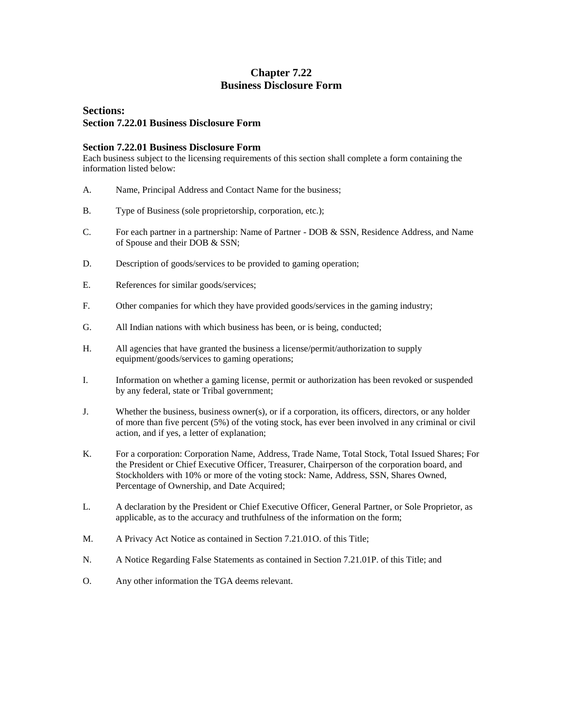# Chapter 7.22
# Business Disclosure Form

## Sections:
**Section 7.22.01 Business Disclosure Form**

### Section 7.22.01 Business Disclosure Form

Each business subject to the licensing requirements of this section shall complete a form containing the information listed below:

A. Name, Principal Address and Contact Name for the business;

B. Type of Business (sole proprietorship, corporation, etc.);

C. For each partner in a partnership: Name of Partner - DOB & SSN, Residence Address, and Name of Spouse and their DOB & SSN;

D. Description of goods/services to be provided to gaming operation;

E. References for similar goods/services;

F. Other companies for which they have provided goods/services in the gaming industry;

G. All Indian nations with which business has been, or is being, conducted;

H. All agencies that have granted the business a license/permit/authorization to supply equipment/goods/services to gaming operations;

I. Information on whether a gaming license, permit or authorization has been revoked or suspended by any federal, state or Tribal government;

J. Whether the business, business owner(s), or if a corporation, its officers, directors, or any holder of more than five percent (5%) of the voting stock, has ever been involved in any criminal or civil action, and if yes, a letter of explanation;

K. For a corporation: Corporation Name, Address, Trade Name, Total Stock, Total Issued Shares; For the President or Chief Executive Officer, Treasurer, Chairperson of the corporation board, and Stockholders with 10% or more of the voting stock: Name, Address, SSN, Shares Owned, Percentage of Ownership, and Date Acquired;

L. A declaration by the President or Chief Executive Officer, General Partner, or Sole Proprietor, as applicable, as to the accuracy and truthfulness of the information on the form;

M. A Privacy Act Notice as contained in Section 7.21.01O. of this Title;

N. A Notice Regarding False Statements as contained in Section 7.21.01P. of this Title; and

O. Any other information the TGA deems relevant.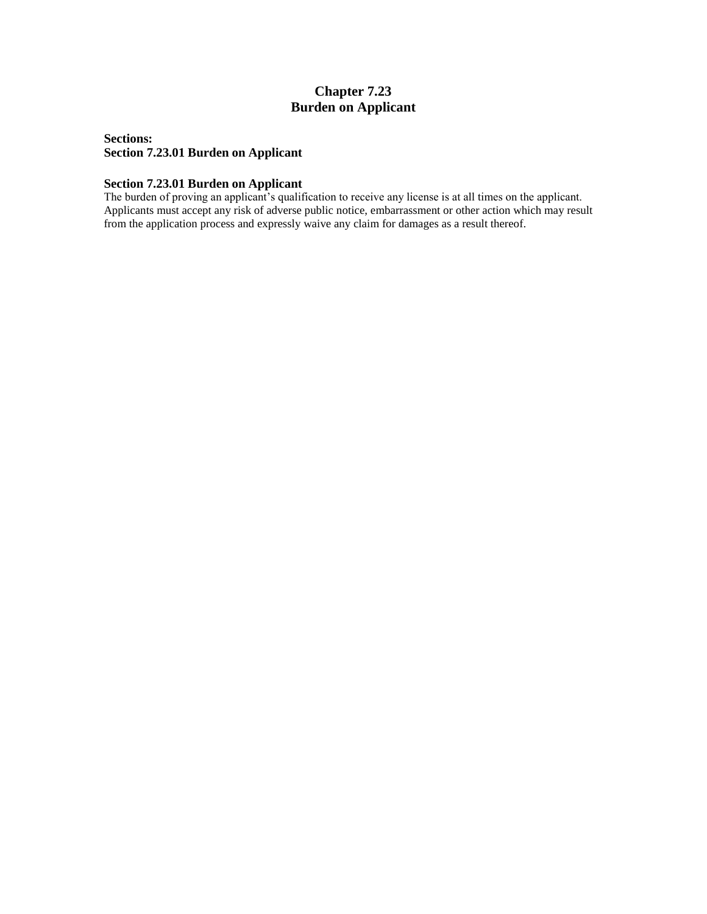# Chapter 7.23
# Burden on Applicant

**Sections:**
**Section 7.23.01 Burden on Applicant**

### Section 7.23.01 Burden on Applicant

The burden of proving an applicant's qualification to receive any license is at all times on the applicant. Applicants must accept any risk of adverse public notice, embarrassment or other action which may result from the application process and expressly waive any claim for damages as a result thereof.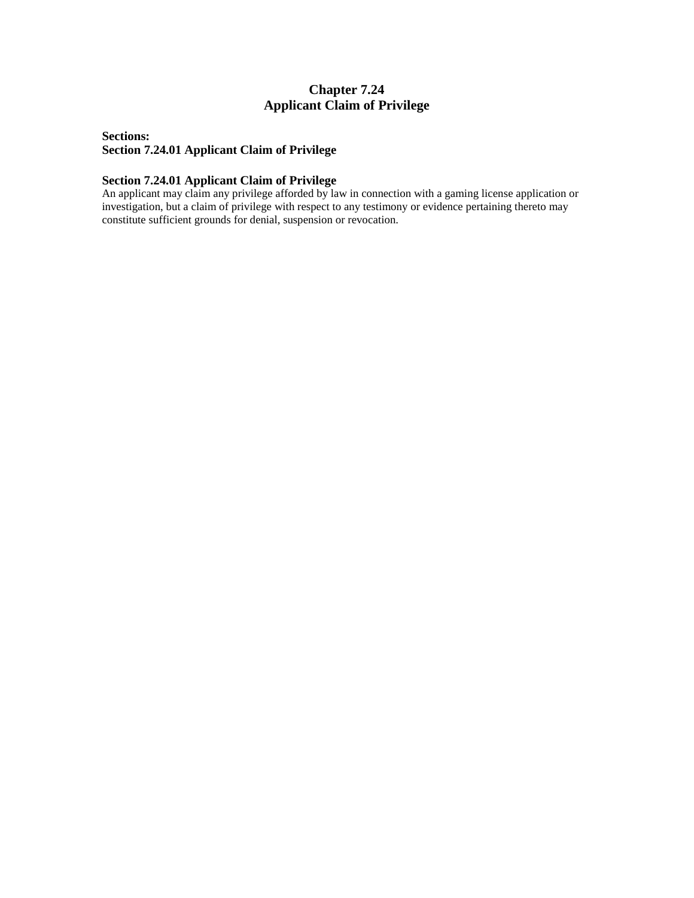# Chapter 7.24
# Applicant Claim of Privilege

**Sections:**
**Section 7.24.01 Applicant Claim of Privilege**

### Section 7.24.01 Applicant Claim of Privilege

An applicant may claim any privilege afforded by law in connection with a gaming license application or investigation, but a claim of privilege with respect to any testimony or evidence pertaining thereto may constitute sufficient grounds for denial, suspension or revocation.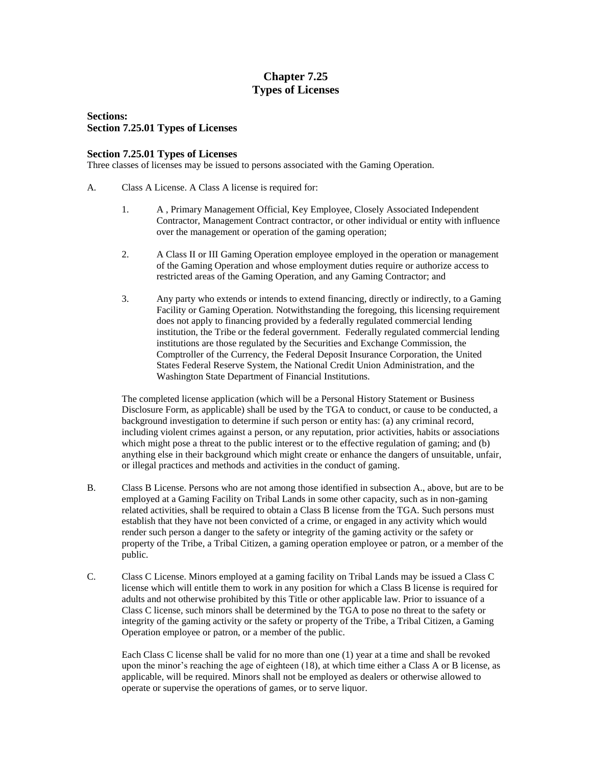# Chapter 7.25
# Types of Licenses

**Sections:**
**Section 7.25.01 Types of Licenses**

### Section 7.25.01 Types of Licenses

Three classes of licenses may be issued to persons associated with the Gaming Operation.

A. Class A License. A Class A license is required for:

1. A , Primary Management Official, Key Employee, Closely Associated Independent Contractor, Management Contract contractor, or other individual or entity with influence over the management or operation of the gaming operation;

2. A Class II or III Gaming Operation employee employed in the operation or management of the Gaming Operation and whose employment duties require or authorize access to restricted areas of the Gaming Operation, and any Gaming Contractor; and

3. Any party who extends or intends to extend financing, directly or indirectly, to a Gaming Facility or Gaming Operation. Notwithstanding the foregoing, this licensing requirement does not apply to financing provided by a federally regulated commercial lending institution, the Tribe or the federal government. Federally regulated commercial lending institutions are those regulated by the Securities and Exchange Commission, the Comptroller of the Currency, the Federal Deposit Insurance Corporation, the United States Federal Reserve System, the National Credit Union Administration, and the Washington State Department of Financial Institutions.

The completed license application (which will be a Personal History Statement or Business Disclosure Form, as applicable) shall be used by the TGA to conduct, or cause to be conducted, a background investigation to determine if such person or entity has: (a) any criminal record, including violent crimes against a person, or any reputation, prior activities, habits or associations which might pose a threat to the public interest or to the effective regulation of gaming; and (b) anything else in their background which might create or enhance the dangers of unsuitable, unfair, or illegal practices and methods and activities in the conduct of gaming.

B. Class B License. Persons who are not among those identified in subsection A., above, but are to be employed at a Gaming Facility on Tribal Lands in some other capacity, such as in non-gaming related activities, shall be required to obtain a Class B license from the TGA. Such persons must establish that they have not been convicted of a crime, or engaged in any activity which would render such person a danger to the safety or integrity of the gaming activity or the safety or property of the Tribe, a Tribal Citizen, a gaming operation employee or patron, or a member of the public.

C. Class C License. Minors employed at a gaming facility on Tribal Lands may be issued a Class C license which will entitle them to work in any position for which a Class B license is required for adults and not otherwise prohibited by this Title or other applicable law. Prior to issuance of a Class C license, such minors shall be determined by the TGA to pose no threat to the safety or integrity of the gaming activity or the safety or property of the Tribe, a Tribal Citizen, a Gaming Operation employee or patron, or a member of the public.

Each Class C license shall be valid for no more than one (1) year at a time and shall be revoked upon the minor's reaching the age of eighteen (18), at which time either a Class A or B license, as applicable, will be required. Minors shall not be employed as dealers or otherwise allowed to operate or supervise the operations of games, or to serve liquor.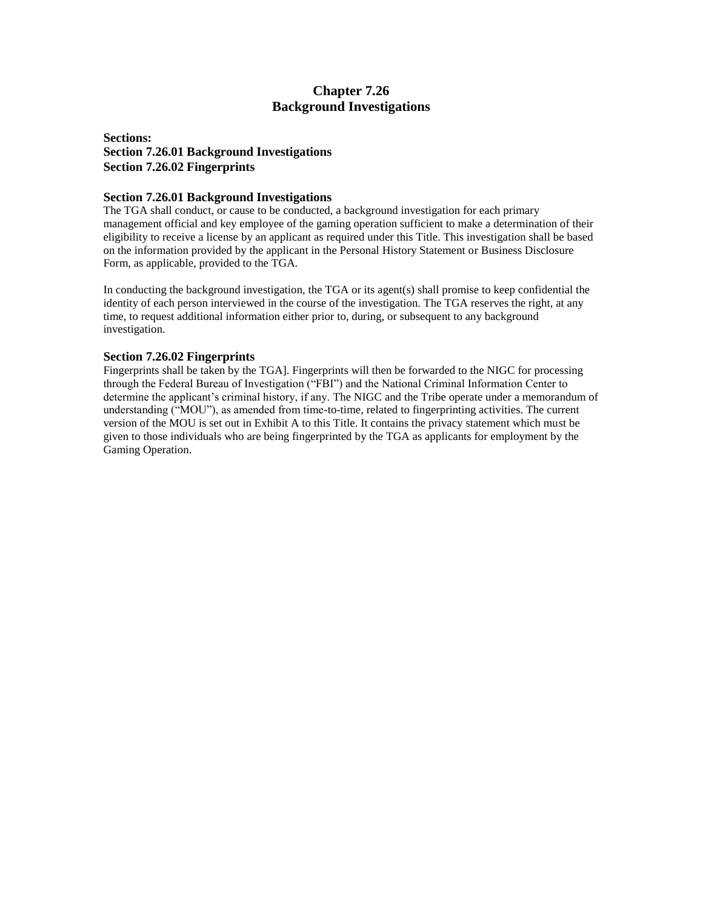# Chapter 7.26
# Background Investigations

**Sections:**
**Section 7.26.01 Background Investigations**
**Section 7.26.02 Fingerprints**

### Section 7.26.01 Background Investigations

The TGA shall conduct, or cause to be conducted, a background investigation for each primary management official and key employee of the gaming operation sufficient to make a determination of their eligibility to receive a license by an applicant as required under this Title. This investigation shall be based on the information provided by the applicant in the Personal History Statement or Business Disclosure Form, as applicable, provided to the TGA.

In conducting the background investigation, the TGA or its agent(s) shall promise to keep confidential the identity of each person interviewed in the course of the investigation. The TGA reserves the right, at any time, to request additional information either prior to, during, or subsequent to any background investigation.

### Section 7.26.02 Fingerprints

Fingerprints shall be taken by the TGA]. Fingerprints will then be forwarded to the NIGC for processing through the Federal Bureau of Investigation ("FBI") and the National Criminal Information Center to determine the applicant's criminal history, if any. The NIGC and the Tribe operate under a memorandum of understanding ("MOU"), as amended from time-to-time, related to fingerprinting activities. The current version of the MOU is set out in Exhibit A to this Title. It contains the privacy statement which must be given to those individuals who are being fingerprinted by the TGA as applicants for employment by the Gaming Operation.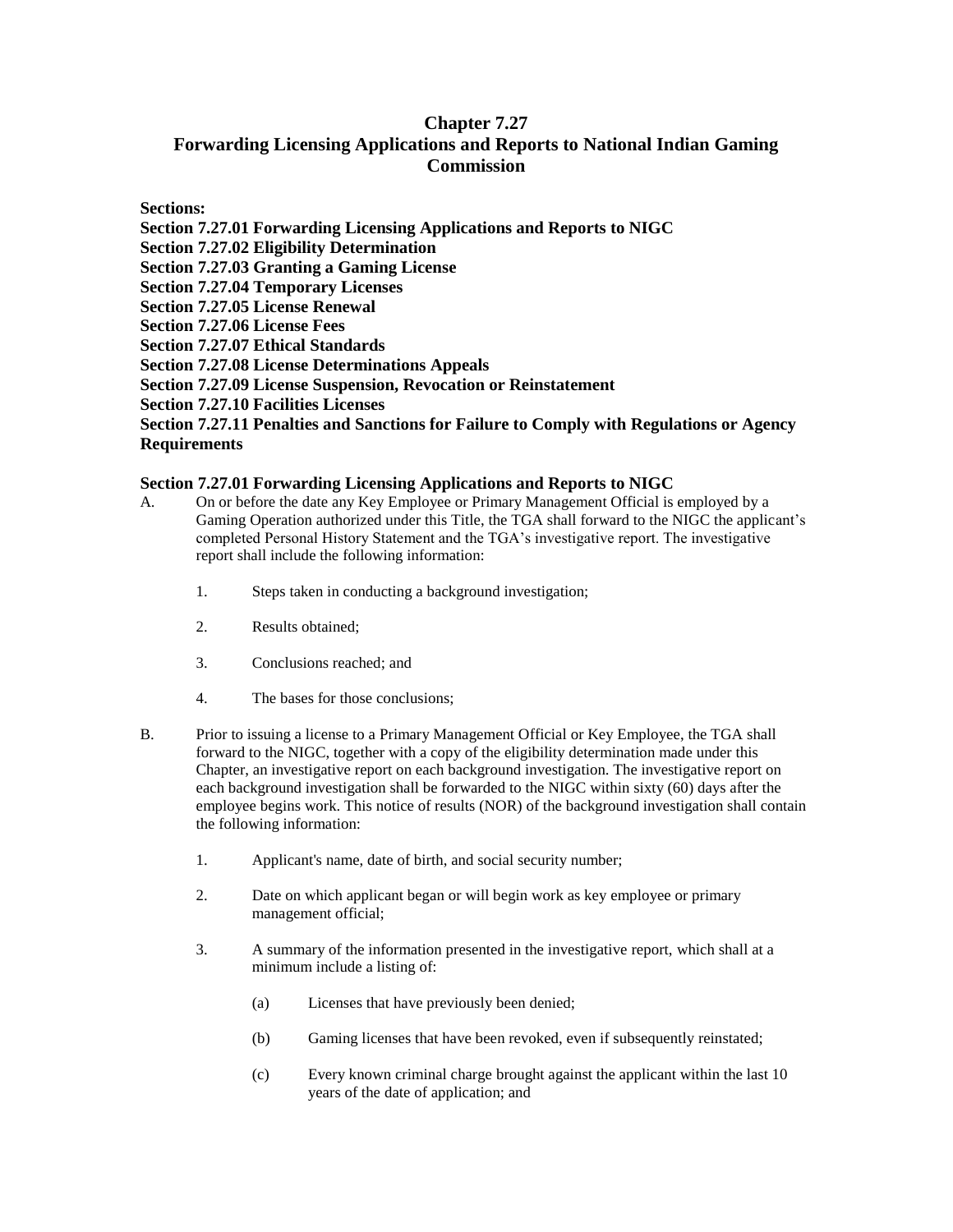# Chapter 7.27
## Forwarding Licensing Applications and Reports to National Indian Gaming Commission

**Sections:**
**Section 7.27.01 Forwarding Licensing Applications and Reports to NIGC**
**Section 7.27.02 Eligibility Determination**
**Section 7.27.03 Granting a Gaming License**
**Section 7.27.04 Temporary Licenses**
**Section 7.27.05 License Renewal**
**Section 7.27.06 License Fees**
**Section 7.27.07 Ethical Standards**
**Section 7.27.08 License Determinations Appeals**
**Section 7.27.09 License Suspension, Revocation or Reinstatement**
**Section 7.27.10 Facilities Licenses**
**Section 7.27.11 Penalties and Sanctions for Failure to Comply with Regulations or Agency Requirements**

### Section 7.27.01 Forwarding Licensing Applications and Reports to NIGC

A. On or before the date any Key Employee or Primary Management Official is employed by a Gaming Operation authorized under this Title, the TGA shall forward to the NIGC the applicant's completed Personal History Statement and the TGA's investigative report. The investigative report shall include the following information:

   1. Steps taken in conducting a background investigation;

   2. Results obtained;

   3. Conclusions reached; and

   4. The bases for those conclusions;

B. Prior to issuing a license to a Primary Management Official or Key Employee, the TGA shall forward to the NIGC, together with a copy of the eligibility determination made under this Chapter, an investigative report on each background investigation. The investigative report on each background investigation shall be forwarded to the NIGC within sixty (60) days after the employee begins work. This notice of results (NOR) of the background investigation shall contain the following information:

   1. Applicant's name, date of birth, and social security number;

   2. Date on which applicant began or will begin work as key employee or primary management official;

   3. A summary of the information presented in the investigative report, which shall at a minimum include a listing of:

      (a) Licenses that have previously been denied;

      (b) Gaming licenses that have been revoked, even if subsequently reinstated;

      (c) Every known criminal charge brought against the applicant within the last 10 years of the date of application; and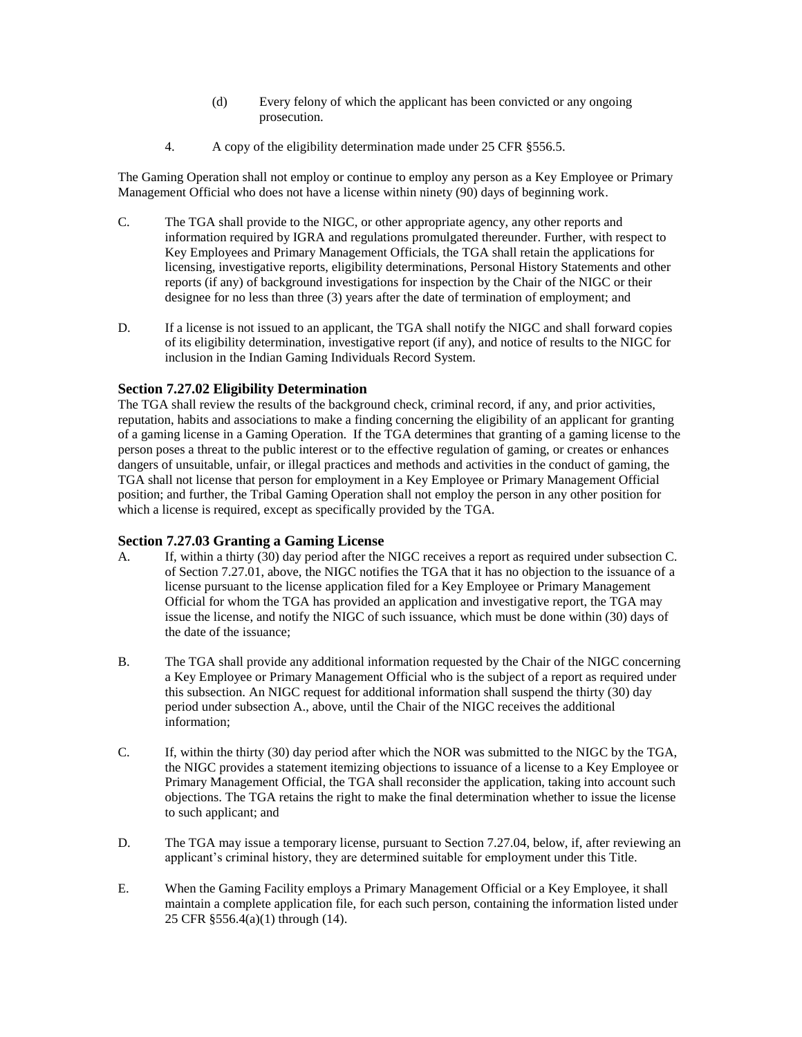(d) Every felony of which the applicant has been convicted or any ongoing prosecution.

4. A copy of the eligibility determination made under 25 CFR §556.5.

The Gaming Operation shall not employ or continue to employ any person as a Key Employee or Primary Management Official who does not have a license within ninety (90) days of beginning work.

C. The TGA shall provide to the NIGC, or other appropriate agency, any other reports and information required by IGRA and regulations promulgated thereunder. Further, with respect to Key Employees and Primary Management Officials, the TGA shall retain the applications for licensing, investigative reports, eligibility determinations, Personal History Statements and other reports (if any) of background investigations for inspection by the Chair of the NIGC or their designee for no less than three (3) years after the date of termination of employment; and

D. If a license is not issued to an applicant, the TGA shall notify the NIGC and shall forward copies of its eligibility determination, investigative report (if any), and notice of results to the NIGC for inclusion in the Indian Gaming Individuals Record System.

### Section 7.27.02 Eligibility Determination

The TGA shall review the results of the background check, criminal record, if any, and prior activities, reputation, habits and associations to make a finding concerning the eligibility of an applicant for granting of a gaming license in a Gaming Operation. If the TGA determines that granting of a gaming license to the person poses a threat to the public interest or to the effective regulation of gaming, or creates or enhances dangers of unsuitable, unfair, or illegal practices and methods and activities in the conduct of gaming, the TGA shall not license that person for employment in a Key Employee or Primary Management Official position; and further, the Tribal Gaming Operation shall not employ the person in any other position for which a license is required, except as specifically provided by the TGA.

### Section 7.27.03 Granting a Gaming License

A. If, within a thirty (30) day period after the NIGC receives a report as required under subsection C. of Section 7.27.01, above, the NIGC notifies the TGA that it has no objection to the issuance of a license pursuant to the license application filed for a Key Employee or Primary Management Official for whom the TGA has provided an application and investigative report, the TGA may issue the license, and notify the NIGC of such issuance, which must be done within (30) days of the date of the issuance;

B. The TGA shall provide any additional information requested by the Chair of the NIGC concerning a Key Employee or Primary Management Official who is the subject of a report as required under this subsection. An NIGC request for additional information shall suspend the thirty (30) day period under subsection A., above, until the Chair of the NIGC receives the additional information;

C. If, within the thirty (30) day period after which the NOR was submitted to the NIGC by the TGA, the NIGC provides a statement itemizing objections to issuance of a license to a Key Employee or Primary Management Official, the TGA shall reconsider the application, taking into account such objections. The TGA retains the right to make the final determination whether to issue the license to such applicant; and

D. The TGA may issue a temporary license, pursuant to Section 7.27.04, below, if, after reviewing an applicant's criminal history, they are determined suitable for employment under this Title.

E. When the Gaming Facility employs a Primary Management Official or a Key Employee, it shall maintain a complete application file, for each such person, containing the information listed under 25 CFR §556.4(a)(1) through (14).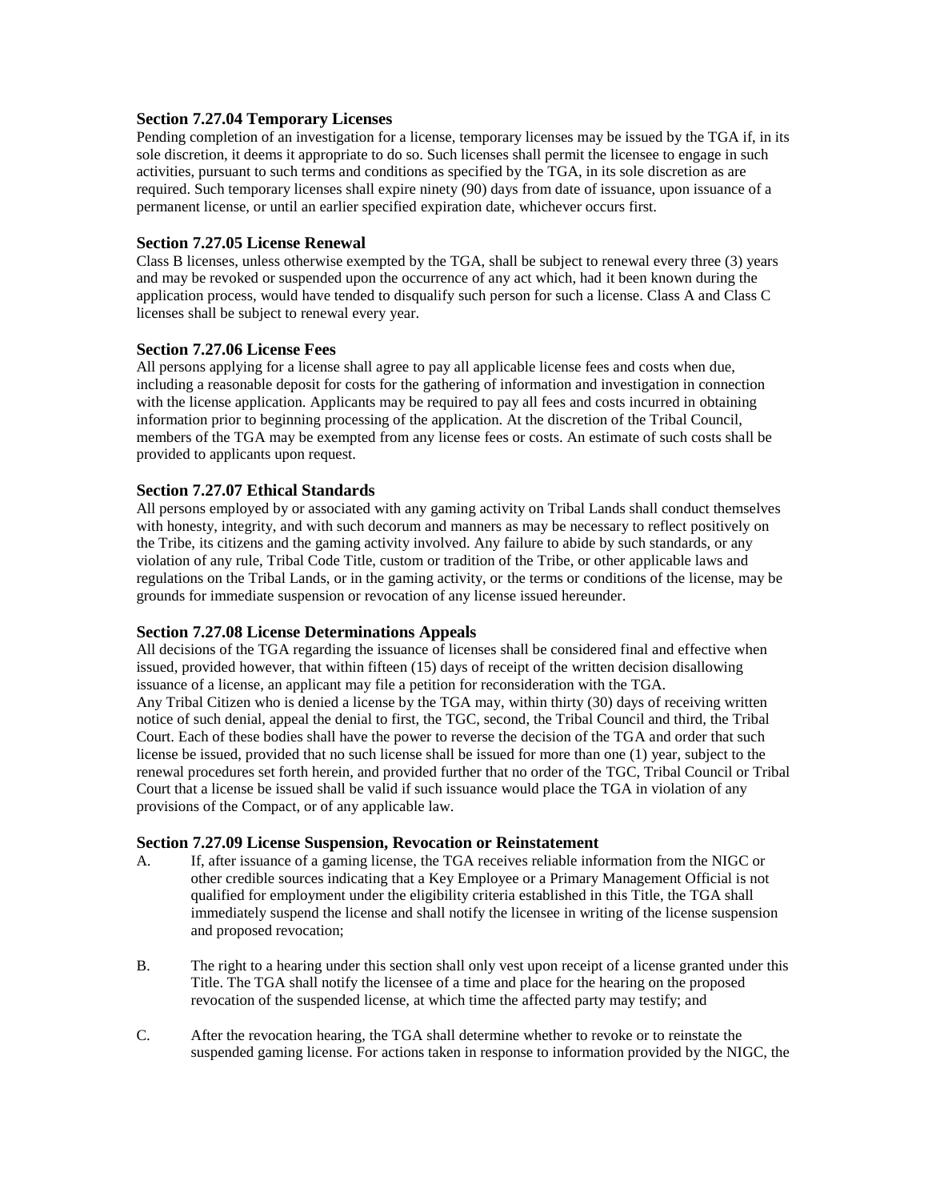### Section 7.27.04 Temporary Licenses

Pending completion of an investigation for a license, temporary licenses may be issued by the TGA if, in its sole discretion, it deems it appropriate to do so. Such licenses shall permit the licensee to engage in such activities, pursuant to such terms and conditions as specified by the TGA, in its sole discretion as are required. Such temporary licenses shall expire ninety (90) days from date of issuance, upon issuance of a permanent license, or until an earlier specified expiration date, whichever occurs first.

### Section 7.27.05 License Renewal

Class B licenses, unless otherwise exempted by the TGA, shall be subject to renewal every three (3) years and may be revoked or suspended upon the occurrence of any act which, had it been known during the application process, would have tended to disqualify such person for such a license. Class A and Class C licenses shall be subject to renewal every year.

### Section 7.27.06 License Fees

All persons applying for a license shall agree to pay all applicable license fees and costs when due, including a reasonable deposit for costs for the gathering of information and investigation in connection with the license application. Applicants may be required to pay all fees and costs incurred in obtaining information prior to beginning processing of the application. At the discretion of the Tribal Council, members of the TGA may be exempted from any license fees or costs. An estimate of such costs shall be provided to applicants upon request.

### Section 7.27.07 Ethical Standards

All persons employed by or associated with any gaming activity on Tribal Lands shall conduct themselves with honesty, integrity, and with such decorum and manners as may be necessary to reflect positively on the Tribe, its citizens and the gaming activity involved. Any failure to abide by such standards, or any violation of any rule, Tribal Code Title, custom or tradition of the Tribe, or other applicable laws and regulations on the Tribal Lands, or in the gaming activity, or the terms or conditions of the license, may be grounds for immediate suspension or revocation of any license issued hereunder.

### Section 7.27.08 License Determinations Appeals

All decisions of the TGA regarding the issuance of licenses shall be considered final and effective when issued, provided however, that within fifteen (15) days of receipt of the written decision disallowing issuance of a license, an applicant may file a petition for reconsideration with the TGA.

Any Tribal Citizen who is denied a license by the TGA may, within thirty (30) days of receiving written notice of such denial, appeal the denial to first, the TGC, second, the Tribal Council and third, the Tribal Court. Each of these bodies shall have the power to reverse the decision of the TGA and order that such license be issued, provided that no such license shall be issued for more than one (1) year, subject to the renewal procedures set forth herein, and provided further that no order of the TGC, Tribal Council or Tribal Court that a license be issued shall be valid if such issuance would place the TGA in violation of any provisions of the Compact, or of any applicable law.

### Section 7.27.09 License Suspension, Revocation or Reinstatement

A. If, after issuance of a gaming license, the TGA receives reliable information from the NIGC or other credible sources indicating that a Key Employee or a Primary Management Official is not qualified for employment under the eligibility criteria established in this Title, the TGA shall immediately suspend the license and shall notify the licensee in writing of the license suspension and proposed revocation;

B. The right to a hearing under this section shall only vest upon receipt of a license granted under this Title. The TGA shall notify the licensee of a time and place for the hearing on the proposed revocation of the suspended license, at which time the affected party may testify; and

C. After the revocation hearing, the TGA shall determine whether to revoke or to reinstate the suspended gaming license. For actions taken in response to information provided by the NIGC, the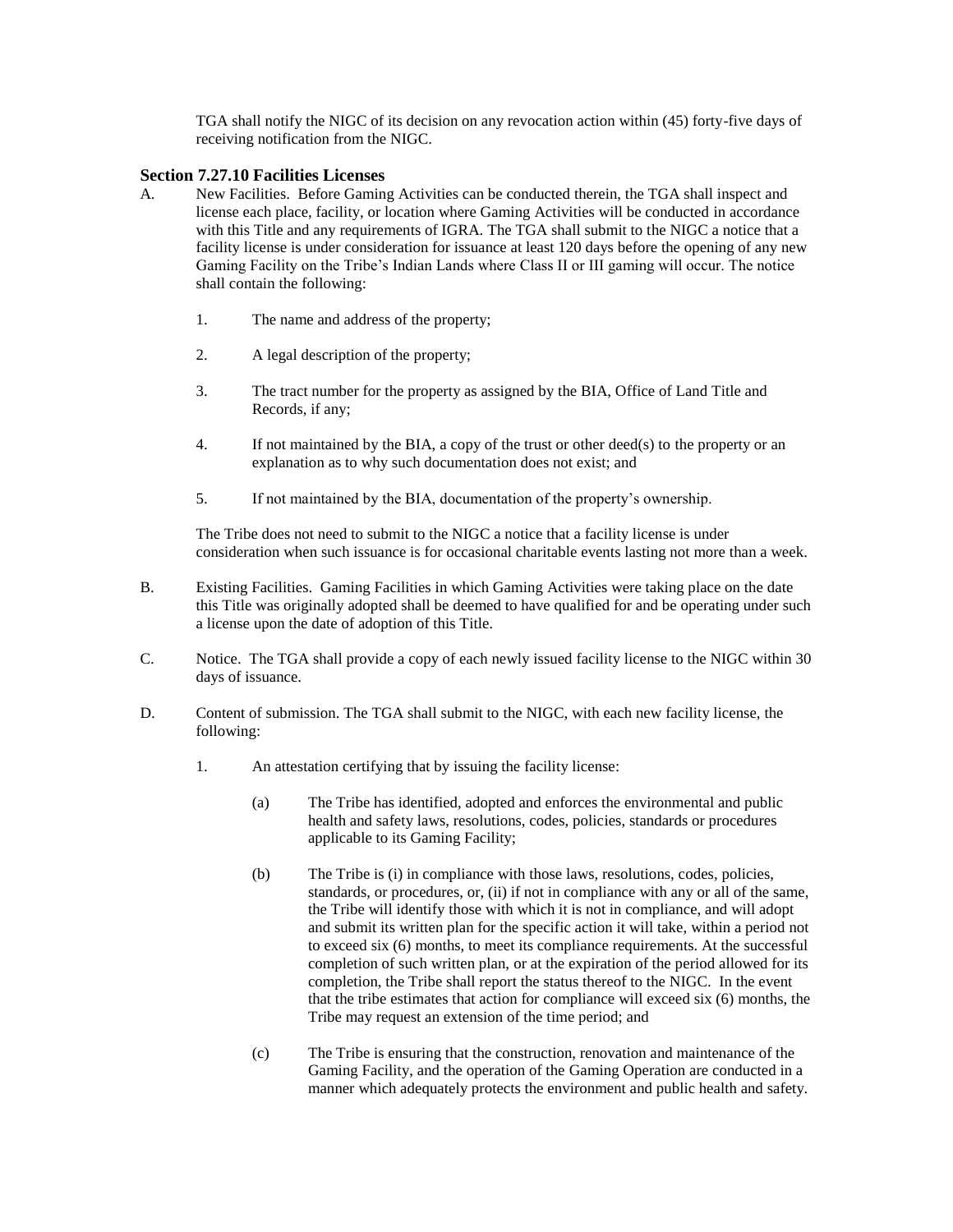TGA shall notify the NIGC of its decision on any revocation action within (45) forty-five days of receiving notification from the NIGC.

### Section 7.27.10 Facilities Licenses

A. New Facilities. Before Gaming Activities can be conducted therein, the TGA shall inspect and license each place, facility, or location where Gaming Activities will be conducted in accordance with this Title and any requirements of IGRA. The TGA shall submit to the NIGC a notice that a facility license is under consideration for issuance at least 120 days before the opening of any new Gaming Facility on the Tribe's Indian Lands where Class II or III gaming will occur. The notice shall contain the following:

  1. The name and address of the property;

  2. A legal description of the property;

  3. The tract number for the property as assigned by the BIA, Office of Land Title and Records, if any;

  4. If not maintained by the BIA, a copy of the trust or other deed(s) to the property or an explanation as to why such documentation does not exist; and

  5. If not maintained by the BIA, documentation of the property's ownership.

  The Tribe does not need to submit to the NIGC a notice that a facility license is under consideration when such issuance is for occasional charitable events lasting not more than a week.

B. Existing Facilities. Gaming Facilities in which Gaming Activities were taking place on the date this Title was originally adopted shall be deemed to have qualified for and be operating under such a license upon the date of adoption of this Title.

C. Notice. The TGA shall provide a copy of each newly issued facility license to the NIGC within 30 days of issuance.

D. Content of submission. The TGA shall submit to the NIGC, with each new facility license, the following:

  1. An attestation certifying that by issuing the facility license:

     (a) The Tribe has identified, adopted and enforces the environmental and public health and safety laws, resolutions, codes, policies, standards or procedures applicable to its Gaming Facility;

     (b) The Tribe is (i) in compliance with those laws, resolutions, codes, policies, standards, or procedures, or, (ii) if not in compliance with any or all of the same, the Tribe will identify those with which it is not in compliance, and will adopt and submit its written plan for the specific action it will take, within a period not to exceed six (6) months, to meet its compliance requirements. At the successful completion of such written plan, or at the expiration of the period allowed for its completion, the Tribe shall report the status thereof to the NIGC. In the event that the tribe estimates that action for compliance will exceed six (6) months, the Tribe may request an extension of the time period; and

     (c) The Tribe is ensuring that the construction, renovation and maintenance of the Gaming Facility, and the operation of the Gaming Operation are conducted in a manner which adequately protects the environment and public health and safety.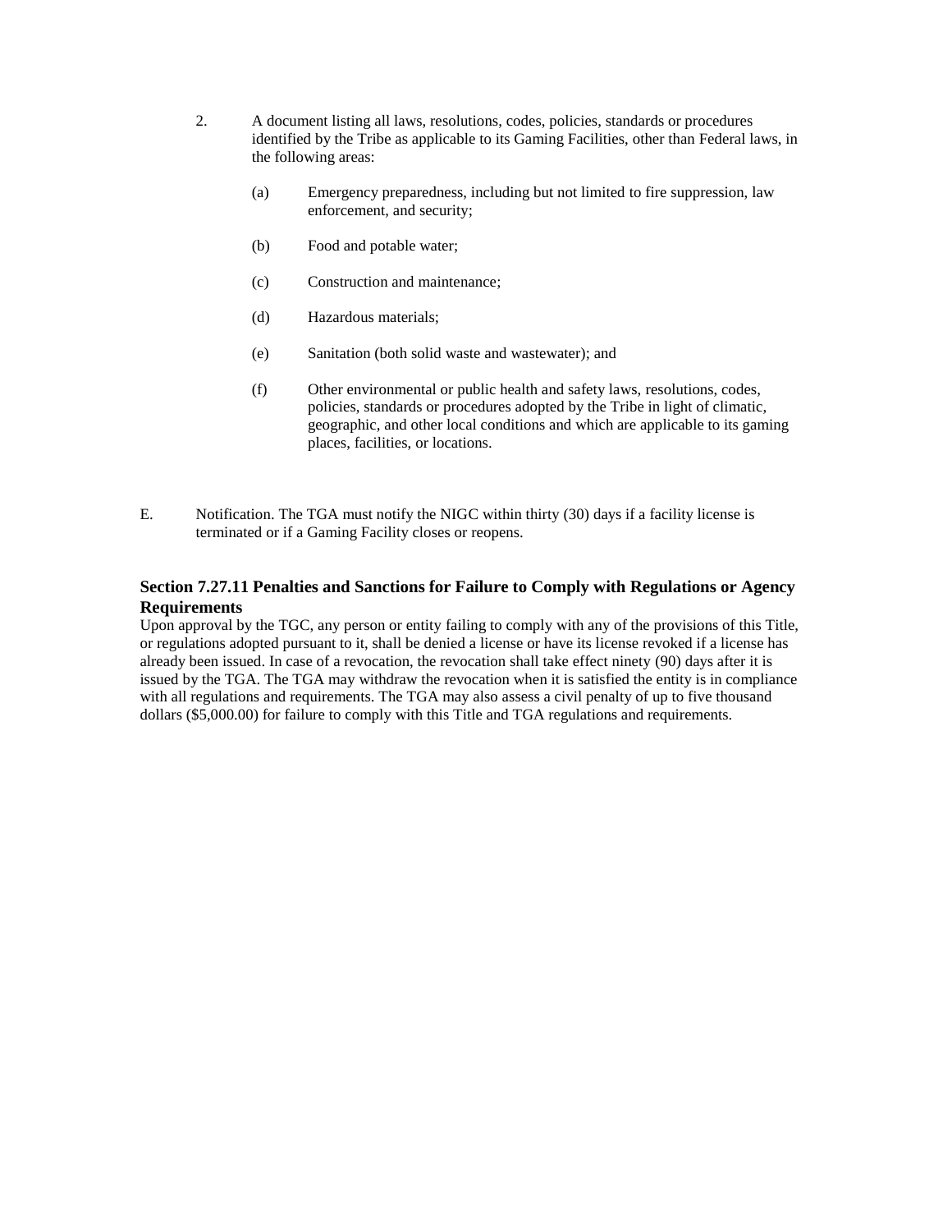2. A document listing all laws, resolutions, codes, policies, standards or procedures identified by the Tribe as applicable to its Gaming Facilities, other than Federal laws, in the following areas:

   (a) Emergency preparedness, including but not limited to fire suppression, law enforcement, and security;

   (b) Food and potable water;

   (c) Construction and maintenance;

   (d) Hazardous materials;

   (e) Sanitation (both solid waste and wastewater); and

   (f) Other environmental or public health and safety laws, resolutions, codes, policies, standards or procedures adopted by the Tribe in light of climatic, geographic, and other local conditions and which are applicable to its gaming places, facilities, or locations.

E. Notification. The TGA must notify the NIGC within thirty (30) days if a facility license is terminated or if a Gaming Facility closes or reopens.

### Section 7.27.11 Penalties and Sanctions for Failure to Comply with Regulations or Agency Requirements

Upon approval by the TGC, any person or entity failing to comply with any of the provisions of this Title, or regulations adopted pursuant to it, shall be denied a license or have its license revoked if a license has already been issued. In case of a revocation, the revocation shall take effect ninety (90) days after it is issued by the TGA. The TGA may withdraw the revocation when it is satisfied the entity is in compliance with all regulations and requirements. The TGA may also assess a civil penalty of up to five thousand dollars ($5,000.00) for failure to comply with this Title and TGA regulations and requirements.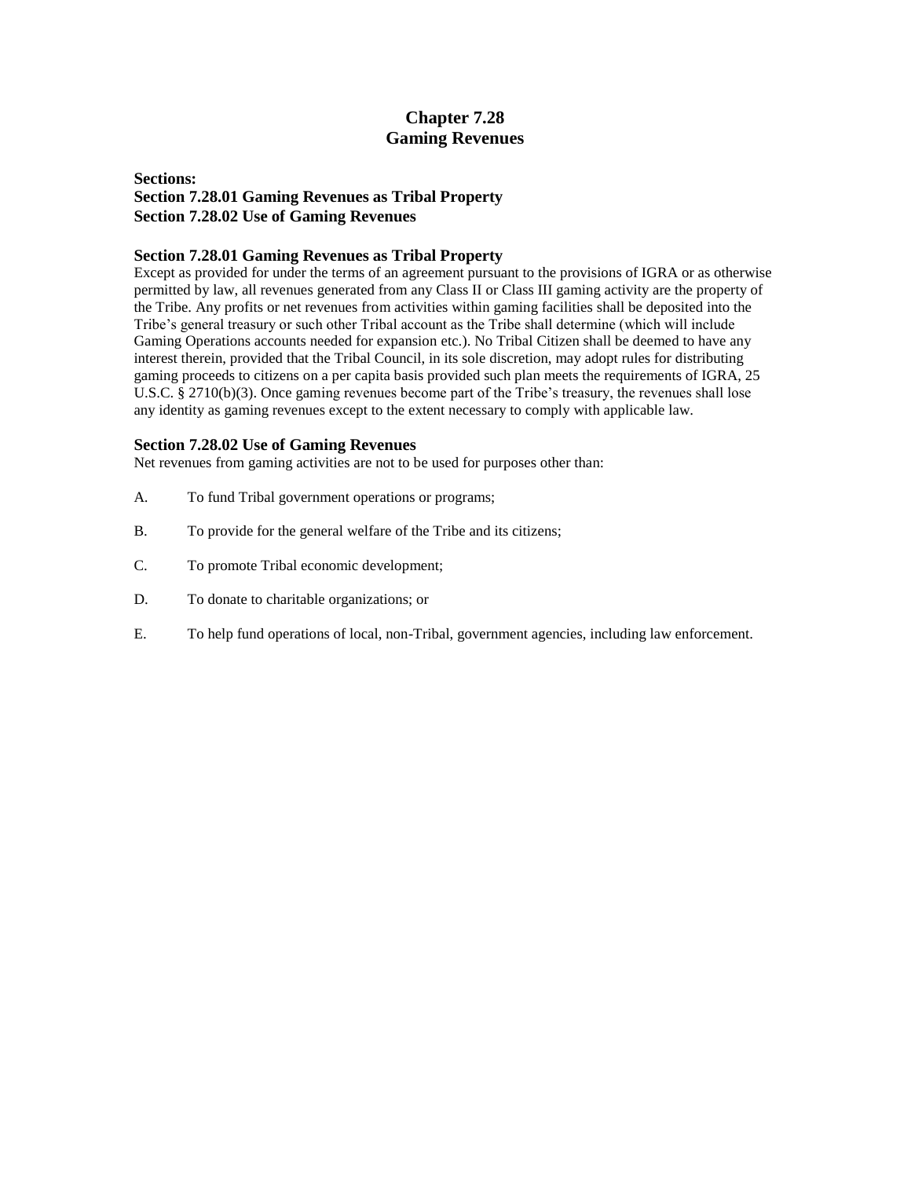# Chapter 7.28
# Gaming Revenues

**Sections:**
**Section 7.28.01 Gaming Revenues as Tribal Property**
**Section 7.28.02 Use of Gaming Revenues**

### Section 7.28.01 Gaming Revenues as Tribal Property

Except as provided for under the terms of an agreement pursuant to the provisions of IGRA or as otherwise permitted by law, all revenues generated from any Class II or Class III gaming activity are the property of the Tribe. Any profits or net revenues from activities within gaming facilities shall be deposited into the Tribe's general treasury or such other Tribal account as the Tribe shall determine (which will include Gaming Operations accounts needed for expansion etc.). No Tribal Citizen shall be deemed to have any interest therein, provided that the Tribal Council, in its sole discretion, may adopt rules for distributing gaming proceeds to citizens on a per capita basis provided such plan meets the requirements of IGRA, 25 U.S.C. § 2710(b)(3). Once gaming revenues become part of the Tribe's treasury, the revenues shall lose any identity as gaming revenues except to the extent necessary to comply with applicable law.

### Section 7.28.02 Use of Gaming Revenues

Net revenues from gaming activities are not to be used for purposes other than:

A. To fund Tribal government operations or programs;

B. To provide for the general welfare of the Tribe and its citizens;

C. To promote Tribal economic development;

D. To donate to charitable organizations; or

E. To help fund operations of local, non-Tribal, government agencies, including law enforcement.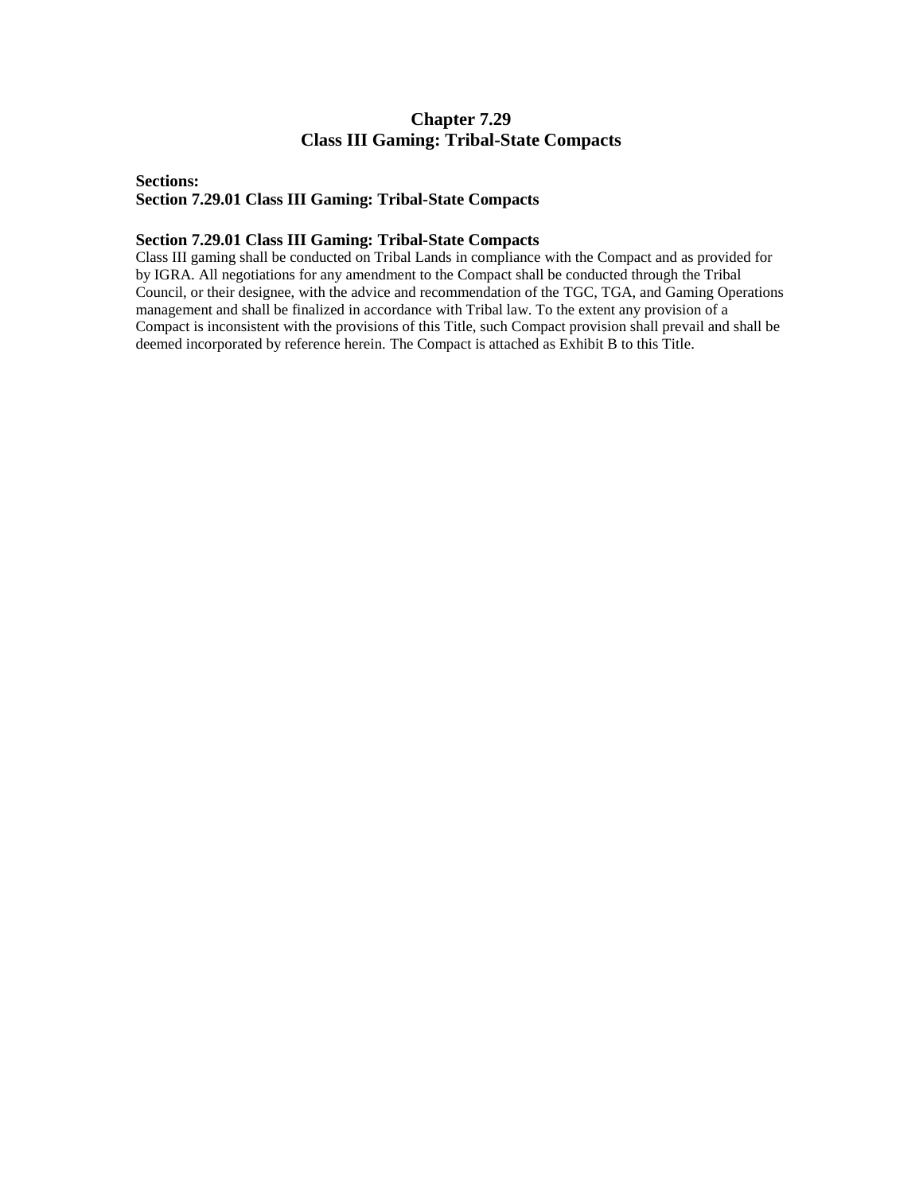# Chapter 7.29
# Class III Gaming: Tribal-State Compacts

**Sections:**
**Section 7.29.01 Class III Gaming: Tribal-State Compacts**

### Section 7.29.01 Class III Gaming: Tribal-State Compacts

Class III gaming shall be conducted on Tribal Lands in compliance with the Compact and as provided for by IGRA. All negotiations for any amendment to the Compact shall be conducted through the Tribal Council, or their designee, with the advice and recommendation of the TGC, TGA, and Gaming Operations management and shall be finalized in accordance with Tribal law. To the extent any provision of a Compact is inconsistent with the provisions of this Title, such Compact provision shall prevail and shall be deemed incorporated by reference herein. The Compact is attached as Exhibit B to this Title.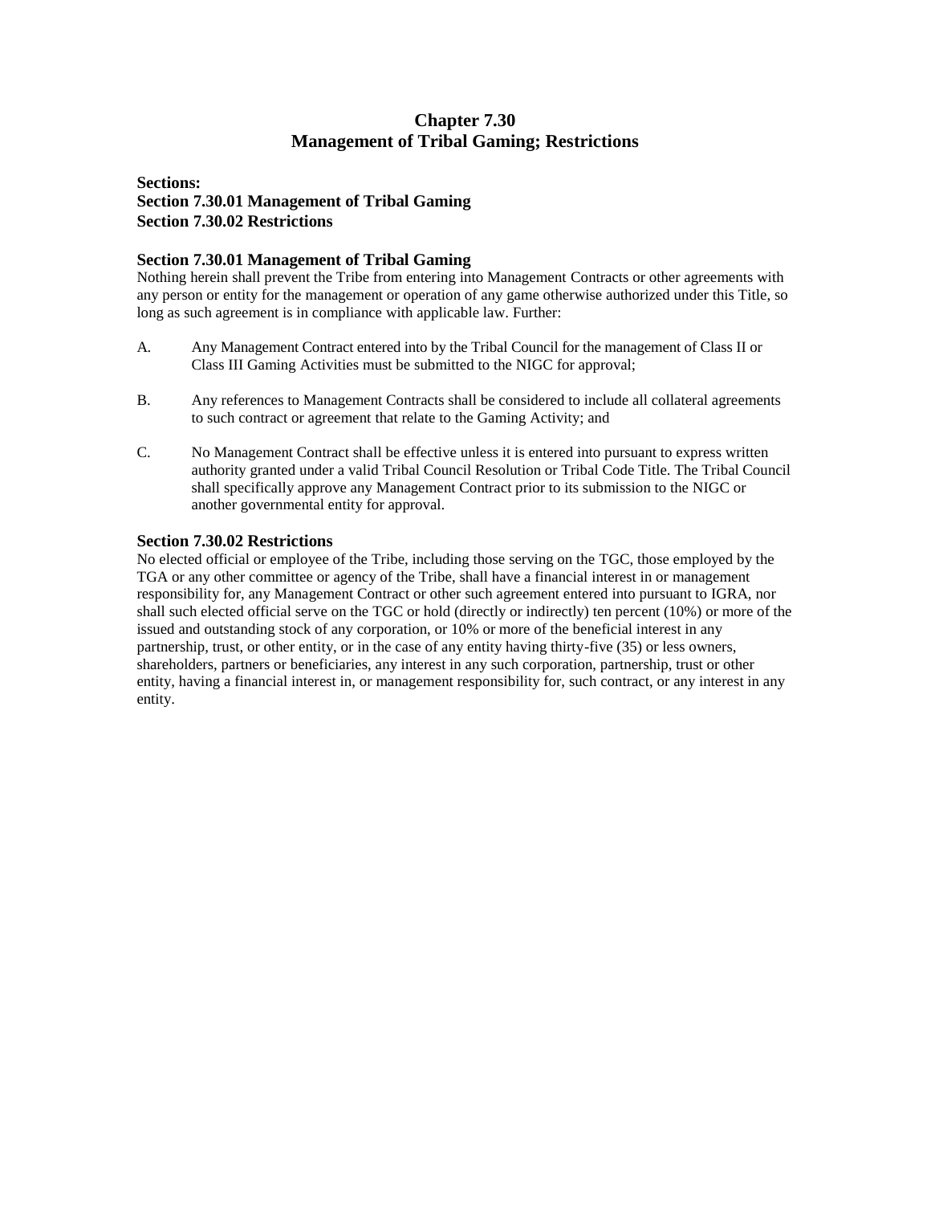# Chapter 7.30
# Management of Tribal Gaming; Restrictions

**Sections:**
**Section 7.30.01 Management of Tribal Gaming**
**Section 7.30.02 Restrictions**

## Section 7.30.01 Management of Tribal Gaming

Nothing herein shall prevent the Tribe from entering into Management Contracts or other agreements with any person or entity for the management or operation of any game otherwise authorized under this Title, so long as such agreement is in compliance with applicable law. Further:

A. Any Management Contract entered into by the Tribal Council for the management of Class II or Class III Gaming Activities must be submitted to the NIGC for approval;

B. Any references to Management Contracts shall be considered to include all collateral agreements to such contract or agreement that relate to the Gaming Activity; and

C. No Management Contract shall be effective unless it is entered into pursuant to express written authority granted under a valid Tribal Council Resolution or Tribal Code Title. The Tribal Council shall specifically approve any Management Contract prior to its submission to the NIGC or another governmental entity for approval.

## Section 7.30.02 Restrictions

No elected official or employee of the Tribe, including those serving on the TGC, those employed by the TGA or any other committee or agency of the Tribe, shall have a financial interest in or management responsibility for, any Management Contract or other such agreement entered into pursuant to IGRA, nor shall such elected official serve on the TGC or hold (directly or indirectly) ten percent (10%) or more of the issued and outstanding stock of any corporation, or 10% or more of the beneficial interest in any partnership, trust, or other entity, or in the case of any entity having thirty-five (35) or less owners, shareholders, partners or beneficiaries, any interest in any such corporation, partnership, trust or other entity, having a financial interest in, or management responsibility for, such contract, or any interest in any entity.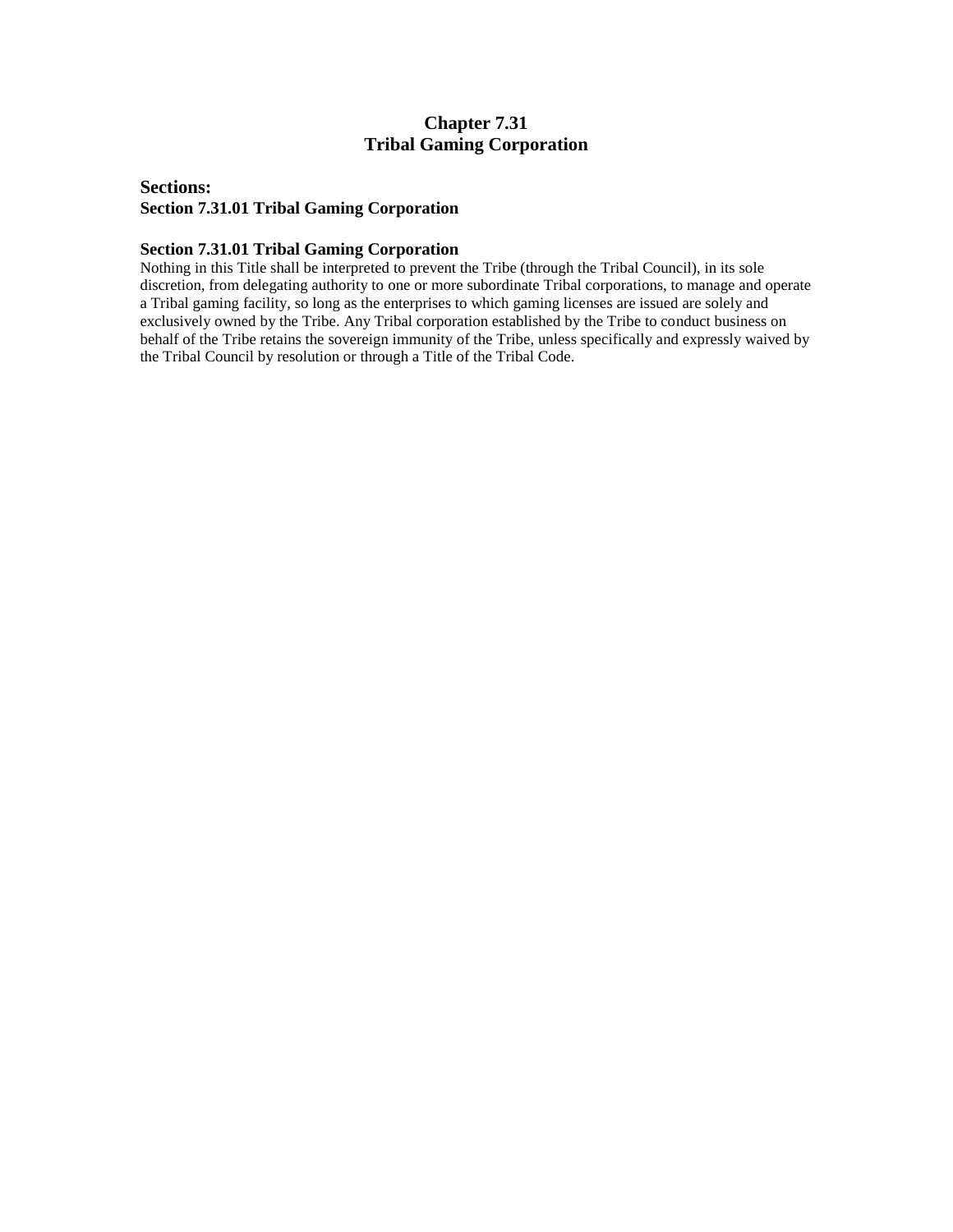# Chapter 7.31
# Tribal Gaming Corporation

## Sections:

**Section 7.31.01 Tribal Gaming Corporation**

### Section 7.31.01 Tribal Gaming Corporation

Nothing in this Title shall be interpreted to prevent the Tribe (through the Tribal Council), in its sole discretion, from delegating authority to one or more subordinate Tribal corporations, to manage and operate a Tribal gaming facility, so long as the enterprises to which gaming licenses are issued are solely and exclusively owned by the Tribe. Any Tribal corporation established by the Tribe to conduct business on behalf of the Tribe retains the sovereign immunity of the Tribe, unless specifically and expressly waived by the Tribal Council by resolution or through a Title of the Tribal Code.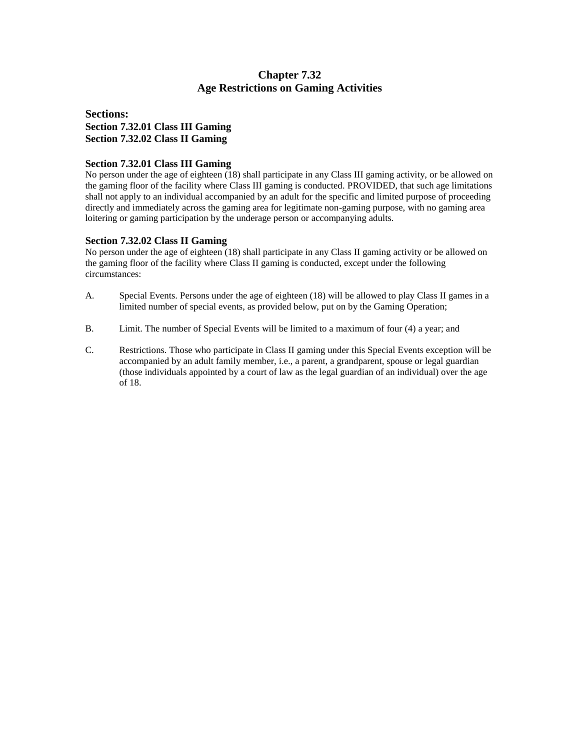# Chapter 7.32
# Age Restrictions on Gaming Activities

### Sections:
**Section 7.32.01 Class III Gaming**
**Section 7.32.02 Class II Gaming**

### Section 7.32.01 Class III Gaming

No person under the age of eighteen (18) shall participate in any Class III gaming activity, or be allowed on the gaming floor of the facility where Class III gaming is conducted. PROVIDED, that such age limitations shall not apply to an individual accompanied by an adult for the specific and limited purpose of proceeding directly and immediately across the gaming area for legitimate non-gaming purpose, with no gaming area loitering or gaming participation by the underage person or accompanying adults.

### Section 7.32.02 Class II Gaming

No person under the age of eighteen (18) shall participate in any Class II gaming activity or be allowed on the gaming floor of the facility where Class II gaming is conducted, except under the following circumstances:

A. Special Events. Persons under the age of eighteen (18) will be allowed to play Class II games in a limited number of special events, as provided below, put on by the Gaming Operation;

B. Limit. The number of Special Events will be limited to a maximum of four (4) a year; and

C. Restrictions. Those who participate in Class II gaming under this Special Events exception will be accompanied by an adult family member, i.e., a parent, a grandparent, spouse or legal guardian (those individuals appointed by a court of law as the legal guardian of an individual) over the age of 18.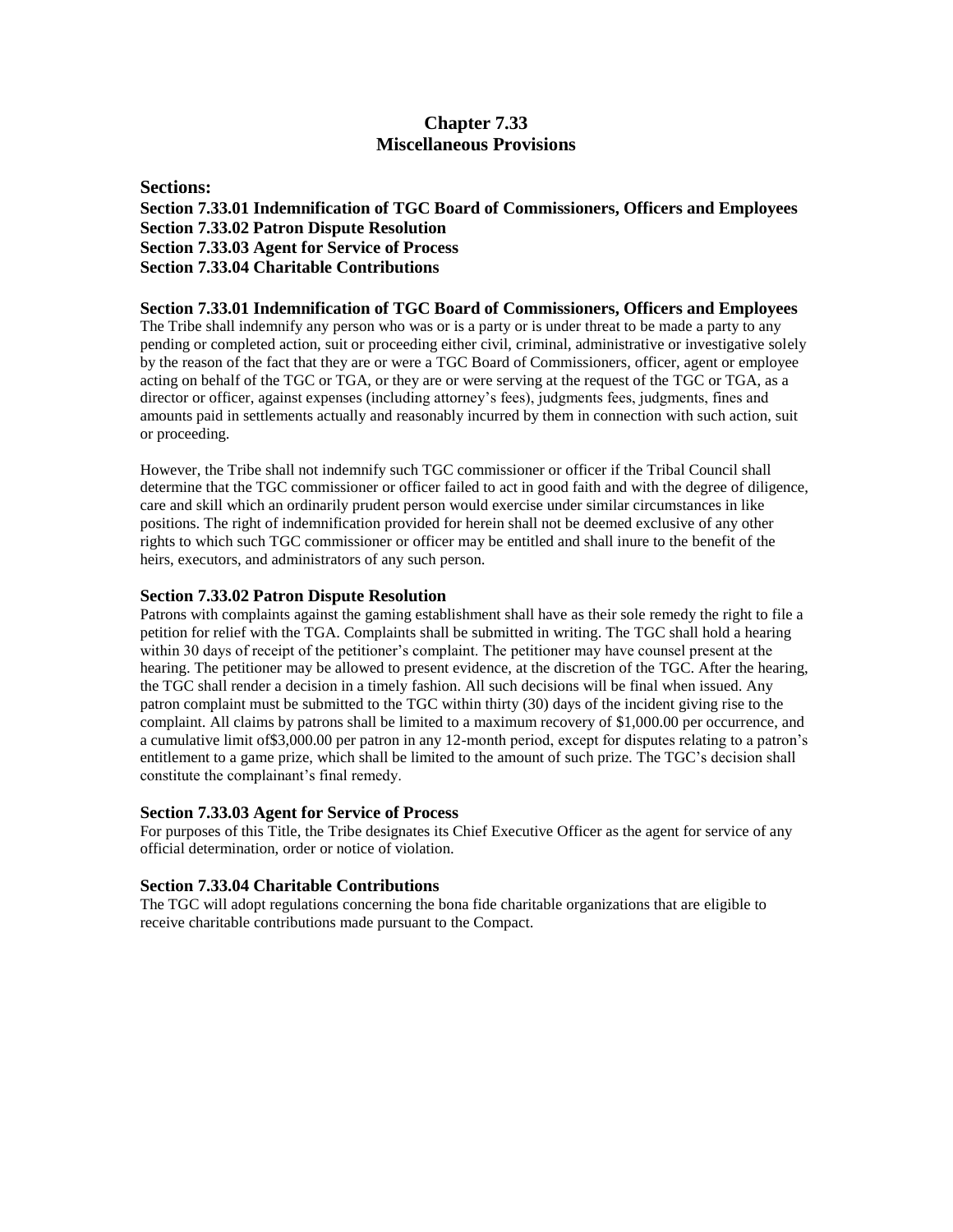# Chapter 7.33
# Miscellaneous Provisions

**Sections:**

**Section 7.33.01 Indemnification of TGC Board of Commissioners, Officers and Employees**
**Section 7.33.02 Patron Dispute Resolution**
**Section 7.33.03 Agent for Service of Process**
**Section 7.33.04 Charitable Contributions**

### Section 7.33.01 Indemnification of TGC Board of Commissioners, Officers and Employees

The Tribe shall indemnify any person who was or is a party or is under threat to be made a party to any pending or completed action, suit or proceeding either civil, criminal, administrative or investigative solely by the reason of the fact that they are or were a TGC Board of Commissioners, officer, agent or employee acting on behalf of the TGC or TGA, or they are or were serving at the request of the TGC or TGA, as a director or officer, against expenses (including attorney's fees), judgments fees, judgments, fines and amounts paid in settlements actually and reasonably incurred by them in connection with such action, suit or proceeding.

However, the Tribe shall not indemnify such TGC commissioner or officer if the Tribal Council shall determine that the TGC commissioner or officer failed to act in good faith and with the degree of diligence, care and skill which an ordinarily prudent person would exercise under similar circumstances in like positions. The right of indemnification provided for herein shall not be deemed exclusive of any other rights to which such TGC commissioner or officer may be entitled and shall inure to the benefit of the heirs, executors, and administrators of any such person.

### Section 7.33.02 Patron Dispute Resolution

Patrons with complaints against the gaming establishment shall have as their sole remedy the right to file a petition for relief with the TGA. Complaints shall be submitted in writing. The TGC shall hold a hearing within 30 days of receipt of the petitioner's complaint. The petitioner may have counsel present at the hearing. The petitioner may be allowed to present evidence, at the discretion of the TGC. After the hearing, the TGC shall render a decision in a timely fashion. All such decisions will be final when issued. Any patron complaint must be submitted to the TGC within thirty (30) days of the incident giving rise to the complaint. All claims by patrons shall be limited to a maximum recovery of $1,000.00 per occurrence, and a cumulative limit of$3,000.00 per patron in any 12-month period, except for disputes relating to a patron's entitlement to a game prize, which shall be limited to the amount of such prize. The TGC's decision shall constitute the complainant's final remedy.

### Section 7.33.03 Agent for Service of Process

For purposes of this Title, the Tribe designates its Chief Executive Officer as the agent for service of any official determination, order or notice of violation.

### Section 7.33.04 Charitable Contributions

The TGC will adopt regulations concerning the bona fide charitable organizations that are eligible to receive charitable contributions made pursuant to the Compact.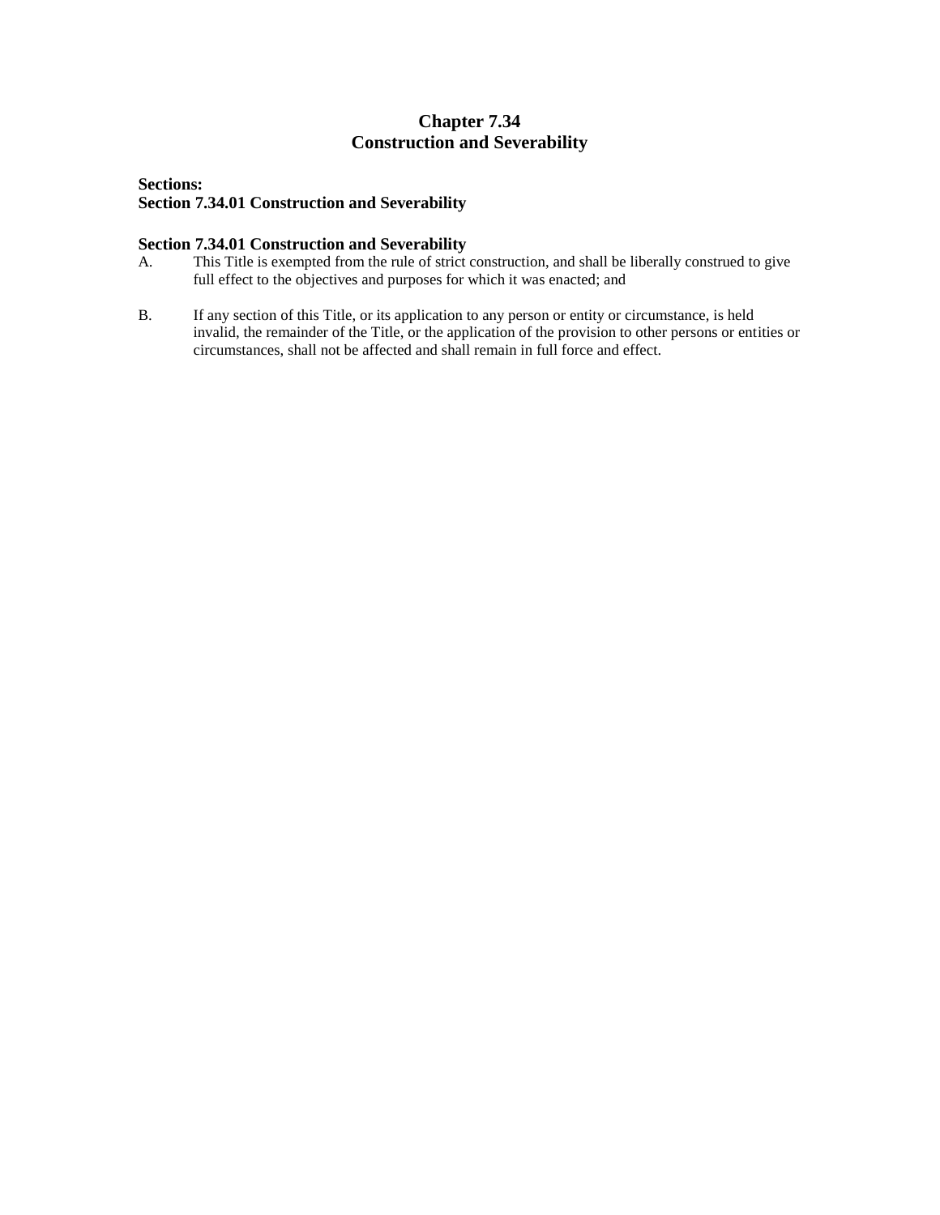# Chapter 7.34
# Construction and Severability

**Sections:**
**Section 7.34.01 Construction and Severability**

### Section 7.34.01 Construction and Severability

A. This Title is exempted from the rule of strict construction, and shall be liberally construed to give full effect to the objectives and purposes for which it was enacted; and

B. If any section of this Title, or its application to any person or entity or circumstance, is held invalid, the remainder of the Title, or the application of the provision to other persons or entities or circumstances, shall not be affected and shall remain in full force and effect.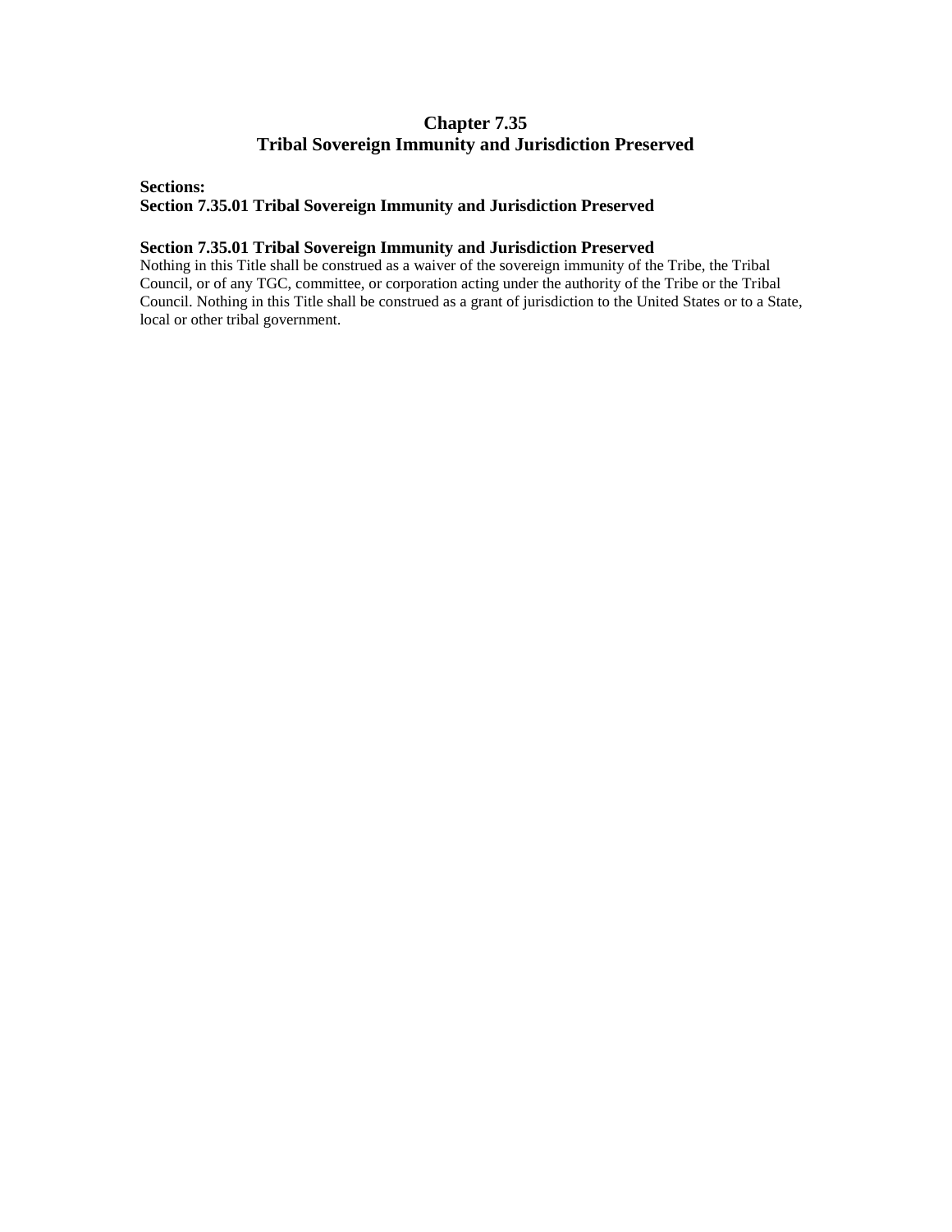# Chapter 7.35
# Tribal Sovereign Immunity and Jurisdiction Preserved

**Sections:**
**Section 7.35.01 Tribal Sovereign Immunity and Jurisdiction Preserved**

### Section 7.35.01 Tribal Sovereign Immunity and Jurisdiction Preserved

Nothing in this Title shall be construed as a waiver of the sovereign immunity of the Tribe, the Tribal Council, or of any TGC, committee, or corporation acting under the authority of the Tribe or the Tribal Council. Nothing in this Title shall be construed as a grant of jurisdiction to the United States or to a State, local or other tribal government.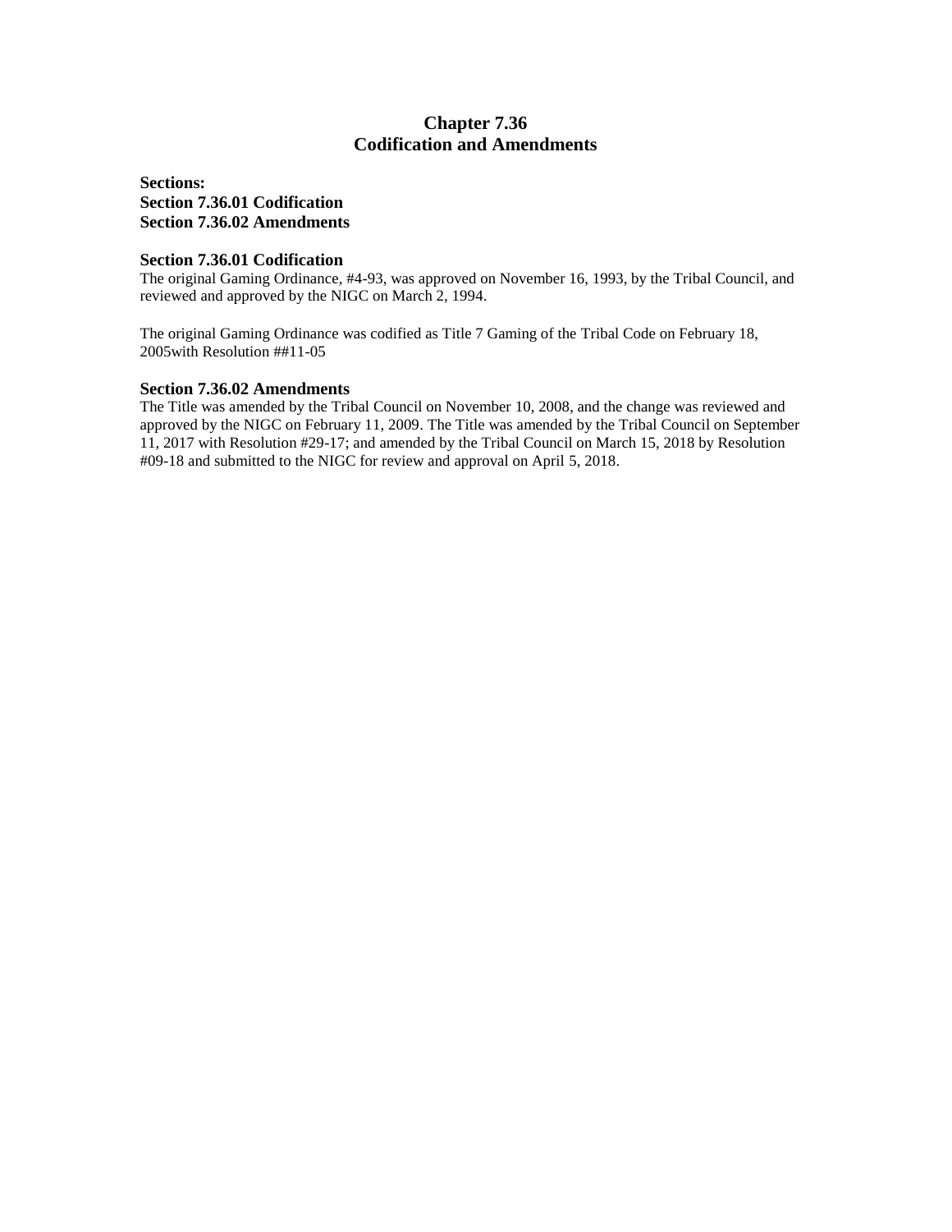# Chapter 7.36
# Codification and Amendments

**Sections:**
**Section 7.36.01 Codification**
**Section 7.36.02 Amendments**

### Section 7.36.01 Codification

The original Gaming Ordinance, #4-93, was approved on November 16, 1993, by the Tribal Council, and reviewed and approved by the NIGC on March 2, 1994.

The original Gaming Ordinance was codified as Title 7 Gaming of the Tribal Code on February 18, 2005with Resolution ##11-05

### Section 7.36.02 Amendments

The Title was amended by the Tribal Council on November 10, 2008, and the change was reviewed and approved by the NIGC on February 11, 2009. The Title was amended by the Tribal Council on September 11, 2017 with Resolution #29-17; and amended by the Tribal Council on March 15, 2018 by Resolution #09-18 and submitted to the NIGC for review and approval on April 5, 2018.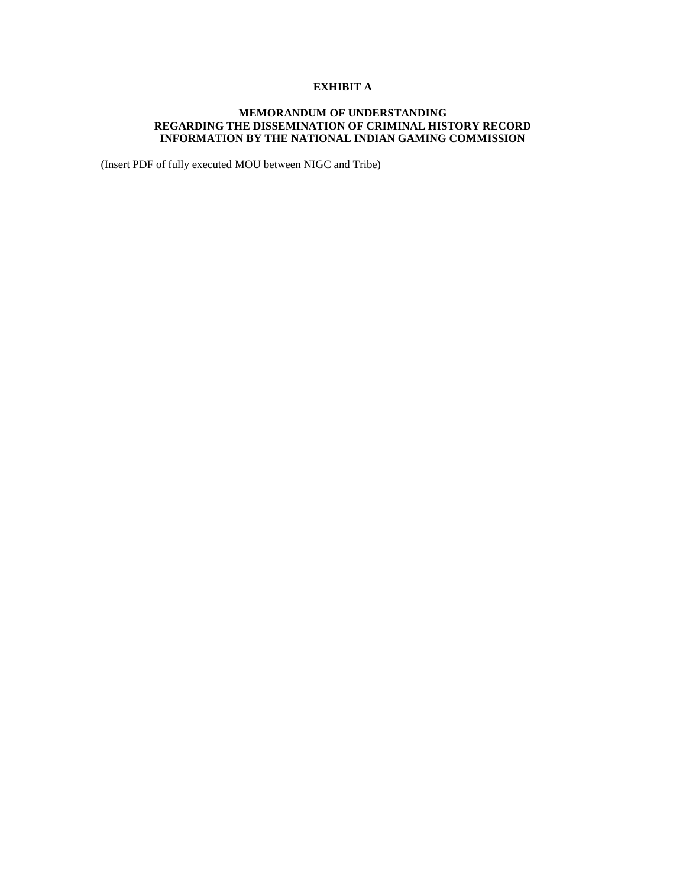# EXHIBIT A

## MEMORANDUM OF UNDERSTANDING REGARDING THE DISSEMINATION OF CRIMINAL HISTORY RECORD INFORMATION BY THE NATIONAL INDIAN GAMING COMMISSION

(Insert PDF of fully executed MOU between NIGC and Tribe)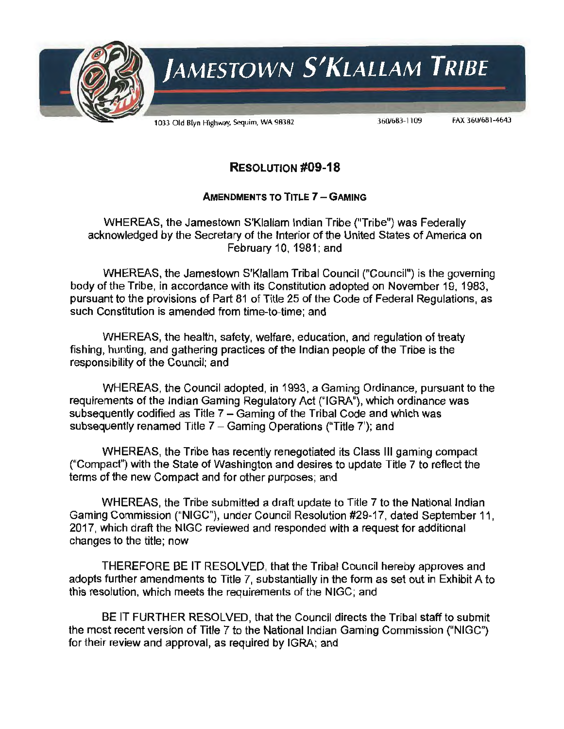# JAMESTOWN S'KLALLAM TRIBE

1033 Old Blyn Highway, Sequim, WA 98382    360/683-1109    FAX 360/681-4643

## RESOLUTION #09-18

### AMENDMENTS TO TITLE 7 – GAMING

WHEREAS, the Jamestown S'Klallam Indian Tribe ("Tribe") was Federally acknowledged by the Secretary of the Interior of the United States of America on February 10, 1981; and

WHEREAS, the Jamestown S'Klallam Tribal Council ("Council") is the governing body of the Tribe, in accordance with its Constitution adopted on November 19, 1983, pursuant to the provisions of Part 81 of Title 25 of the Code of Federal Regulations, as such Constitution is amended from time-to-time; and

WHEREAS, the health, safety, welfare, education, and regulation of treaty fishing, hunting, and gathering practices of the Indian people of the Tribe is the responsibility of the Council; and

WHEREAS, the Council adopted, in 1993, a Gaming Ordinance, pursuant to the requirements of the Indian Gaming Regulatory Act ("IGRA"), which ordinance was subsequently codified as Title 7 – Gaming of the Tribal Code and which was subsequently renamed Title 7 – Gaming Operations ("Title 7'); and

WHEREAS, the Tribe has recently renegotiated its Class III gaming compact ("Compact") with the State of Washington and desires to update Title 7 to reflect the terms of the new Compact and for other purposes; and

WHEREAS, the Tribe submitted a draft update to Title 7 to the National Indian Gaming Commission ("NIGC"), under Council Resolution #29-17, dated September 11, 2017, which draft the NIGC reviewed and responded with a request for additional changes to the title; now

THEREFORE BE IT RESOLVED, that the Tribal Council hereby approves and adopts further amendments to Title 7, substantially in the form as set out in Exhibit A to this resolution, which meets the requirements of the NIGC; and

BE IT FURTHER RESOLVED, that the Council directs the Tribal staff to submit the most recent version of Title 7 to the National Indian Gaming Commission ("NIGC") for their review and approval, as required by IGRA; and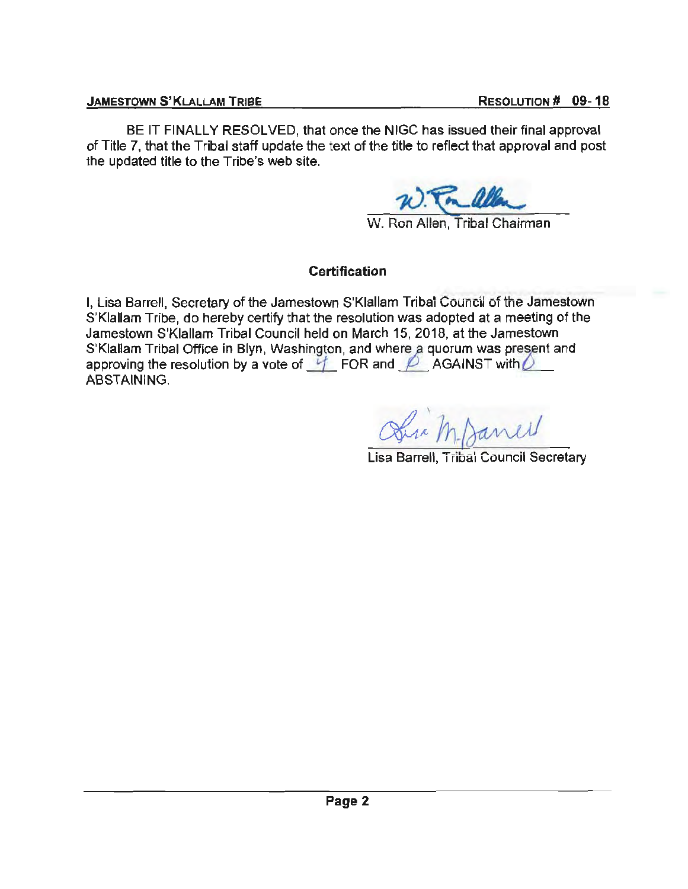BE IT FINALLY RESOLVED, that once the NIGC has issued their final approval of Title 7, that the Tribal staff update the text of the title to reflect that approval and post the updated title to the Tribe's web site.

W. Ron Allen, Tribal Chairman

**Certification**

I, Lisa Barrell, Secretary of the Jamestown S'Klallam Tribal Council of the Jamestown S'Klallam Tribe, do hereby certify that the resolution was adopted at a meeting of the Jamestown S'Klallam Tribal Council held on March 15, 2018, at the Jamestown S'Klallam Tribal Office in Blyn, Washington, and where a quorum was present and approving the resolution by a vote of 4 FOR and 0 AGAINST with 0 ABSTAINING.

Lisa Barrell, Tribal Council Secretary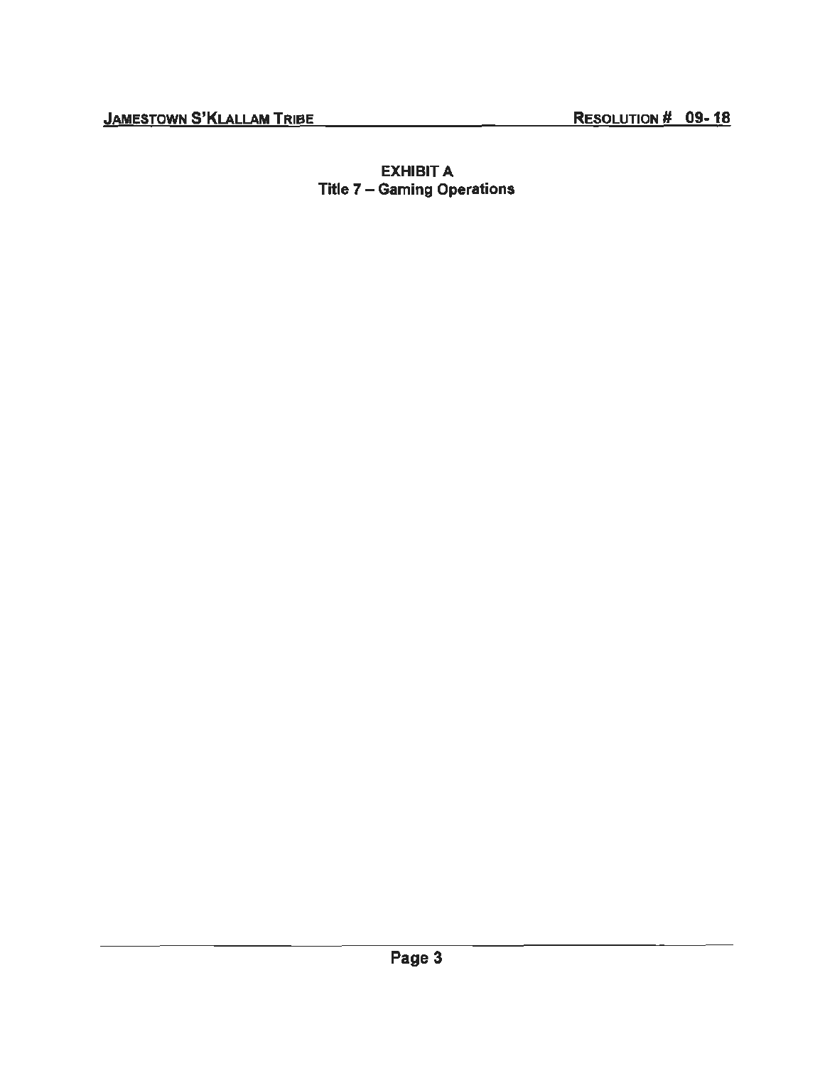**EXHIBIT A**
**Title 7 – Gaming Operations**